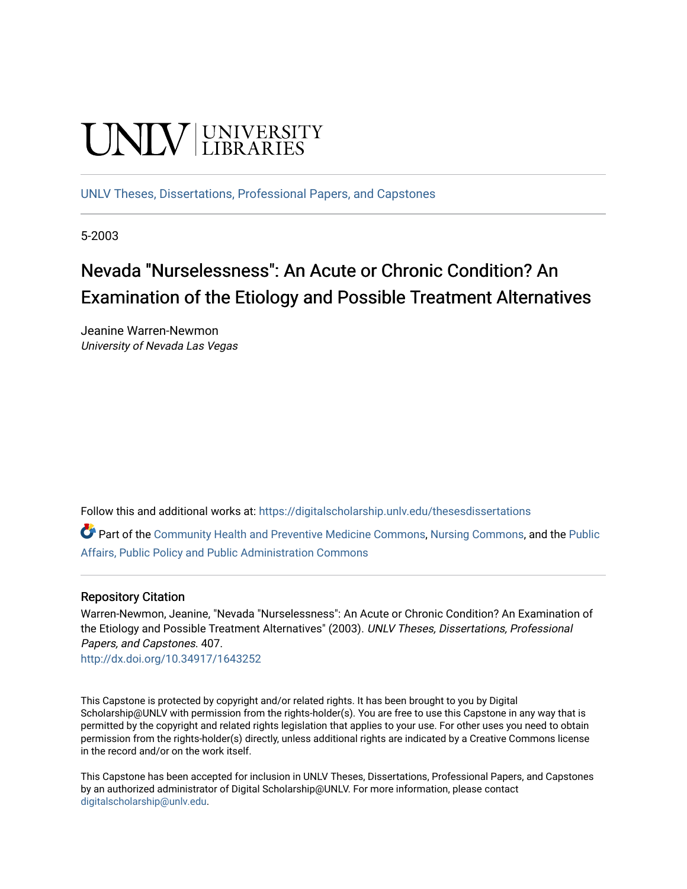UNLV | UNIVERSITY LIBRARIES

UNLV Theses, Dissertations, Professional Papers, and Capstones

5-2003

# Nevada "Nurselessness": An Acute or Chronic Condition? An Examination of the Etiology and Possible Treatment Alternatives

Jeanine Warren-Newmon
*University of Nevada Las Vegas*

Follow this and additional works at: https://digitalscholarship.unlv.edu/thesesdissertations

Part of the Community Health and Preventive Medicine Commons, Nursing Commons, and the Public Affairs, Public Policy and Public Administration Commons

## Repository Citation

Warren-Newmon, Jeanine, "Nevada "Nurselessness": An Acute or Chronic Condition? An Examination of the Etiology and Possible Treatment Alternatives" (2003). *UNLV Theses, Dissertations, Professional Papers, and Capstones*. 407.
http://dx.doi.org/10.34917/1643252

This Capstone is protected by copyright and/or related rights. It has been brought to you by Digital Scholarship@UNLV with permission from the rights-holder(s). You are free to use this Capstone in any way that is permitted by the copyright and related rights legislation that applies to your use. For other uses you need to obtain permission from the rights-holder(s) directly, unless additional rights are indicated by a Creative Commons license in the record and/or on the work itself.

This Capstone has been accepted for inclusion in UNLV Theses, Dissertations, Professional Papers, and Capstones by an authorized administrator of Digital Scholarship@UNLV. For more information, please contact digitalscholarship@unlv.edu.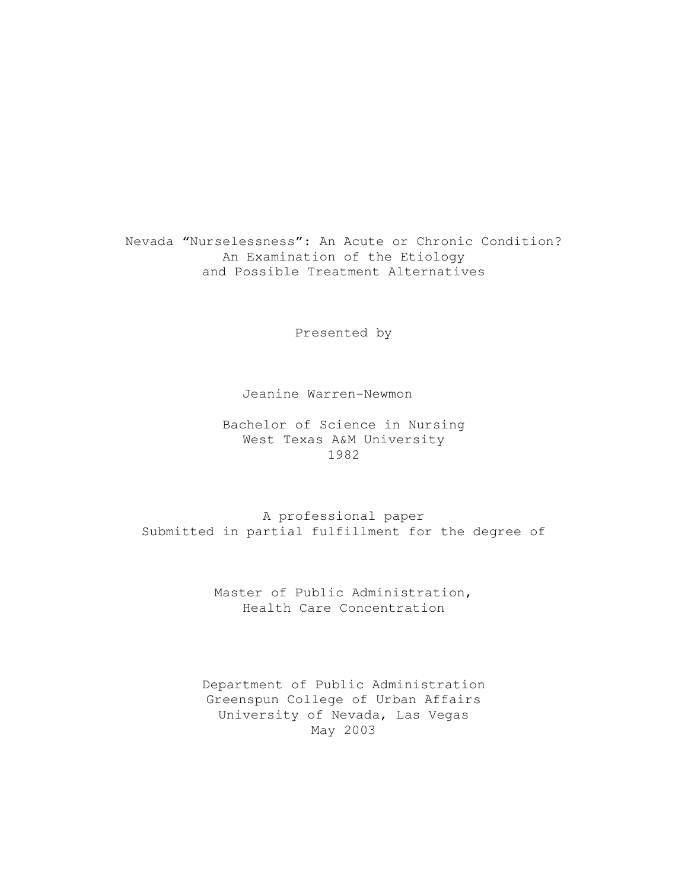# Nevada "Nurselessness": An Acute or Chronic Condition?
## An Examination of the Etiology and Possible Treatment Alternatives

Presented by

Jeanine Warren-Newmon

Bachelor of Science in Nursing  
West Texas A&M University  
1982

A professional paper  
Submitted in partial fulfillment for the degree of

Master of Public Administration,  
Health Care Concentration

Department of Public Administration  
Greenspun College of Urban Affairs  
University of Nevada, Las Vegas  
May 2003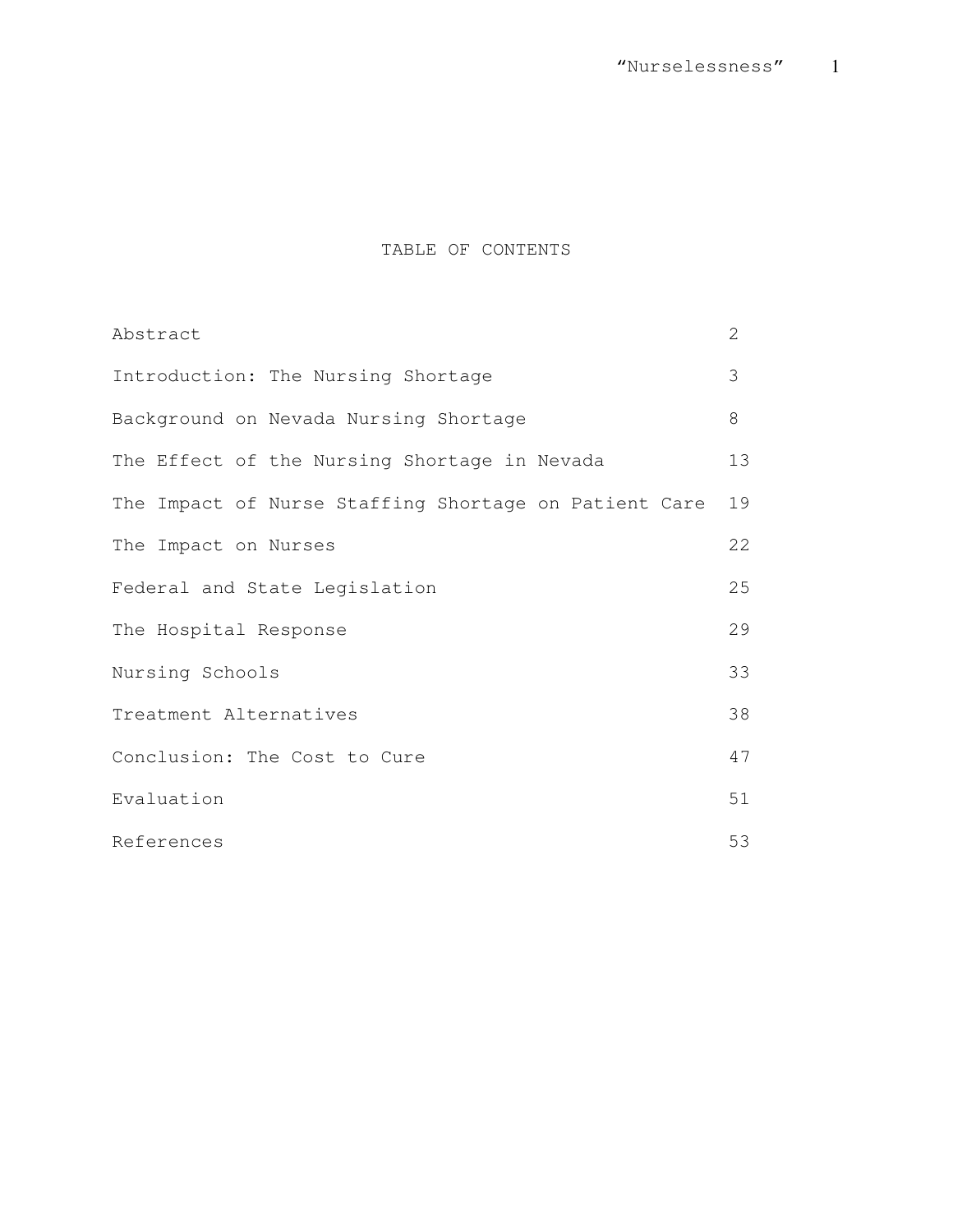# TABLE OF CONTENTS

| | |
|---|---|
| Abstract | 2 |
| Introduction: The Nursing Shortage | 3 |
| Background on Nevada Nursing Shortage | 8 |
| The Effect of the Nursing Shortage in Nevada | 13 |
| The Impact of Nurse Staffing Shortage on Patient Care | 19 |
| The Impact on Nurses | 22 |
| Federal and State Legislation | 25 |
| The Hospital Response | 29 |
| Nursing Schools | 33 |
| Treatment Alternatives | 38 |
| Conclusion: The Cost to Cure | 47 |
| Evaluation | 51 |
| References | 53 |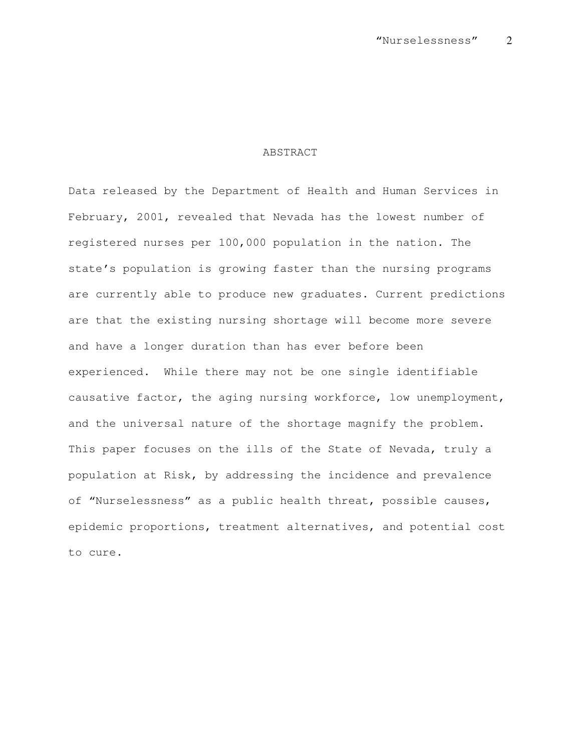# ABSTRACT

Data released by the Department of Health and Human Services in February, 2001, revealed that Nevada has the lowest number of registered nurses per 100,000 population in the nation. The state's population is growing faster than the nursing programs are currently able to produce new graduates. Current predictions are that the existing nursing shortage will become more severe and have a longer duration than has ever before been experienced. While there may not be one single identifiable causative factor, the aging nursing workforce, low unemployment, and the universal nature of the shortage magnify the problem. This paper focuses on the ills of the State of Nevada, truly a population at Risk, by addressing the incidence and prevalence of "Nurselessness" as a public health threat, possible causes, epidemic proportions, treatment alternatives, and potential cost to cure.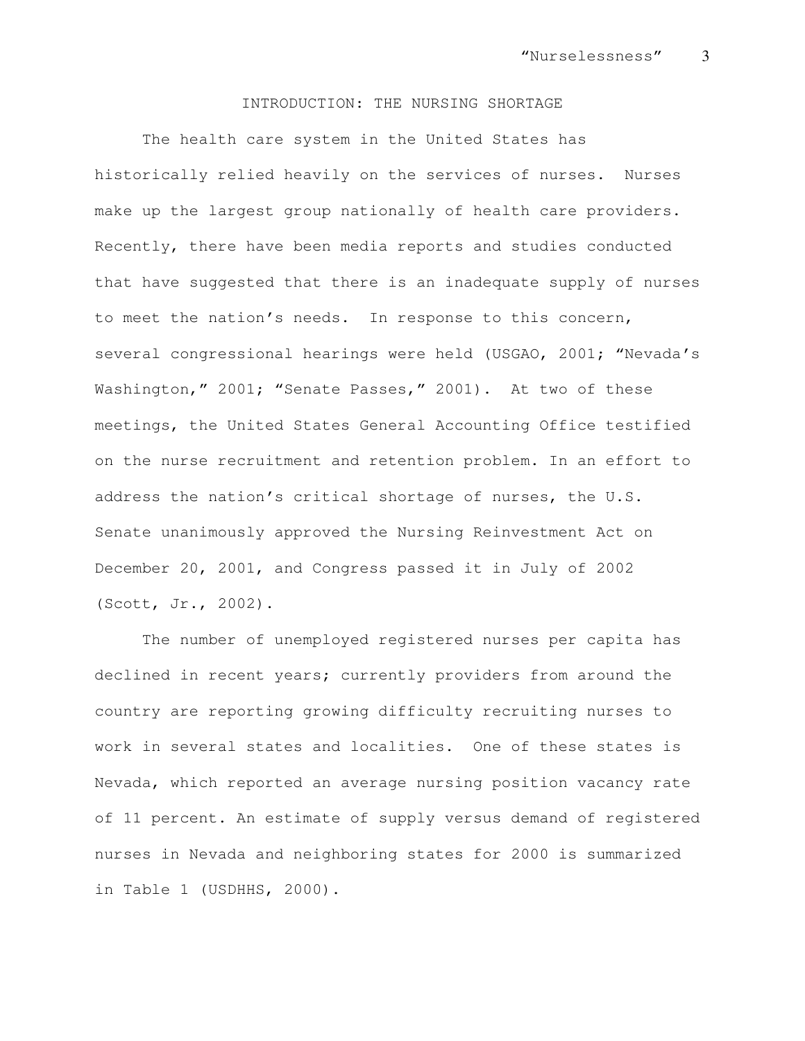## INTRODUCTION: THE NURSING SHORTAGE

The health care system in the United States has historically relied heavily on the services of nurses. Nurses make up the largest group nationally of health care providers. Recently, there have been media reports and studies conducted that have suggested that there is an inadequate supply of nurses to meet the nation's needs. In response to this concern, several congressional hearings were held (USGAO, 2001; "Nevada's Washington," 2001; "Senate Passes," 2001). At two of these meetings, the United States General Accounting Office testified on the nurse recruitment and retention problem. In an effort to address the nation's critical shortage of nurses, the U.S. Senate unanimously approved the Nursing Reinvestment Act on December 20, 2001, and Congress passed it in July of 2002 (Scott, Jr., 2002).

The number of unemployed registered nurses per capita has declined in recent years; currently providers from around the country are reporting growing difficulty recruiting nurses to work in several states and localities. One of these states is Nevada, which reported an average nursing position vacancy rate of 11 percent. An estimate of supply versus demand of registered nurses in Nevada and neighboring states for 2000 is summarized in Table 1 (USDHHS, 2000).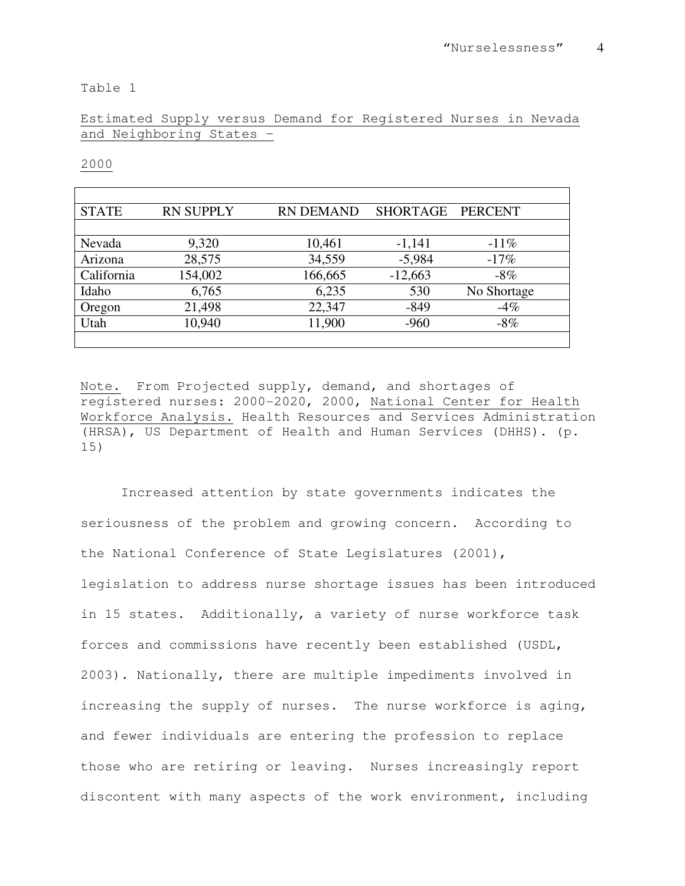Table 1

Estimated Supply versus Demand for Registered Nurses in Nevada and Neighboring States –

2000

| STATE | RN SUPPLY | RN DEMAND | SHORTAGE | PERCENT |
|---|---|---|---|---|
| Nevada | 9,320 | 10,461 | -1,141 | -11% |
| Arizona | 28,575 | 34,559 | -5,984 | -17% |
| California | 154,002 | 166,665 | -12,663 | -8% |
| Idaho | 6,765 | 6,235 | 530 | No Shortage |
| Oregon | 21,498 | 22,347 | -849 | -4% |
| Utah | 10,940 | 11,900 | -960 | -8% |

Note. From Projected supply, demand, and shortages of registered nurses: 2000-2020, 2000, National Center for Health Workforce Analysis. Health Resources and Services Administration (HRSA), US Department of Health and Human Services (DHHS). (p. 15)

Increased attention by state governments indicates the seriousness of the problem and growing concern. According to the National Conference of State Legislatures (2001), legislation to address nurse shortage issues has been introduced in 15 states. Additionally, a variety of nurse workforce task forces and commissions have recently been established (USDL, 2003). Nationally, there are multiple impediments involved in increasing the supply of nurses. The nurse workforce is aging, and fewer individuals are entering the profession to replace those who are retiring or leaving. Nurses increasingly report discontent with many aspects of the work environment, including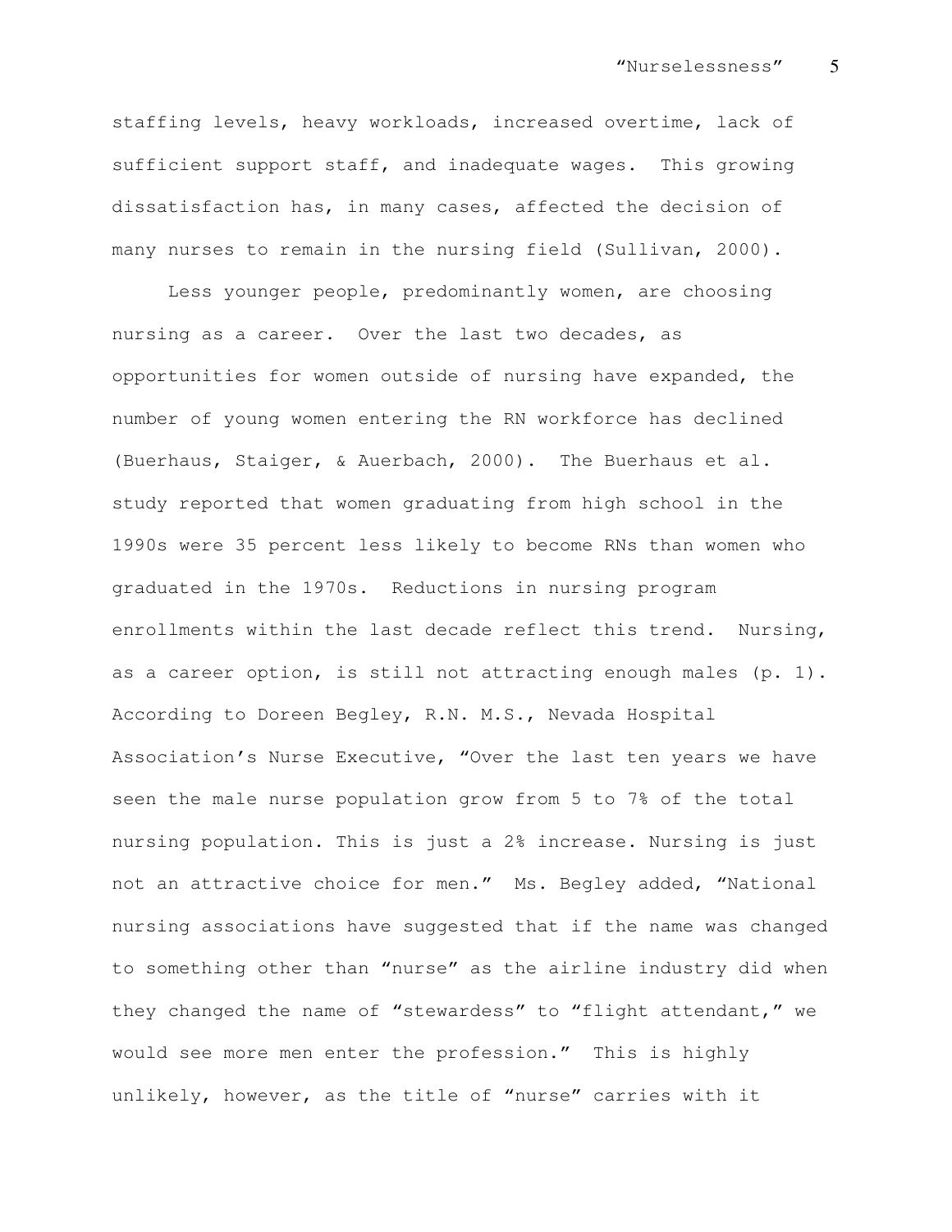staffing levels, heavy workloads, increased overtime, lack of sufficient support staff, and inadequate wages. This growing dissatisfaction has, in many cases, affected the decision of many nurses to remain in the nursing field (Sullivan, 2000).

Less younger people, predominantly women, are choosing nursing as a career. Over the last two decades, as opportunities for women outside of nursing have expanded, the number of young women entering the RN workforce has declined (Buerhaus, Staiger, & Auerbach, 2000). The Buerhaus et al. study reported that women graduating from high school in the 1990s were 35 percent less likely to become RNs than women who graduated in the 1970s. Reductions in nursing program enrollments within the last decade reflect this trend. Nursing, as a career option, is still not attracting enough males (p. 1). According to Doreen Begley, R.N. M.S., Nevada Hospital Association's Nurse Executive, "Over the last ten years we have seen the male nurse population grow from 5 to 7% of the total nursing population. This is just a 2% increase. Nursing is just not an attractive choice for men." Ms. Begley added, "National nursing associations have suggested that if the name was changed to something other than "nurse" as the airline industry did when they changed the name of "stewardess" to "flight attendant," we would see more men enter the profession." This is highly unlikely, however, as the title of "nurse" carries with it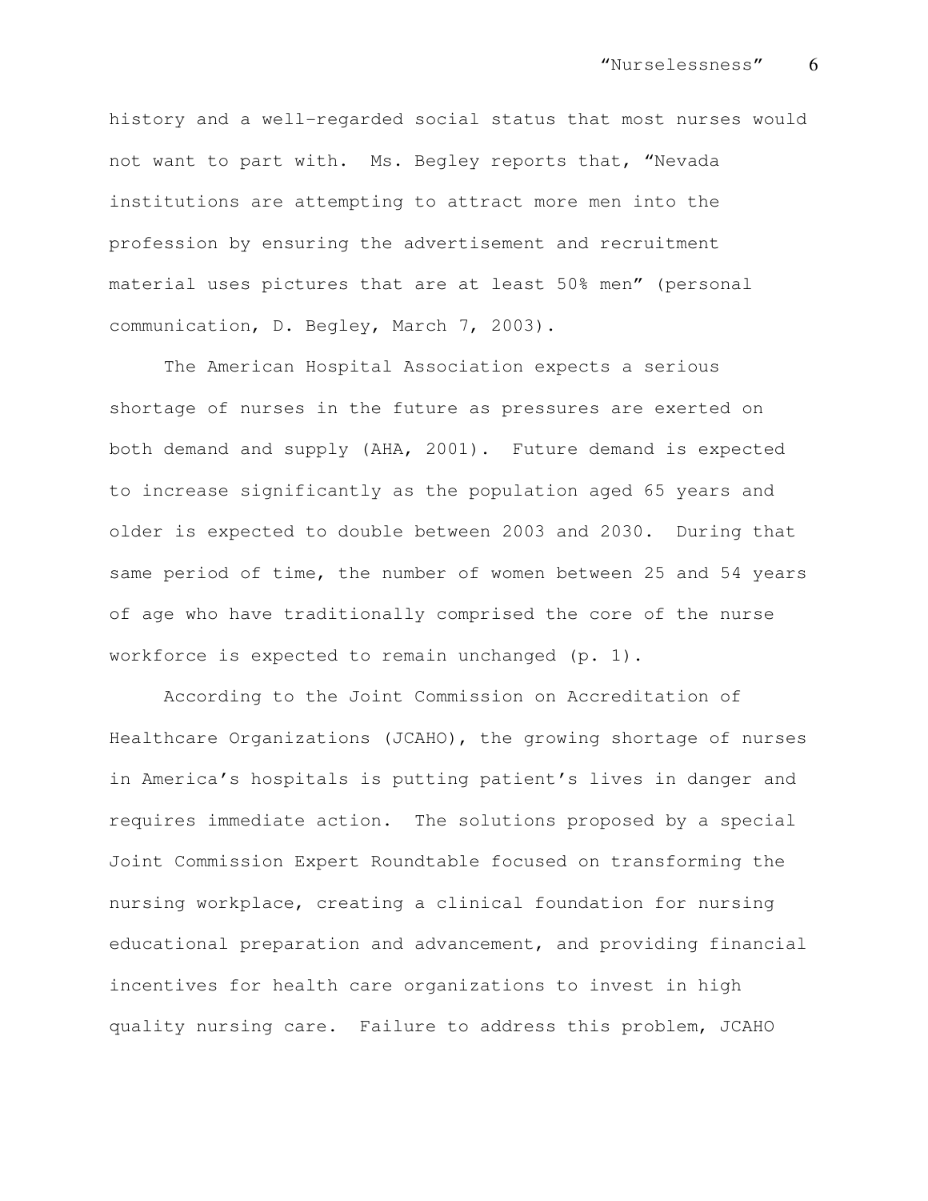history and a well-regarded social status that most nurses would not want to part with. Ms. Begley reports that, "Nevada institutions are attempting to attract more men into the profession by ensuring the advertisement and recruitment material uses pictures that are at least 50% men" (personal communication, D. Begley, March 7, 2003).

The American Hospital Association expects a serious shortage of nurses in the future as pressures are exerted on both demand and supply (AHA, 2001). Future demand is expected to increase significantly as the population aged 65 years and older is expected to double between 2003 and 2030. During that same period of time, the number of women between 25 and 54 years of age who have traditionally comprised the core of the nurse workforce is expected to remain unchanged (p. 1).

According to the Joint Commission on Accreditation of Healthcare Organizations (JCAHO), the growing shortage of nurses in America's hospitals is putting patient's lives in danger and requires immediate action. The solutions proposed by a special Joint Commission Expert Roundtable focused on transforming the nursing workplace, creating a clinical foundation for nursing educational preparation and advancement, and providing financial incentives for health care organizations to invest in high quality nursing care. Failure to address this problem, JCAHO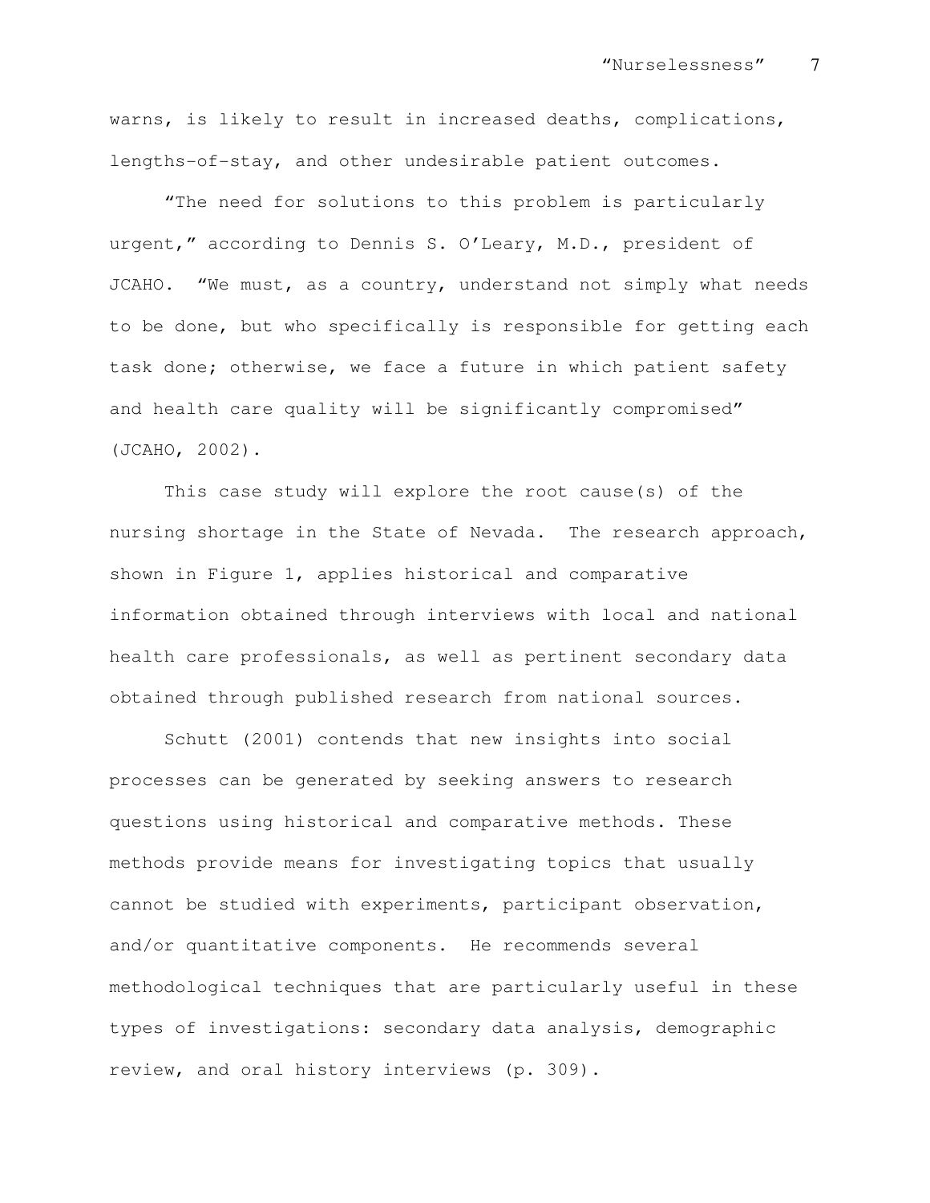warns, is likely to result in increased deaths, complications, lengths-of-stay, and other undesirable patient outcomes.

"The need for solutions to this problem is particularly urgent," according to Dennis S. O'Leary, M.D., president of JCAHO. "We must, as a country, understand not simply what needs to be done, but who specifically is responsible for getting each task done; otherwise, we face a future in which patient safety and health care quality will be significantly compromised" (JCAHO, 2002).

This case study will explore the root cause(s) of the nursing shortage in the State of Nevada. The research approach, shown in Figure 1, applies historical and comparative information obtained through interviews with local and national health care professionals, as well as pertinent secondary data obtained through published research from national sources.

Schutt (2001) contends that new insights into social processes can be generated by seeking answers to research questions using historical and comparative methods. These methods provide means for investigating topics that usually cannot be studied with experiments, participant observation, and/or quantitative components. He recommends several methodological techniques that are particularly useful in these types of investigations: secondary data analysis, demographic review, and oral history interviews (p. 309).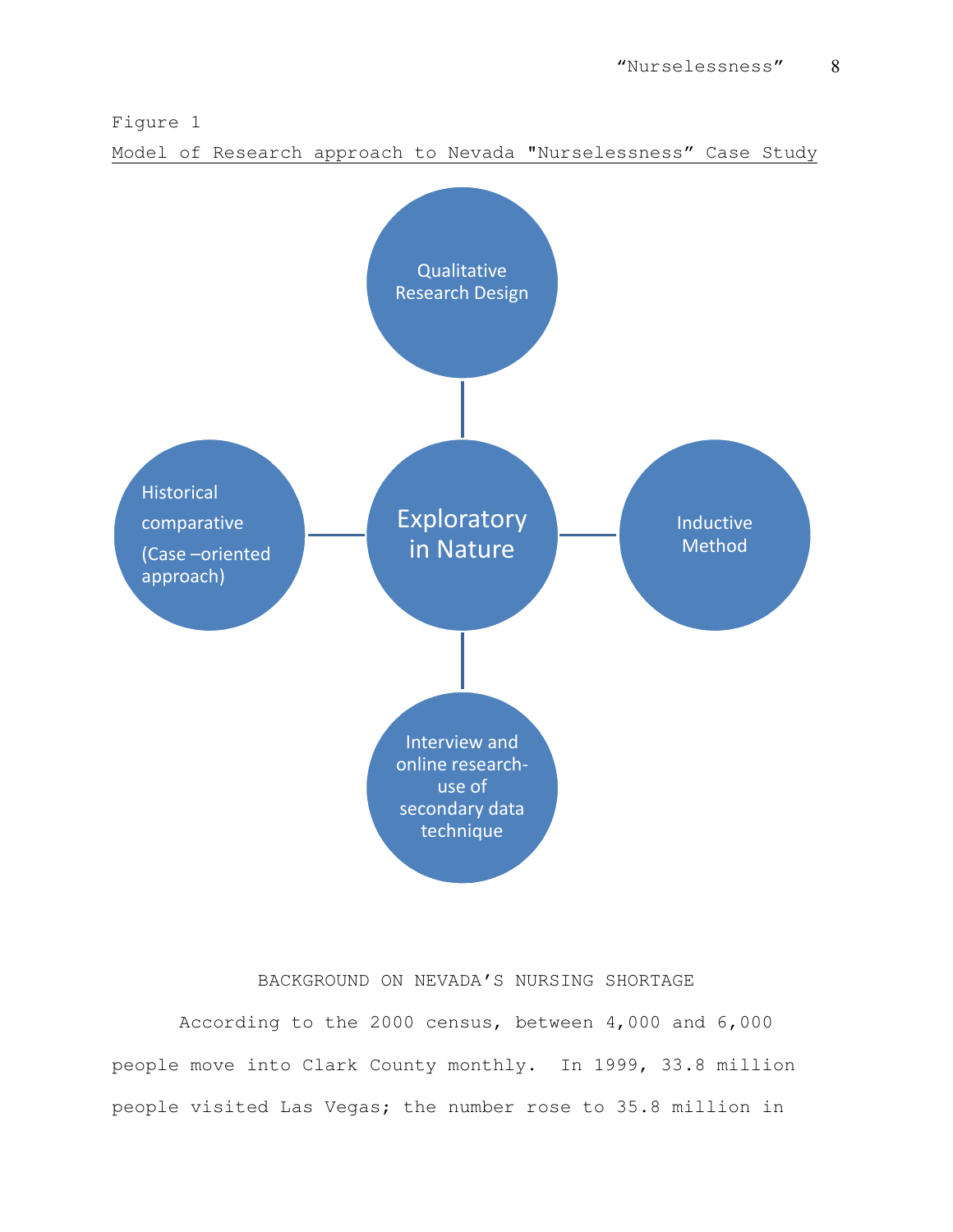Figure 1

Model of Research approach to Nevada "Nurselessness" Case Study

Qualitative Research Design

Historical comparative (Case –oriented approach)

Exploratory in Nature

Inductive Method

Interview and online research- use of secondary data technique

## BACKGROUND ON NEVADA'S NURSING SHORTAGE

According to the 2000 census, between 4,000 and 6,000 people move into Clark County monthly. In 1999, 33.8 million people visited Las Vegas; the number rose to 35.8 million in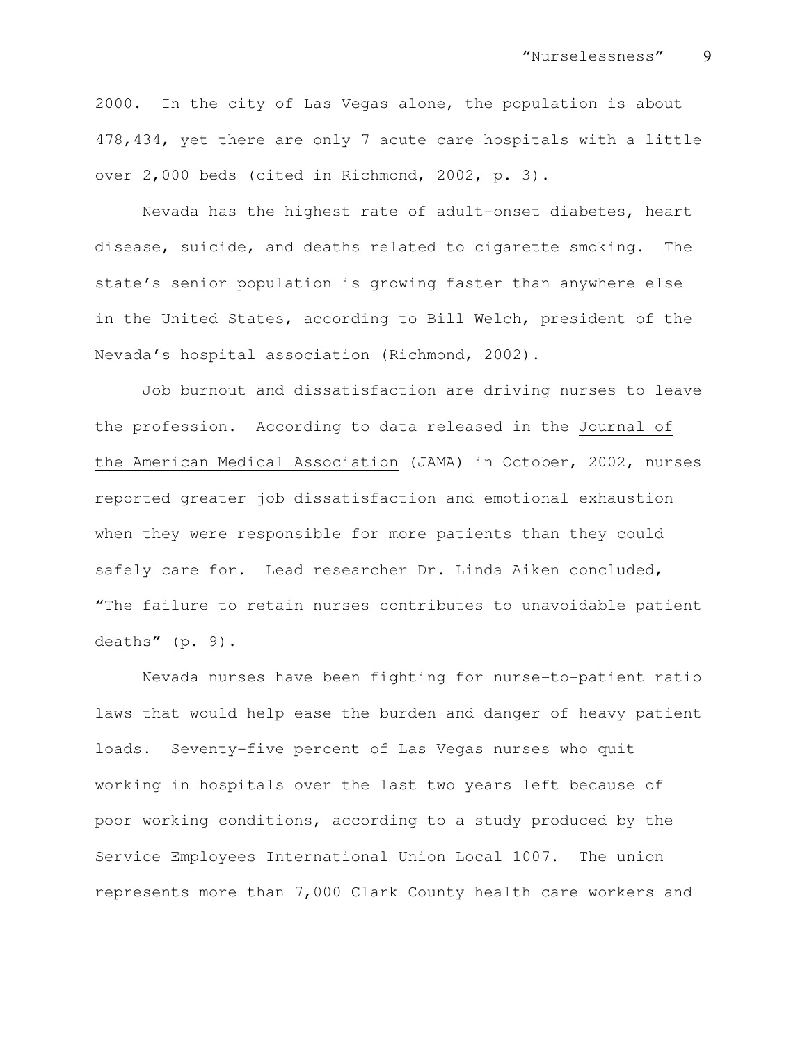2000. In the city of Las Vegas alone, the population is about 478,434, yet there are only 7 acute care hospitals with a little over 2,000 beds (cited in Richmond, 2002, p. 3).

Nevada has the highest rate of adult-onset diabetes, heart disease, suicide, and deaths related to cigarette smoking. The state's senior population is growing faster than anywhere else in the United States, according to Bill Welch, president of the Nevada's hospital association (Richmond, 2002).

Job burnout and dissatisfaction are driving nurses to leave the profession. According to data released in the Journal of the American Medical Association (JAMA) in October, 2002, nurses reported greater job dissatisfaction and emotional exhaustion when they were responsible for more patients than they could safely care for. Lead researcher Dr. Linda Aiken concluded, "The failure to retain nurses contributes to unavoidable patient deaths" (p. 9).

Nevada nurses have been fighting for nurse-to-patient ratio laws that would help ease the burden and danger of heavy patient loads. Seventy-five percent of Las Vegas nurses who quit working in hospitals over the last two years left because of poor working conditions, according to a study produced by the Service Employees International Union Local 1007. The union represents more than 7,000 Clark County health care workers and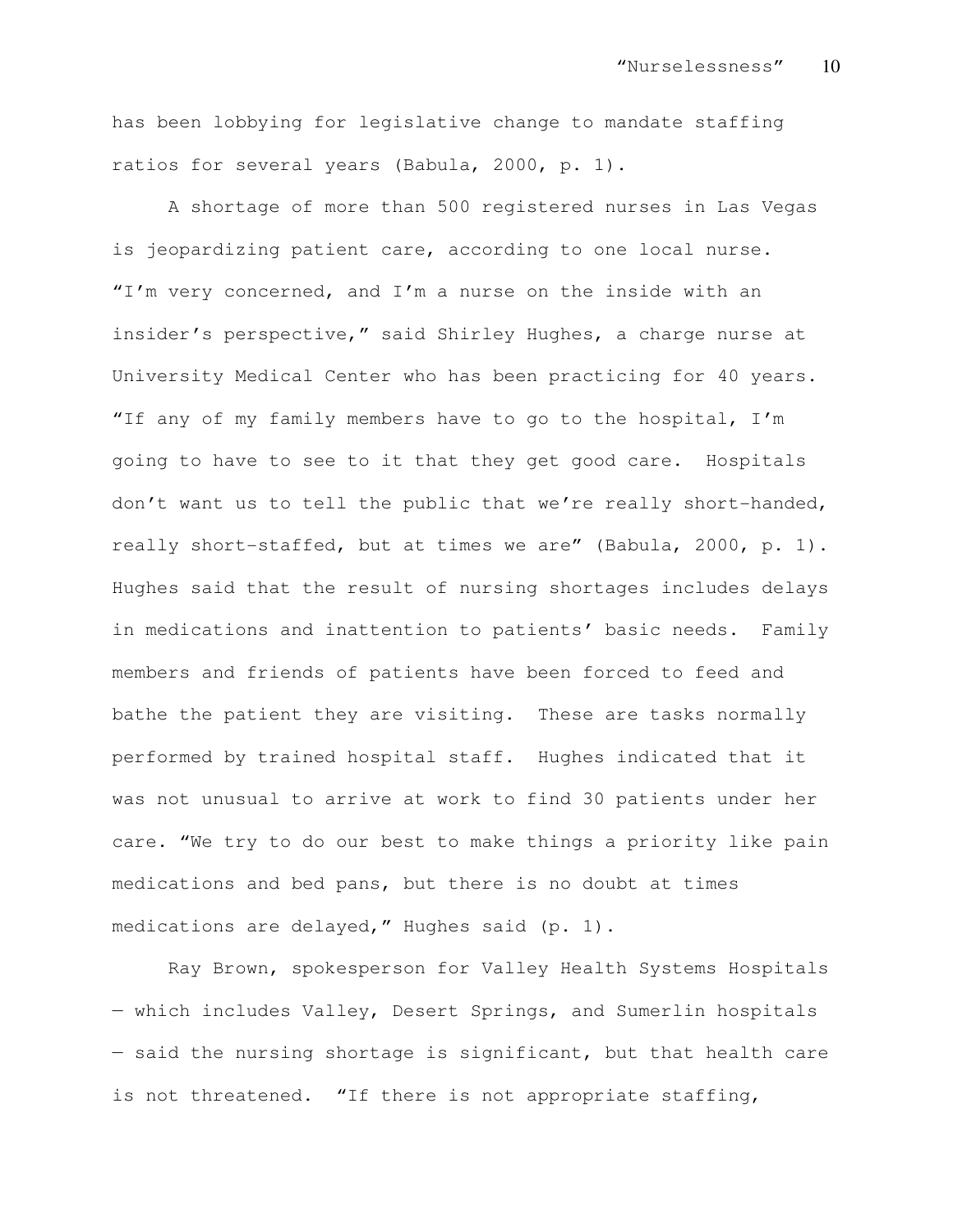has been lobbying for legislative change to mandate staffing ratios for several years (Babula, 2000, p. 1).

A shortage of more than 500 registered nurses in Las Vegas is jeopardizing patient care, according to one local nurse. “I’m very concerned, and I’m a nurse on the inside with an insider’s perspective,” said Shirley Hughes, a charge nurse at University Medical Center who has been practicing for 40 years. “If any of my family members have to go to the hospital, I’m going to have to see to it that they get good care. Hospitals don’t want us to tell the public that we’re really short-handed, really short-staffed, but at times we are” (Babula, 2000, p. 1). Hughes said that the result of nursing shortages includes delays in medications and inattention to patients’ basic needs. Family members and friends of patients have been forced to feed and bathe the patient they are visiting. These are tasks normally performed by trained hospital staff. Hughes indicated that it was not unusual to arrive at work to find 30 patients under her care. “We try to do our best to make things a priority like pain medications and bed pans, but there is no doubt at times medications are delayed,” Hughes said (p. 1).

Ray Brown, spokesperson for Valley Health Systems Hospitals — which includes Valley, Desert Springs, and Sumerlin hospitals — said the nursing shortage is significant, but that health care is not threatened. “If there is not appropriate staffing,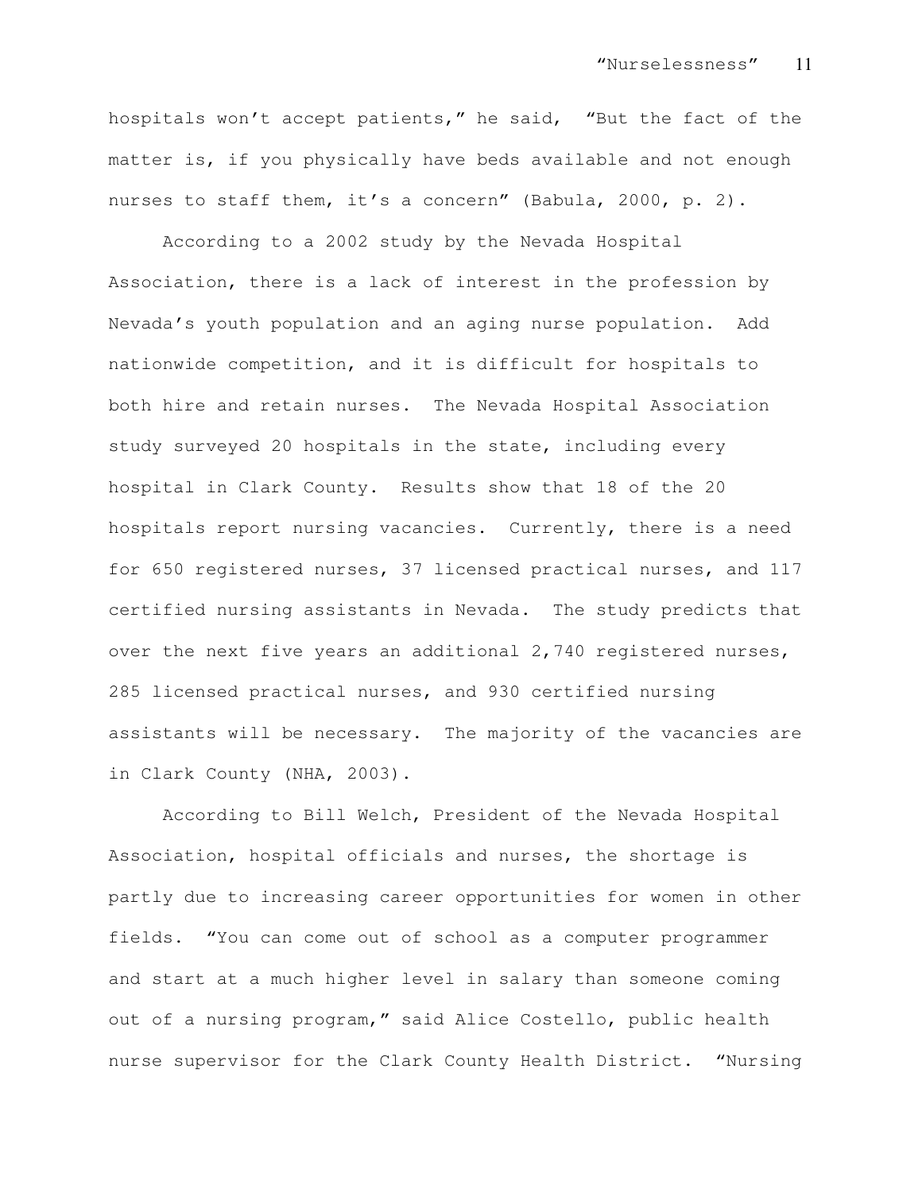hospitals won't accept patients," he said, "But the fact of the matter is, if you physically have beds available and not enough nurses to staff them, it's a concern" (Babula, 2000, p. 2).

According to a 2002 study by the Nevada Hospital Association, there is a lack of interest in the profession by Nevada's youth population and an aging nurse population. Add nationwide competition, and it is difficult for hospitals to both hire and retain nurses. The Nevada Hospital Association study surveyed 20 hospitals in the state, including every hospital in Clark County. Results show that 18 of the 20 hospitals report nursing vacancies. Currently, there is a need for 650 registered nurses, 37 licensed practical nurses, and 117 certified nursing assistants in Nevada. The study predicts that over the next five years an additional 2,740 registered nurses, 285 licensed practical nurses, and 930 certified nursing assistants will be necessary. The majority of the vacancies are in Clark County (NHA, 2003).

According to Bill Welch, President of the Nevada Hospital Association, hospital officials and nurses, the shortage is partly due to increasing career opportunities for women in other fields. "You can come out of school as a computer programmer and start at a much higher level in salary than someone coming out of a nursing program," said Alice Costello, public health nurse supervisor for the Clark County Health District. "Nursing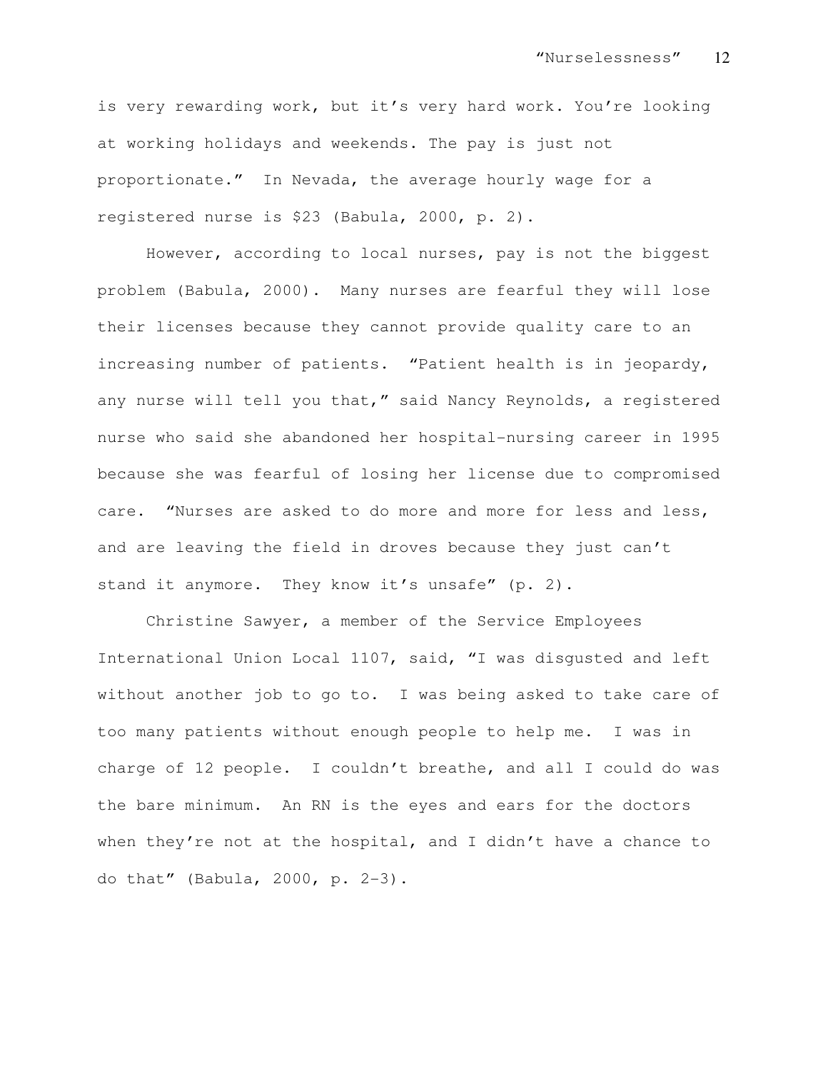is very rewarding work, but it's very hard work. You're looking at working holidays and weekends. The pay is just not proportionate." In Nevada, the average hourly wage for a registered nurse is $23 (Babula, 2000, p. 2).

However, according to local nurses, pay is not the biggest problem (Babula, 2000). Many nurses are fearful they will lose their licenses because they cannot provide quality care to an increasing number of patients. "Patient health is in jeopardy, any nurse will tell you that," said Nancy Reynolds, a registered nurse who said she abandoned her hospital-nursing career in 1995 because she was fearful of losing her license due to compromised care. "Nurses are asked to do more and more for less and less, and are leaving the field in droves because they just can't stand it anymore. They know it's unsafe" (p. 2).

Christine Sawyer, a member of the Service Employees International Union Local 1107, said, "I was disgusted and left without another job to go to. I was being asked to take care of too many patients without enough people to help me. I was in charge of 12 people. I couldn't breathe, and all I could do was the bare minimum. An RN is the eyes and ears for the doctors when they're not at the hospital, and I didn't have a chance to do that" (Babula, 2000, p. 2-3).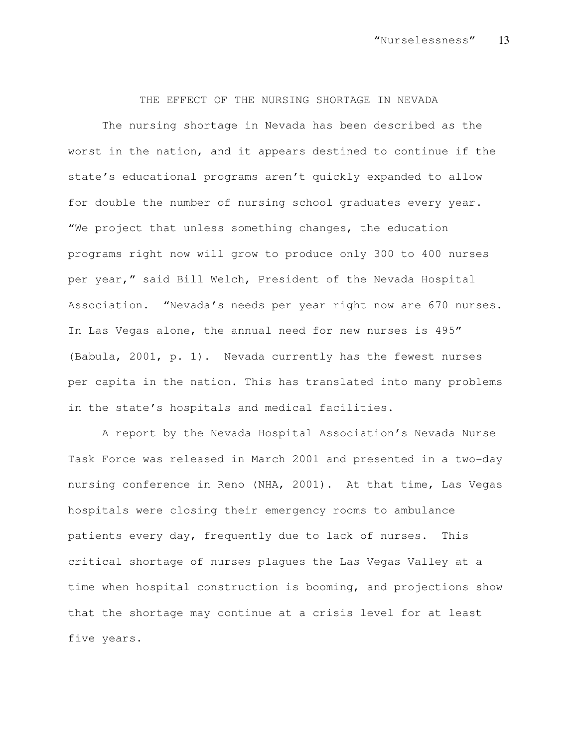## THE EFFECT OF THE NURSING SHORTAGE IN NEVADA

The nursing shortage in Nevada has been described as the worst in the nation, and it appears destined to continue if the state's educational programs aren't quickly expanded to allow for double the number of nursing school graduates every year. "We project that unless something changes, the education programs right now will grow to produce only 300 to 400 nurses per year," said Bill Welch, President of the Nevada Hospital Association. "Nevada's needs per year right now are 670 nurses. In Las Vegas alone, the annual need for new nurses is 495" (Babula, 2001, p. 1). Nevada currently has the fewest nurses per capita in the nation. This has translated into many problems in the state's hospitals and medical facilities.

A report by the Nevada Hospital Association's Nevada Nurse Task Force was released in March 2001 and presented in a two-day nursing conference in Reno (NHA, 2001). At that time, Las Vegas hospitals were closing their emergency rooms to ambulance patients every day, frequently due to lack of nurses. This critical shortage of nurses plagues the Las Vegas Valley at a time when hospital construction is booming, and projections show that the shortage may continue at a crisis level for at least five years.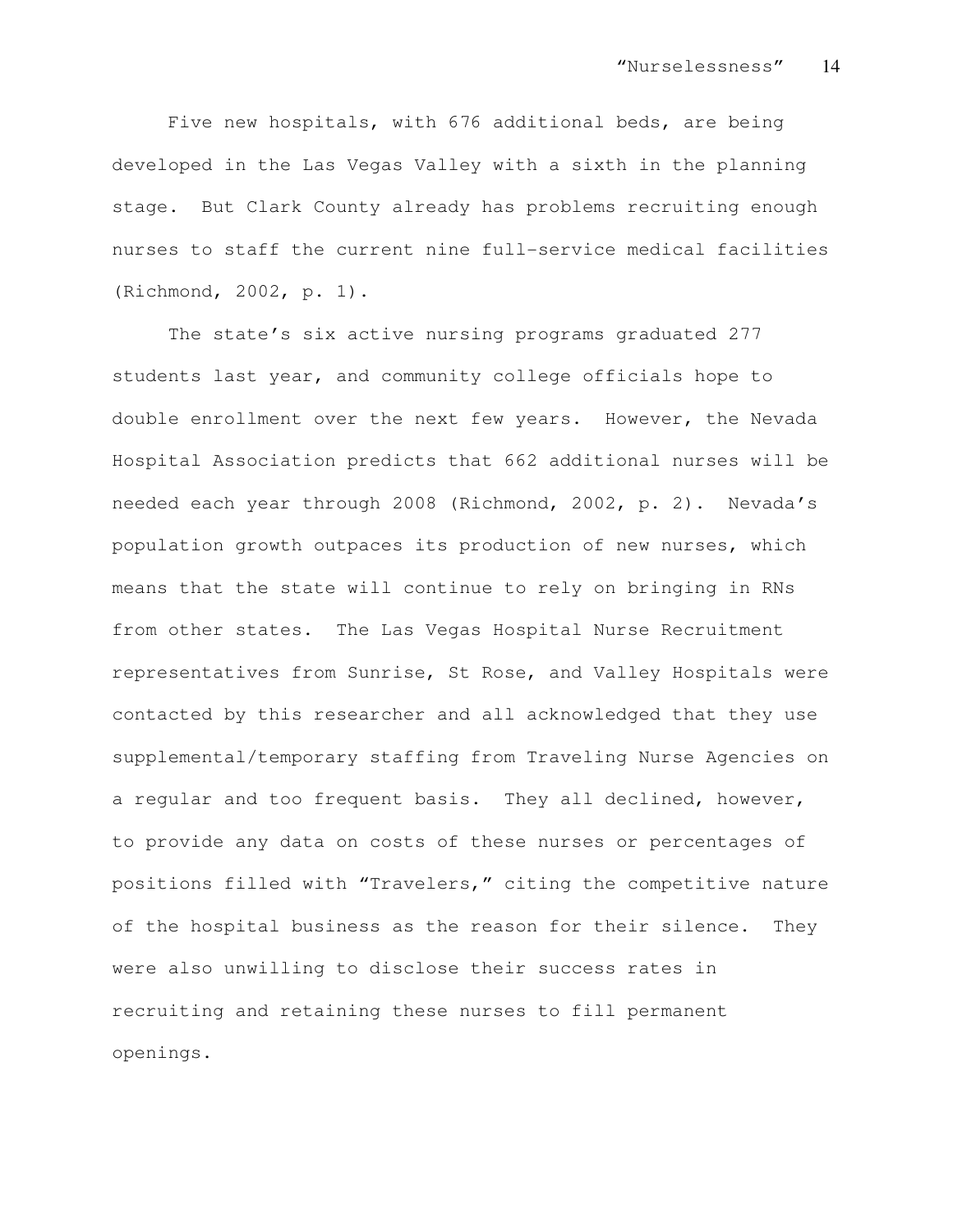Five new hospitals, with 676 additional beds, are being developed in the Las Vegas Valley with a sixth in the planning stage. But Clark County already has problems recruiting enough nurses to staff the current nine full-service medical facilities (Richmond, 2002, p. 1).

The state's six active nursing programs graduated 277 students last year, and community college officials hope to double enrollment over the next few years. However, the Nevada Hospital Association predicts that 662 additional nurses will be needed each year through 2008 (Richmond, 2002, p. 2). Nevada's population growth outpaces its production of new nurses, which means that the state will continue to rely on bringing in RNs from other states. The Las Vegas Hospital Nurse Recruitment representatives from Sunrise, St Rose, and Valley Hospitals were contacted by this researcher and all acknowledged that they use supplemental/temporary staffing from Traveling Nurse Agencies on a regular and too frequent basis. They all declined, however, to provide any data on costs of these nurses or percentages of positions filled with "Travelers," citing the competitive nature of the hospital business as the reason for their silence. They were also unwilling to disclose their success rates in recruiting and retaining these nurses to fill permanent openings.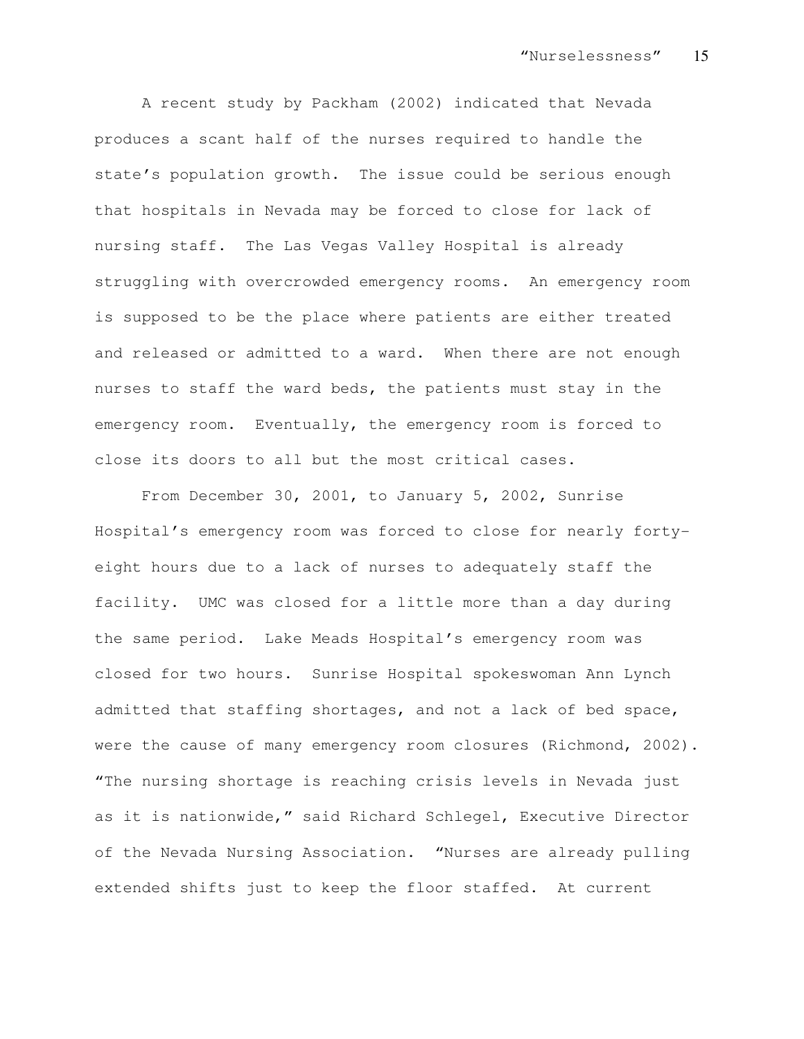A recent study by Packham (2002) indicated that Nevada produces a scant half of the nurses required to handle the state's population growth. The issue could be serious enough that hospitals in Nevada may be forced to close for lack of nursing staff. The Las Vegas Valley Hospital is already struggling with overcrowded emergency rooms. An emergency room is supposed to be the place where patients are either treated and released or admitted to a ward. When there are not enough nurses to staff the ward beds, the patients must stay in the emergency room. Eventually, the emergency room is forced to close its doors to all but the most critical cases.

From December 30, 2001, to January 5, 2002, Sunrise Hospital's emergency room was forced to close for nearly forty-eight hours due to a lack of nurses to adequately staff the facility. UMC was closed for a little more than a day during the same period. Lake Meads Hospital's emergency room was closed for two hours. Sunrise Hospital spokeswoman Ann Lynch admitted that staffing shortages, and not a lack of bed space, were the cause of many emergency room closures (Richmond, 2002). "The nursing shortage is reaching crisis levels in Nevada just as it is nationwide," said Richard Schlegel, Executive Director of the Nevada Nursing Association. "Nurses are already pulling extended shifts just to keep the floor staffed. At current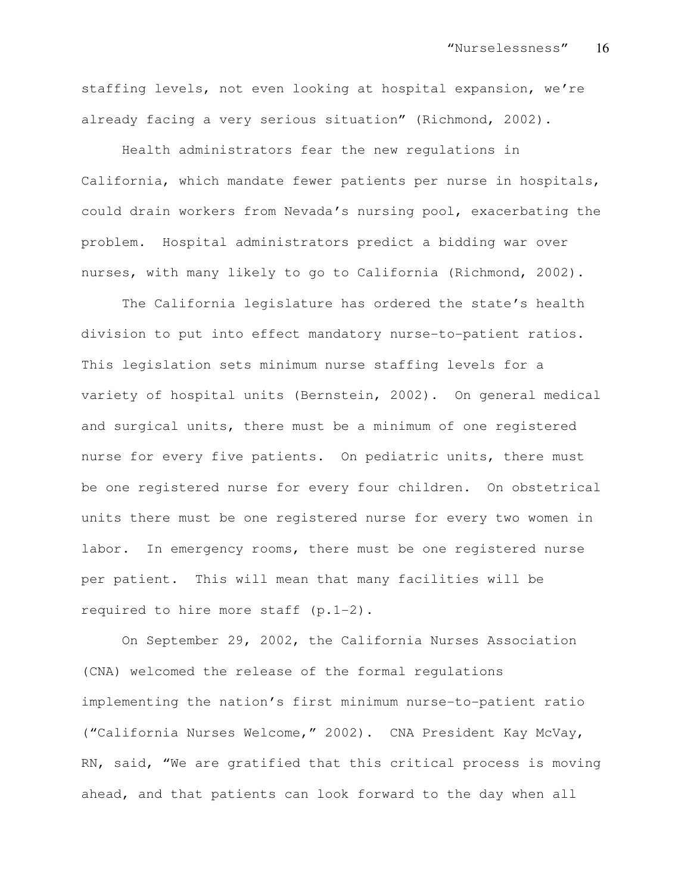staffing levels, not even looking at hospital expansion, we're already facing a very serious situation" (Richmond, 2002).

Health administrators fear the new regulations in California, which mandate fewer patients per nurse in hospitals, could drain workers from Nevada's nursing pool, exacerbating the problem. Hospital administrators predict a bidding war over nurses, with many likely to go to California (Richmond, 2002).

The California legislature has ordered the state's health division to put into effect mandatory nurse-to-patient ratios. This legislation sets minimum nurse staffing levels for a variety of hospital units (Bernstein, 2002). On general medical and surgical units, there must be a minimum of one registered nurse for every five patients. On pediatric units, there must be one registered nurse for every four children. On obstetrical units there must be one registered nurse for every two women in labor. In emergency rooms, there must be one registered nurse per patient. This will mean that many facilities will be required to hire more staff (p.1-2).

On September 29, 2002, the California Nurses Association (CNA) welcomed the release of the formal regulations implementing the nation's first minimum nurse-to-patient ratio ("California Nurses Welcome," 2002). CNA President Kay McVay, RN, said, "We are gratified that this critical process is moving ahead, and that patients can look forward to the day when all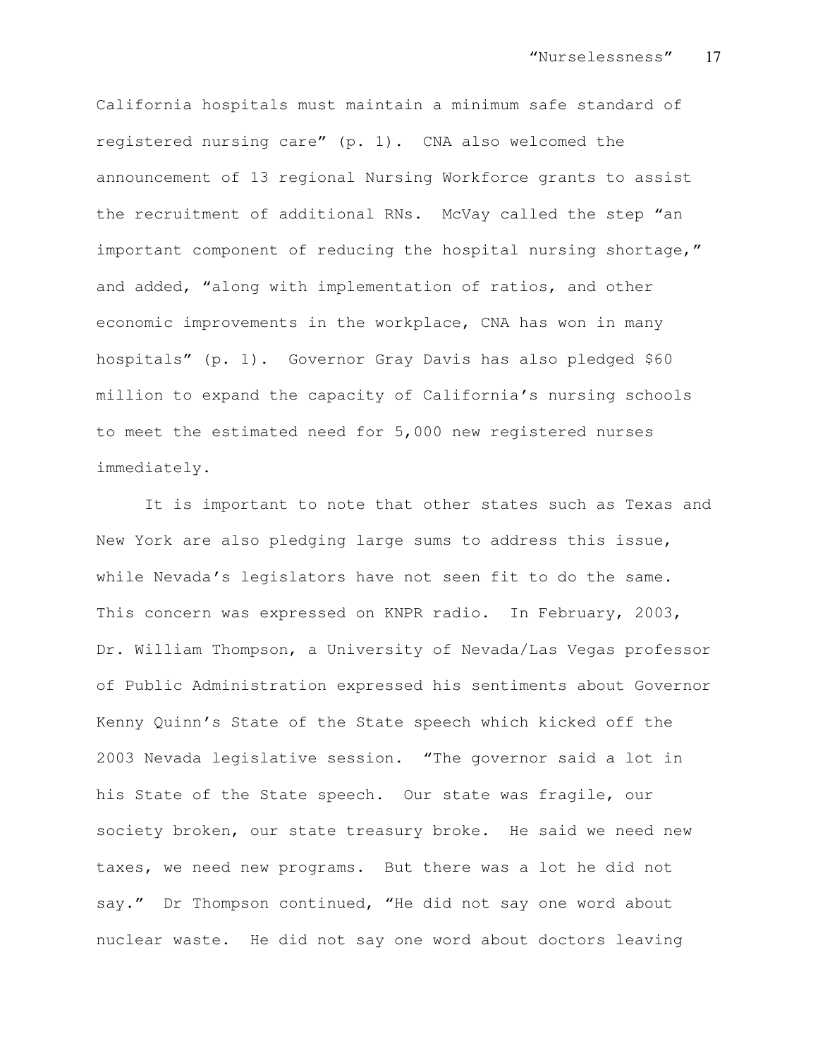California hospitals must maintain a minimum safe standard of registered nursing care" (p. 1). CNA also welcomed the announcement of 13 regional Nursing Workforce grants to assist the recruitment of additional RNs. McVay called the step "an important component of reducing the hospital nursing shortage," and added, "along with implementation of ratios, and other economic improvements in the workplace, CNA has won in many hospitals" (p. 1). Governor Gray Davis has also pledged $60 million to expand the capacity of California's nursing schools to meet the estimated need for 5,000 new registered nurses immediately.

It is important to note that other states such as Texas and New York are also pledging large sums to address this issue, while Nevada's legislators have not seen fit to do the same. This concern was expressed on KNPR radio. In February, 2003, Dr. William Thompson, a University of Nevada/Las Vegas professor of Public Administration expressed his sentiments about Governor Kenny Quinn's State of the State speech which kicked off the 2003 Nevada legislative session. "The governor said a lot in his State of the State speech. Our state was fragile, our society broken, our state treasury broke. He said we need new taxes, we need new programs. But there was a lot he did not say." Dr Thompson continued, "He did not say one word about nuclear waste. He did not say one word about doctors leaving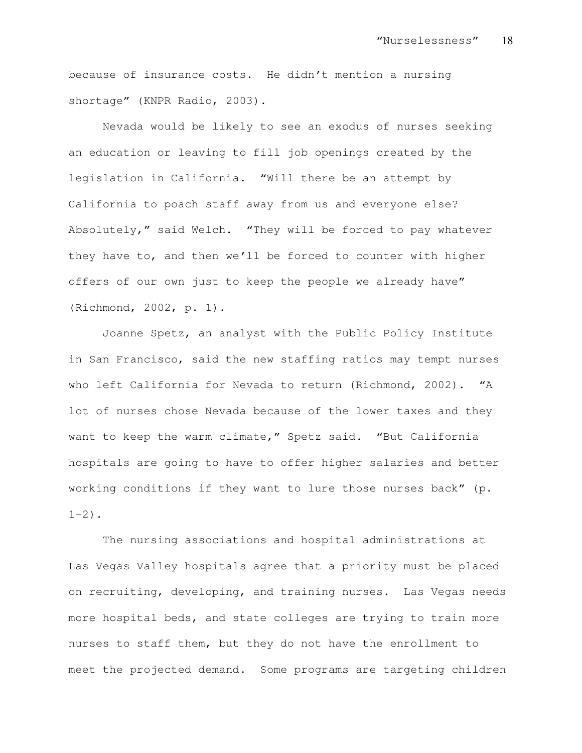because of insurance costs. He didn't mention a nursing shortage" (KNPR Radio, 2003).

Nevada would be likely to see an exodus of nurses seeking an education or leaving to fill job openings created by the legislation in California. "Will there be an attempt by California to poach staff away from us and everyone else? Absolutely," said Welch. "They will be forced to pay whatever they have to, and then we'll be forced to counter with higher offers of our own just to keep the people we already have" (Richmond, 2002, p. 1).

Joanne Spetz, an analyst with the Public Policy Institute in San Francisco, said the new staffing ratios may tempt nurses who left California for Nevada to return (Richmond, 2002). "A lot of nurses chose Nevada because of the lower taxes and they want to keep the warm climate," Spetz said. "But California hospitals are going to have to offer higher salaries and better working conditions if they want to lure those nurses back" (p. 1-2).

The nursing associations and hospital administrations at Las Vegas Valley hospitals agree that a priority must be placed on recruiting, developing, and training nurses. Las Vegas needs more hospital beds, and state colleges are trying to train more nurses to staff them, but they do not have the enrollment to meet the projected demand. Some programs are targeting children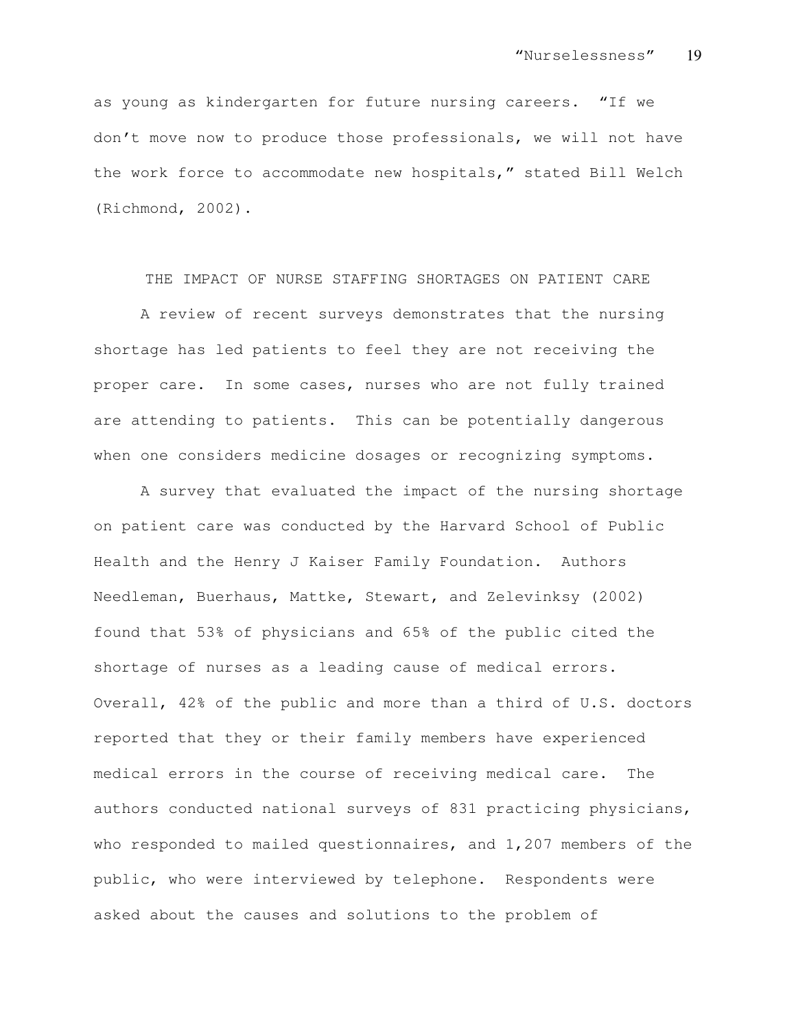as young as kindergarten for future nursing careers. "If we don't move now to produce those professionals, we will not have the work force to accommodate new hospitals," stated Bill Welch (Richmond, 2002).

## THE IMPACT OF NURSE STAFFING SHORTAGES ON PATIENT CARE

A review of recent surveys demonstrates that the nursing shortage has led patients to feel they are not receiving the proper care. In some cases, nurses who are not fully trained are attending to patients. This can be potentially dangerous when one considers medicine dosages or recognizing symptoms.

A survey that evaluated the impact of the nursing shortage on patient care was conducted by the Harvard School of Public Health and the Henry J Kaiser Family Foundation. Authors Needleman, Buerhaus, Mattke, Stewart, and Zelevinksy (2002) found that 53% of physicians and 65% of the public cited the shortage of nurses as a leading cause of medical errors. Overall, 42% of the public and more than a third of U.S. doctors reported that they or their family members have experienced medical errors in the course of receiving medical care. The authors conducted national surveys of 831 practicing physicians, who responded to mailed questionnaires, and 1,207 members of the public, who were interviewed by telephone. Respondents were asked about the causes and solutions to the problem of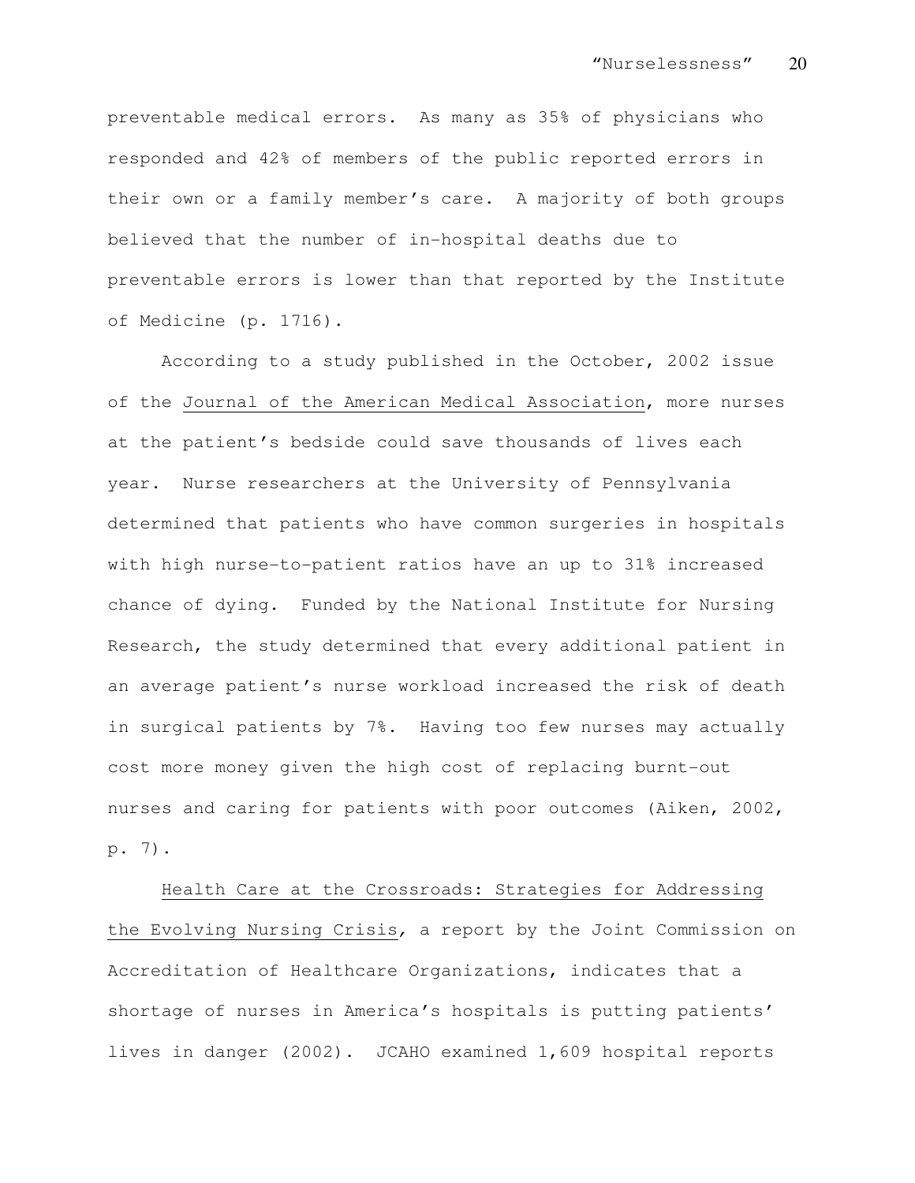preventable medical errors. As many as 35% of physicians who responded and 42% of members of the public reported errors in their own or a family member's care. A majority of both groups believed that the number of in-hospital deaths due to preventable errors is lower than that reported by the Institute of Medicine (p. 1716).

According to a study published in the October, 2002 issue of the Journal of the American Medical Association, more nurses at the patient's bedside could save thousands of lives each year. Nurse researchers at the University of Pennsylvania determined that patients who have common surgeries in hospitals with high nurse-to-patient ratios have an up to 31% increased chance of dying. Funded by the National Institute for Nursing Research, the study determined that every additional patient in an average patient's nurse workload increased the risk of death in surgical patients by 7%. Having too few nurses may actually cost more money given the high cost of replacing burnt-out nurses and caring for patients with poor outcomes (Aiken, 2002, p. 7).

Health Care at the Crossroads: Strategies for Addressing the Evolving Nursing Crisis, a report by the Joint Commission on Accreditation of Healthcare Organizations, indicates that a shortage of nurses in America's hospitals is putting patients' lives in danger (2002). JCAHO examined 1,609 hospital reports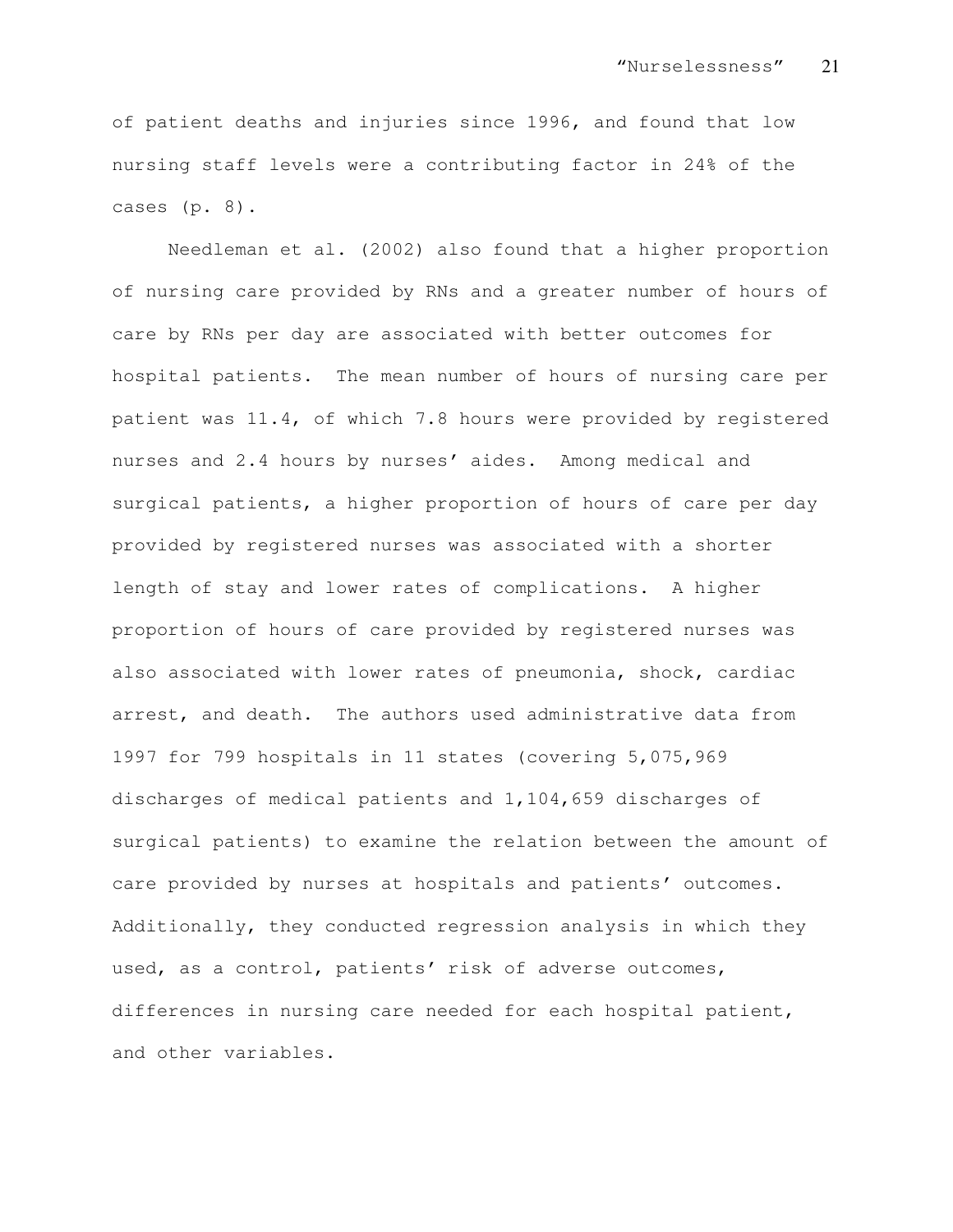of patient deaths and injuries since 1996, and found that low nursing staff levels were a contributing factor in 24% of the cases (p. 8).

Needleman et al. (2002) also found that a higher proportion of nursing care provided by RNs and a greater number of hours of care by RNs per day are associated with better outcomes for hospital patients. The mean number of hours of nursing care per patient was 11.4, of which 7.8 hours were provided by registered nurses and 2.4 hours by nurses' aides. Among medical and surgical patients, a higher proportion of hours of care per day provided by registered nurses was associated with a shorter length of stay and lower rates of complications. A higher proportion of hours of care provided by registered nurses was also associated with lower rates of pneumonia, shock, cardiac arrest, and death. The authors used administrative data from 1997 for 799 hospitals in 11 states (covering 5,075,969 discharges of medical patients and 1,104,659 discharges of surgical patients) to examine the relation between the amount of care provided by nurses at hospitals and patients' outcomes. Additionally, they conducted regression analysis in which they used, as a control, patients' risk of adverse outcomes, differences in nursing care needed for each hospital patient, and other variables.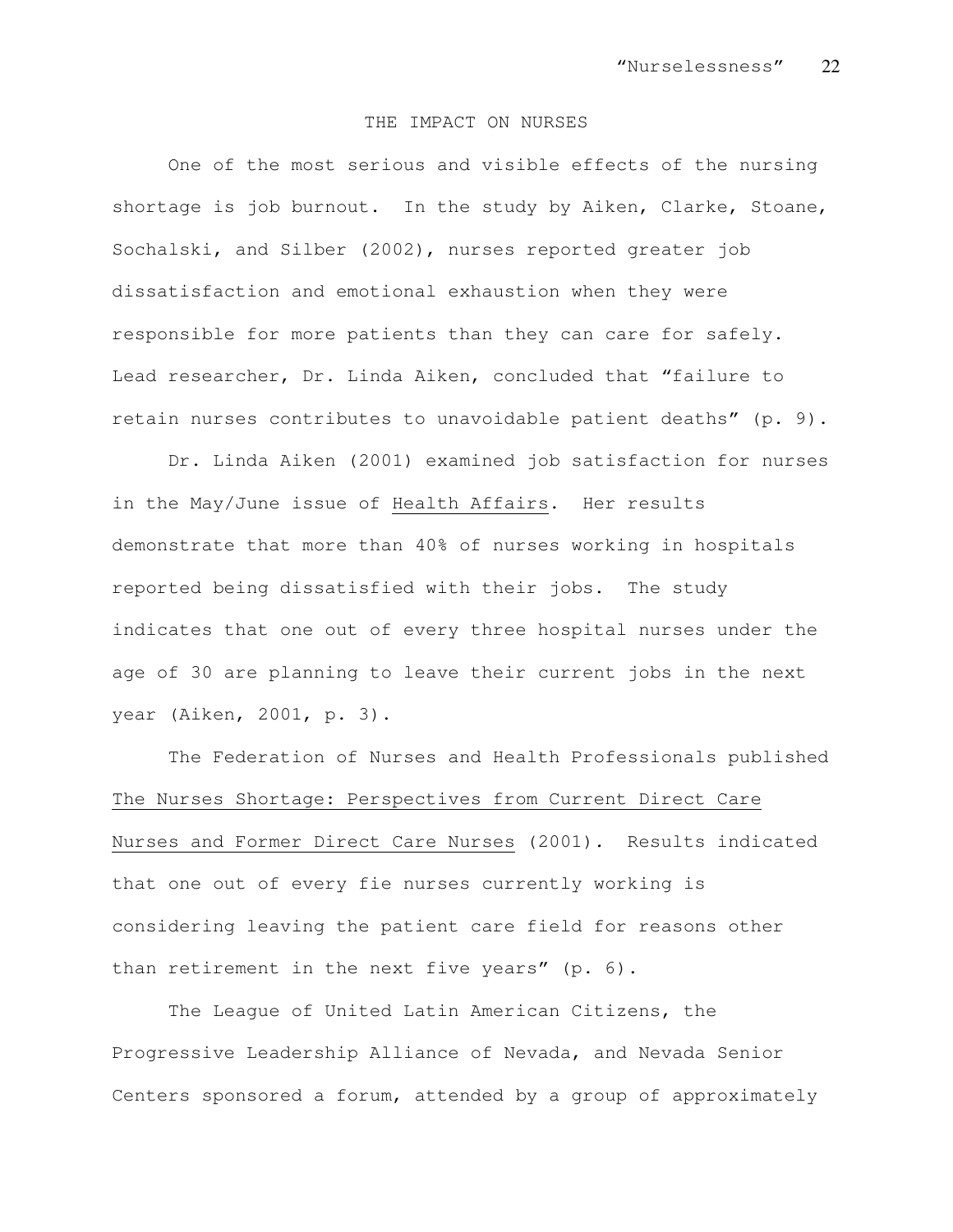## THE IMPACT ON NURSES

One of the most serious and visible effects of the nursing shortage is job burnout. In the study by Aiken, Clarke, Stoane, Sochalski, and Silber (2002), nurses reported greater job dissatisfaction and emotional exhaustion when they were responsible for more patients than they can care for safely. Lead researcher, Dr. Linda Aiken, concluded that "failure to retain nurses contributes to unavoidable patient deaths" (p. 9).

Dr. Linda Aiken (2001) examined job satisfaction for nurses in the May/June issue of Health Affairs. Her results demonstrate that more than 40% of nurses working in hospitals reported being dissatisfied with their jobs. The study indicates that one out of every three hospital nurses under the age of 30 are planning to leave their current jobs in the next year (Aiken, 2001, p. 3).

The Federation of Nurses and Health Professionals published The Nurses Shortage: Perspectives from Current Direct Care Nurses and Former Direct Care Nurses (2001). Results indicated that one out of every fie nurses currently working is considering leaving the patient care field for reasons other than retirement in the next five years" (p. 6).

The League of United Latin American Citizens, the Progressive Leadership Alliance of Nevada, and Nevada Senior Centers sponsored a forum, attended by a group of approximately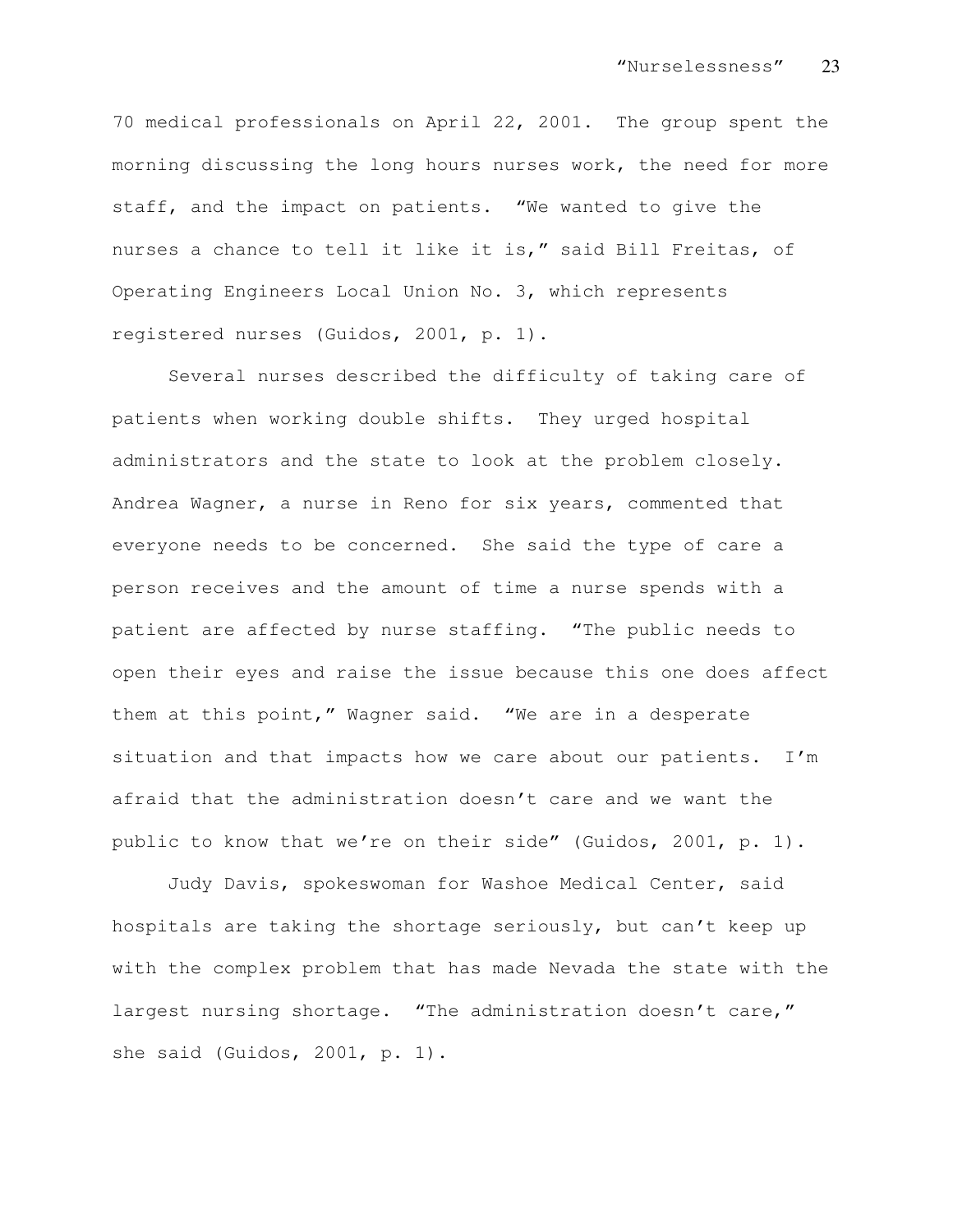70 medical professionals on April 22, 2001. The group spent the morning discussing the long hours nurses work, the need for more staff, and the impact on patients. "We wanted to give the nurses a chance to tell it like it is," said Bill Freitas, of Operating Engineers Local Union No. 3, which represents registered nurses (Guidos, 2001, p. 1).

Several nurses described the difficulty of taking care of patients when working double shifts. They urged hospital administrators and the state to look at the problem closely. Andrea Wagner, a nurse in Reno for six years, commented that everyone needs to be concerned. She said the type of care a person receives and the amount of time a nurse spends with a patient are affected by nurse staffing. "The public needs to open their eyes and raise the issue because this one does affect them at this point," Wagner said. "We are in a desperate situation and that impacts how we care about our patients. I'm afraid that the administration doesn't care and we want the public to know that we're on their side" (Guidos, 2001, p. 1).

Judy Davis, spokeswoman for Washoe Medical Center, said hospitals are taking the shortage seriously, but can't keep up with the complex problem that has made Nevada the state with the largest nursing shortage. "The administration doesn't care," she said (Guidos, 2001, p. 1).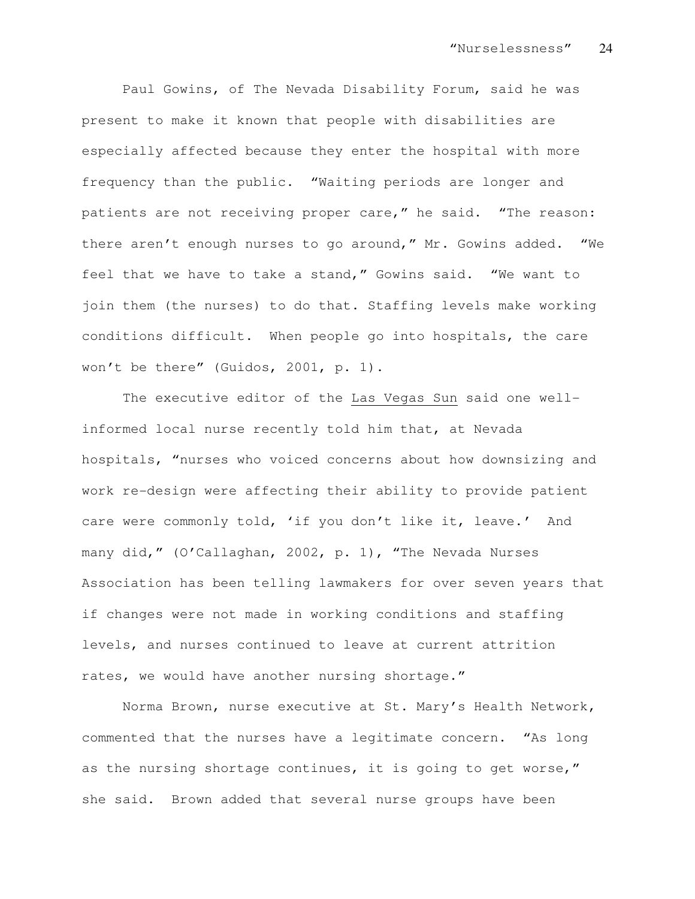Paul Gowins, of The Nevada Disability Forum, said he was present to make it known that people with disabilities are especially affected because they enter the hospital with more frequency than the public. “Waiting periods are longer and patients are not receiving proper care,” he said. “The reason: there aren’t enough nurses to go around,” Mr. Gowins added. “We feel that we have to take a stand,” Gowins said. “We want to join them (the nurses) to do that. Staffing levels make working conditions difficult. When people go into hospitals, the care won’t be there” (Guidos, 2001, p. 1).

The executive editor of the Las Vegas Sun said one well-informed local nurse recently told him that, at Nevada hospitals, “nurses who voiced concerns about how downsizing and work re-design were affecting their ability to provide patient care were commonly told, ‘if you don’t like it, leave.’ And many did,” (O’Callaghan, 2002, p. 1), “The Nevada Nurses Association has been telling lawmakers for over seven years that if changes were not made in working conditions and staffing levels, and nurses continued to leave at current attrition rates, we would have another nursing shortage.”

Norma Brown, nurse executive at St. Mary’s Health Network, commented that the nurses have a legitimate concern. “As long as the nursing shortage continues, it is going to get worse,” she said. Brown added that several nurse groups have been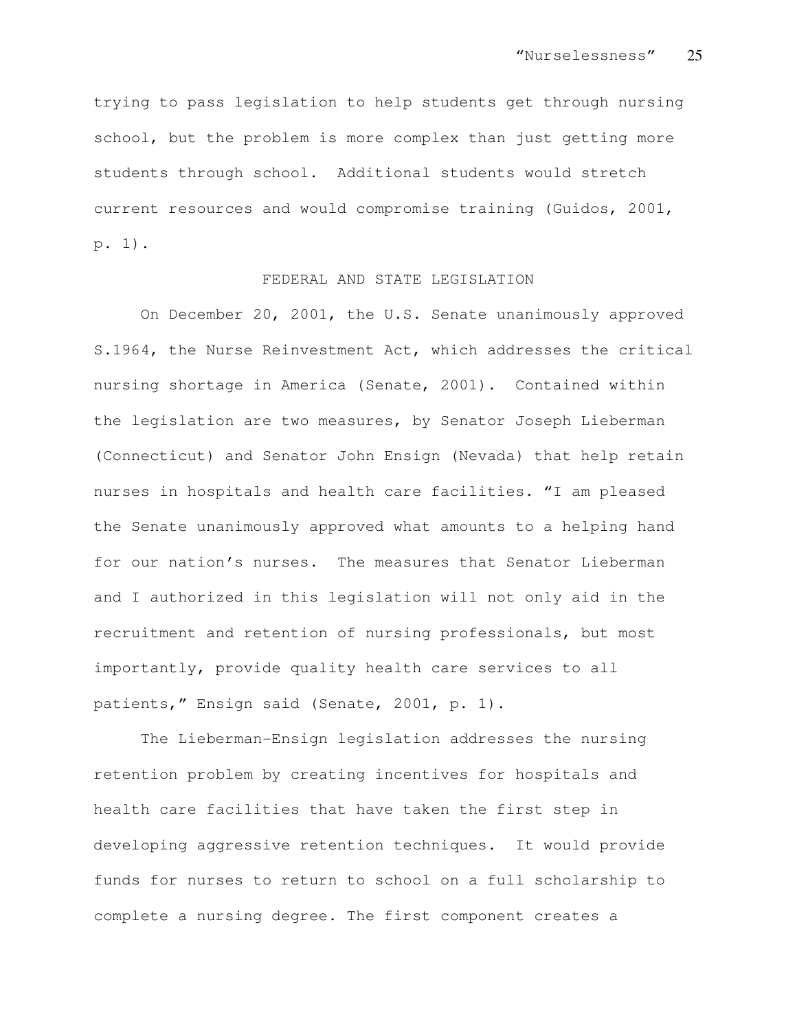trying to pass legislation to help students get through nursing school, but the problem is more complex than just getting more students through school. Additional students would stretch current resources and would compromise training (Guidos, 2001, p. 1).

## FEDERAL AND STATE LEGISLATION

On December 20, 2001, the U.S. Senate unanimously approved S.1964, the Nurse Reinvestment Act, which addresses the critical nursing shortage in America (Senate, 2001). Contained within the legislation are two measures, by Senator Joseph Lieberman (Connecticut) and Senator John Ensign (Nevada) that help retain nurses in hospitals and health care facilities. "I am pleased the Senate unanimously approved what amounts to a helping hand for our nation's nurses. The measures that Senator Lieberman and I authorized in this legislation will not only aid in the recruitment and retention of nursing professionals, but most importantly, provide quality health care services to all patients," Ensign said (Senate, 2001, p. 1).

The Lieberman-Ensign legislation addresses the nursing retention problem by creating incentives for hospitals and health care facilities that have taken the first step in developing aggressive retention techniques. It would provide funds for nurses to return to school on a full scholarship to complete a nursing degree. The first component creates a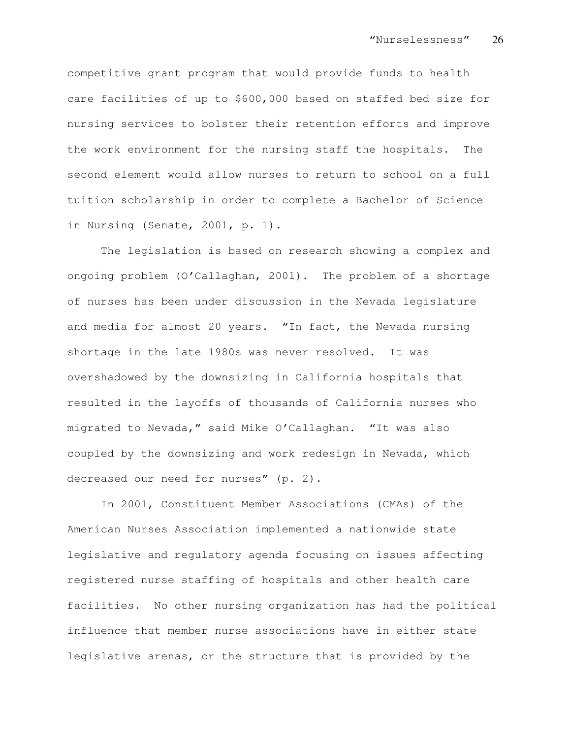competitive grant program that would provide funds to health care facilities of up to $600,000 based on staffed bed size for nursing services to bolster their retention efforts and improve the work environment for the nursing staff the hospitals. The second element would allow nurses to return to school on a full tuition scholarship in order to complete a Bachelor of Science in Nursing (Senate, 2001, p. 1).

The legislation is based on research showing a complex and ongoing problem (O'Callaghan, 2001). The problem of a shortage of nurses has been under discussion in the Nevada legislature and media for almost 20 years. "In fact, the Nevada nursing shortage in the late 1980s was never resolved. It was overshadowed by the downsizing in California hospitals that resulted in the layoffs of thousands of California nurses who migrated to Nevada," said Mike O'Callaghan. "It was also coupled by the downsizing and work redesign in Nevada, which decreased our need for nurses" (p. 2).

In 2001, Constituent Member Associations (CMAs) of the American Nurses Association implemented a nationwide state legislative and regulatory agenda focusing on issues affecting registered nurse staffing of hospitals and other health care facilities. No other nursing organization has had the political influence that member nurse associations have in either state legislative arenas, or the structure that is provided by the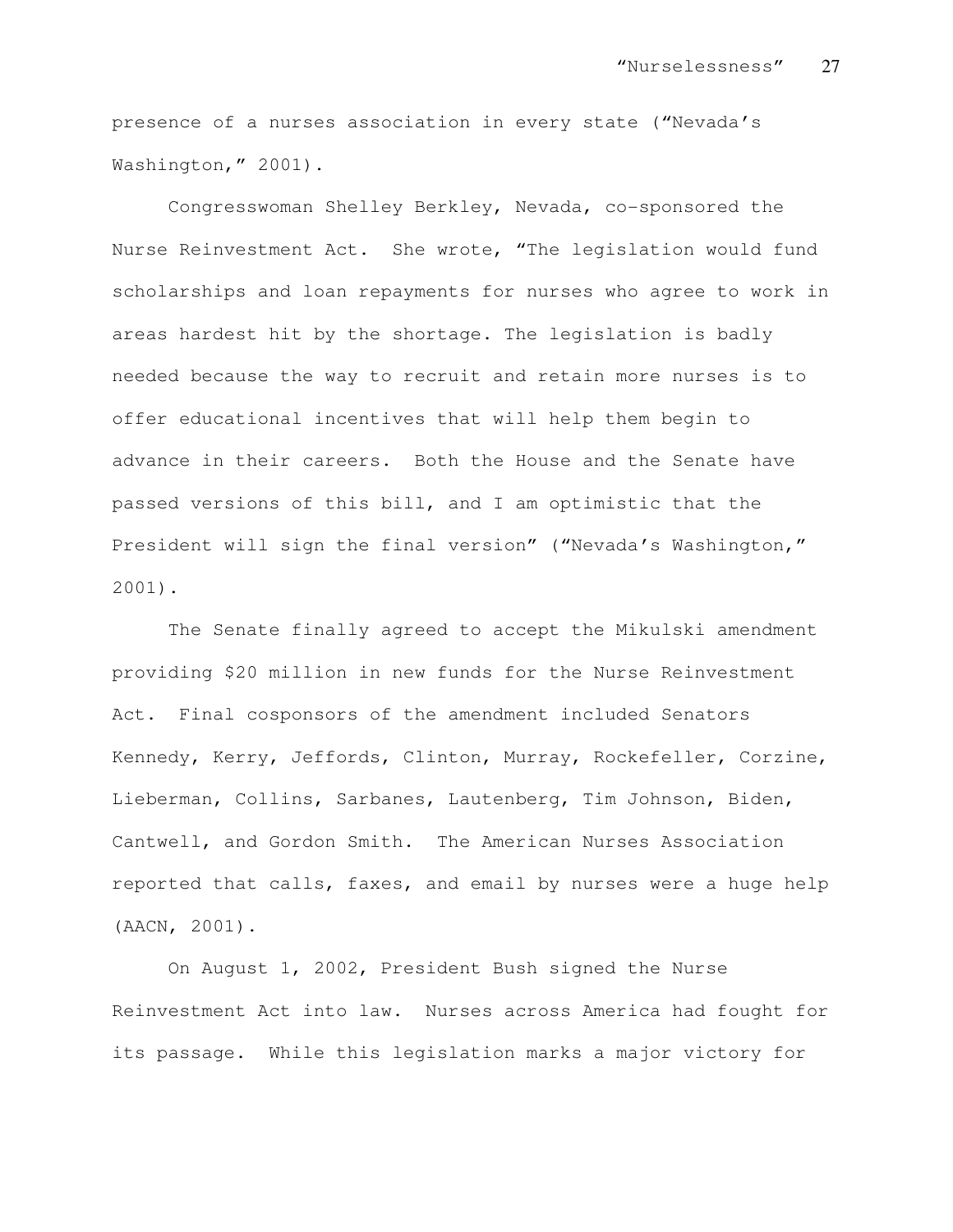presence of a nurses association in every state ("Nevada's Washington," 2001).

Congresswoman Shelley Berkley, Nevada, co-sponsored the Nurse Reinvestment Act. She wrote, "The legislation would fund scholarships and loan repayments for nurses who agree to work in areas hardest hit by the shortage. The legislation is badly needed because the way to recruit and retain more nurses is to offer educational incentives that will help them begin to advance in their careers. Both the House and the Senate have passed versions of this bill, and I am optimistic that the President will sign the final version" ("Nevada's Washington," 2001).

The Senate finally agreed to accept the Mikulski amendment providing $20 million in new funds for the Nurse Reinvestment Act. Final cosponsors of the amendment included Senators Kennedy, Kerry, Jeffords, Clinton, Murray, Rockefeller, Corzine, Lieberman, Collins, Sarbanes, Lautenberg, Tim Johnson, Biden, Cantwell, and Gordon Smith. The American Nurses Association reported that calls, faxes, and email by nurses were a huge help (AACN, 2001).

On August 1, 2002, President Bush signed the Nurse Reinvestment Act into law. Nurses across America had fought for its passage. While this legislation marks a major victory for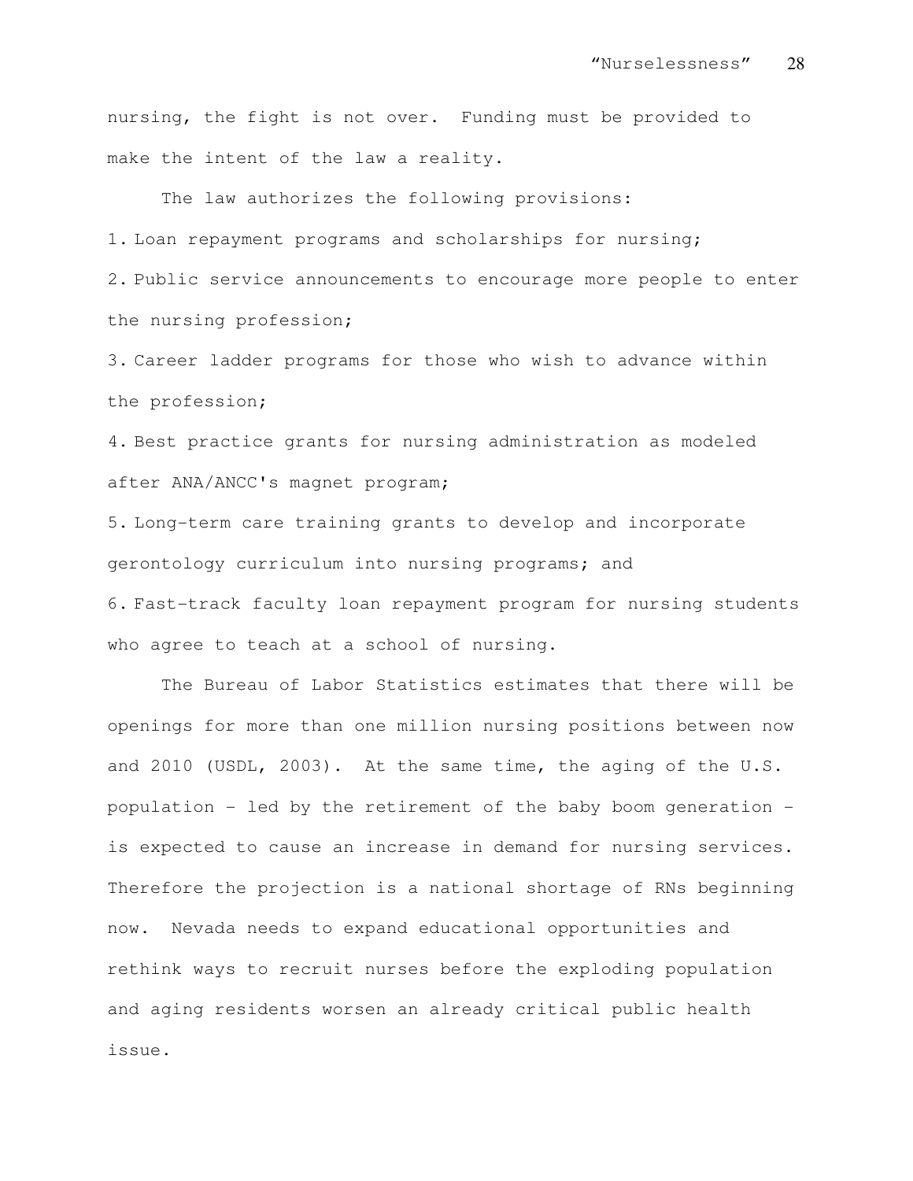nursing, the fight is not over. Funding must be provided to make the intent of the law a reality.

The law authorizes the following provisions:

1. Loan repayment programs and scholarships for nursing;
2. Public service announcements to encourage more people to enter the nursing profession;
3. Career ladder programs for those who wish to advance within the profession;
4. Best practice grants for nursing administration as modeled after ANA/ANCC's magnet program;
5. Long-term care training grants to develop and incorporate gerontology curriculum into nursing programs; and
6. Fast-track faculty loan repayment program for nursing students who agree to teach at a school of nursing.

The Bureau of Labor Statistics estimates that there will be openings for more than one million nursing positions between now and 2010 (USDL, 2003). At the same time, the aging of the U.S. population - led by the retirement of the baby boom generation - is expected to cause an increase in demand for nursing services. Therefore the projection is a national shortage of RNs beginning now. Nevada needs to expand educational opportunities and rethink ways to recruit nurses before the exploding population and aging residents worsen an already critical public health issue.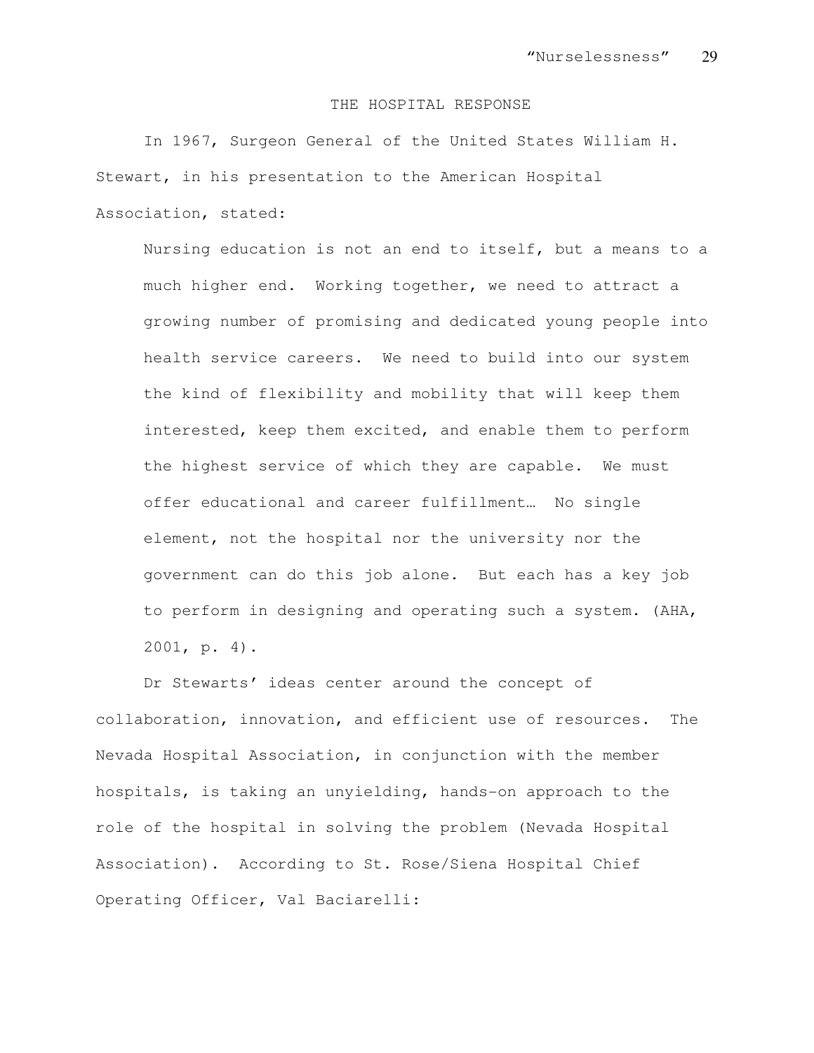## THE HOSPITAL RESPONSE

In 1967, Surgeon General of the United States William H. Stewart, in his presentation to the American Hospital Association, stated:

> Nursing education is not an end to itself, but a means to a much higher end. Working together, we need to attract a growing number of promising and dedicated young people into health service careers. We need to build into our system the kind of flexibility and mobility that will keep them interested, keep them excited, and enable them to perform the highest service of which they are capable. We must offer educational and career fulfillment… No single element, not the hospital nor the university nor the government can do this job alone. But each has a key job to perform in designing and operating such a system. (AHA, 2001, p. 4).

Dr Stewarts' ideas center around the concept of collaboration, innovation, and efficient use of resources. The Nevada Hospital Association, in conjunction with the member hospitals, is taking an unyielding, hands-on approach to the role of the hospital in solving the problem (Nevada Hospital Association). According to St. Rose/Siena Hospital Chief Operating Officer, Val Baciarelli: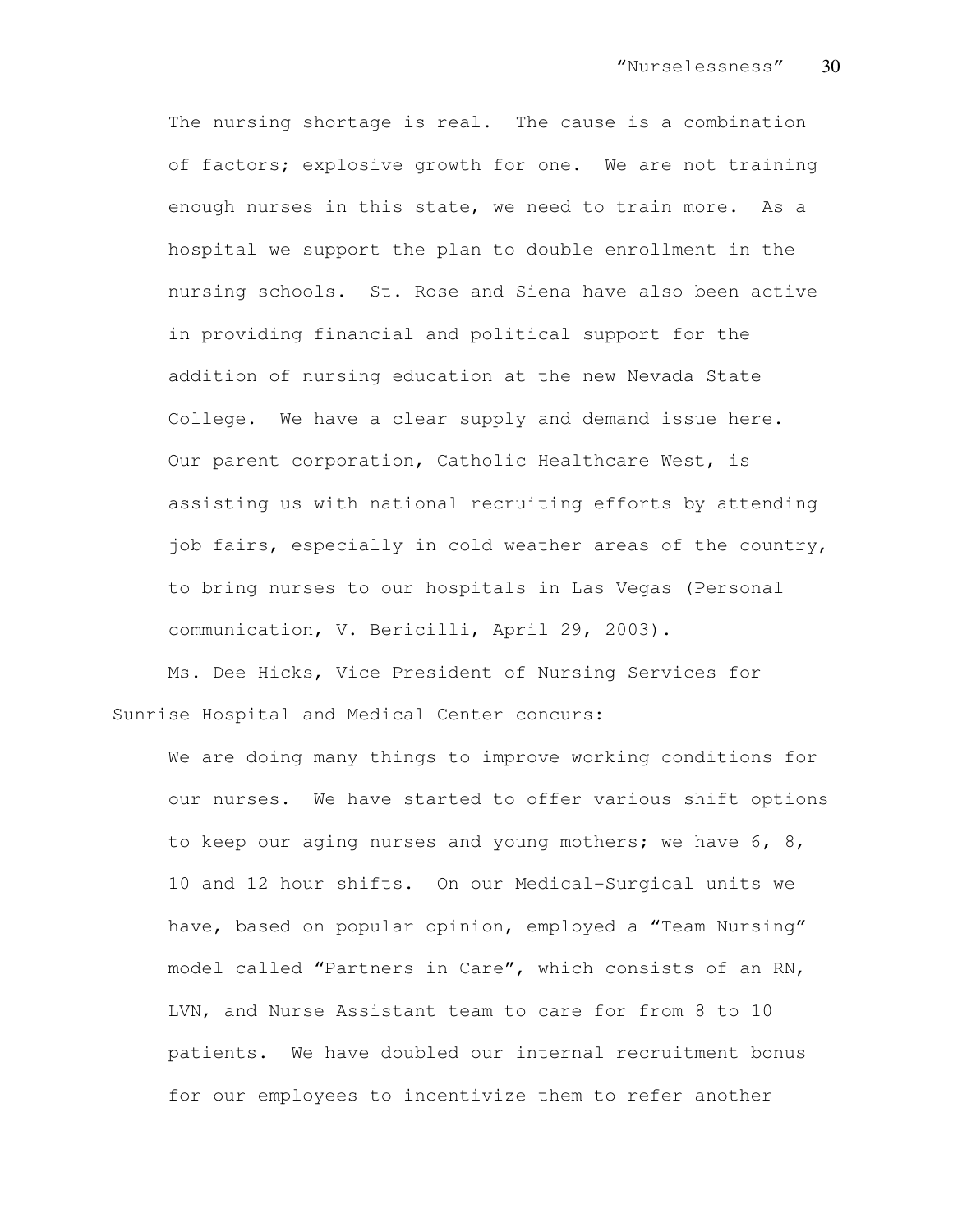The nursing shortage is real. The cause is a combination of factors; explosive growth for one. We are not training enough nurses in this state, we need to train more. As a hospital we support the plan to double enrollment in the nursing schools. St. Rose and Siena have also been active in providing financial and political support for the addition of nursing education at the new Nevada State College. We have a clear supply and demand issue here. Our parent corporation, Catholic Healthcare West, is assisting us with national recruiting efforts by attending job fairs, especially in cold weather areas of the country, to bring nurses to our hospitals in Las Vegas (Personal communication, V. Bericilli, April 29, 2003).

Ms. Dee Hicks, Vice President of Nursing Services for Sunrise Hospital and Medical Center concurs:

> We are doing many things to improve working conditions for our nurses. We have started to offer various shift options to keep our aging nurses and young mothers; we have 6, 8, 10 and 12 hour shifts. On our Medical-Surgical units we have, based on popular opinion, employed a "Team Nursing" model called "Partners in Care", which consists of an RN, LVN, and Nurse Assistant team to care for from 8 to 10 patients. We have doubled our internal recruitment bonus for our employees to incentivize them to refer another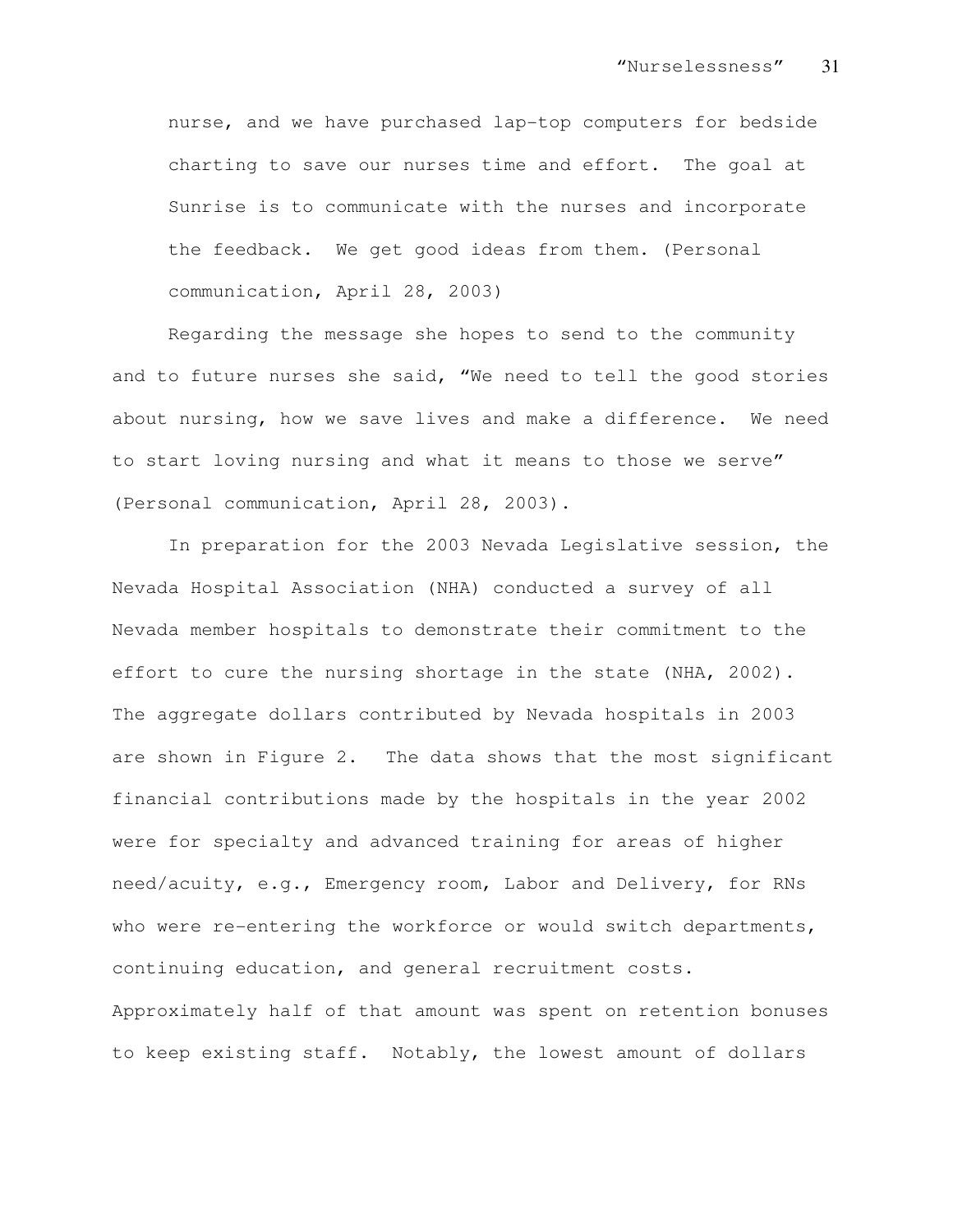nurse, and we have purchased lap-top computers for bedside charting to save our nurses time and effort. The goal at Sunrise is to communicate with the nurses and incorporate the feedback. We get good ideas from them. (Personal communication, April 28, 2003)

Regarding the message she hopes to send to the community and to future nurses she said, "We need to tell the good stories about nursing, how we save lives and make a difference. We need to start loving nursing and what it means to those we serve" (Personal communication, April 28, 2003).

In preparation for the 2003 Nevada Legislative session, the Nevada Hospital Association (NHA) conducted a survey of all Nevada member hospitals to demonstrate their commitment to the effort to cure the nursing shortage in the state (NHA, 2002). The aggregate dollars contributed by Nevada hospitals in 2003 are shown in Figure 2. The data shows that the most significant financial contributions made by the hospitals in the year 2002 were for specialty and advanced training for areas of higher need/acuity, e.g., Emergency room, Labor and Delivery, for RNs who were re-entering the workforce or would switch departments, continuing education, and general recruitment costs. Approximately half of that amount was spent on retention bonuses to keep existing staff. Notably, the lowest amount of dollars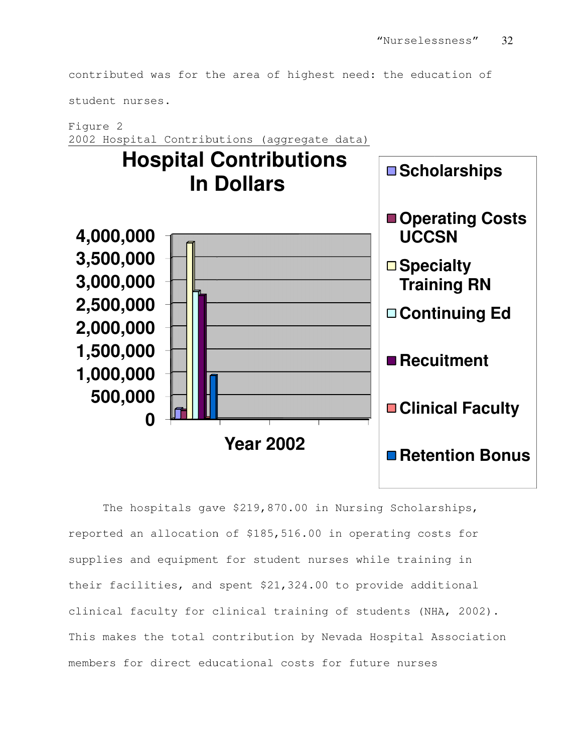contributed was for the area of highest need: the education of student nurses.

Figure 2
2002 Hospital Contributions (aggregate data)

**Hospital Contributions In Dollars**

- Scholarships
- Operating Costs UCCSN
- Specialty Training RN
- Continuing Ed
- Recuitment
- Clinical Faculty
- Retention Bonus

Year 2002

The hospitals gave $219,870.00 in Nursing Scholarships, reported an allocation of $185,516.00 in operating costs for supplies and equipment for student nurses while training in their facilities, and spent $21,324.00 to provide additional clinical faculty for clinical training of students (NHA, 2002). This makes the total contribution by Nevada Hospital Association members for direct educational costs for future nurses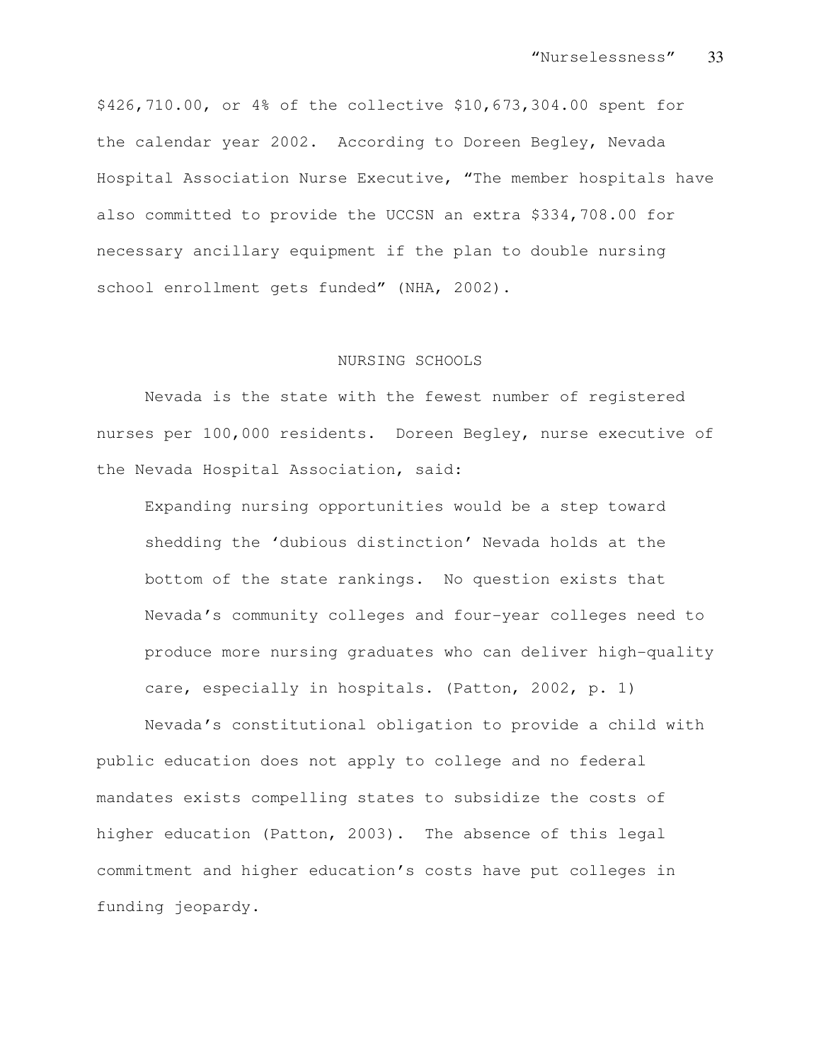$426,710.00, or 4% of the collective $10,673,304.00 spent for the calendar year 2002. According to Doreen Begley, Nevada Hospital Association Nurse Executive, "The member hospitals have also committed to provide the UCCSN an extra $334,708.00 for necessary ancillary equipment if the plan to double nursing school enrollment gets funded" (NHA, 2002).

## NURSING SCHOOLS

Nevada is the state with the fewest number of registered nurses per 100,000 residents. Doreen Begley, nurse executive of the Nevada Hospital Association, said:

> Expanding nursing opportunities would be a step toward shedding the 'dubious distinction' Nevada holds at the bottom of the state rankings. No question exists that Nevada's community colleges and four-year colleges need to produce more nursing graduates who can deliver high-quality care, especially in hospitals. (Patton, 2002, p. 1)

Nevada's constitutional obligation to provide a child with public education does not apply to college and no federal mandates exists compelling states to subsidize the costs of higher education (Patton, 2003). The absence of this legal commitment and higher education's costs have put colleges in funding jeopardy.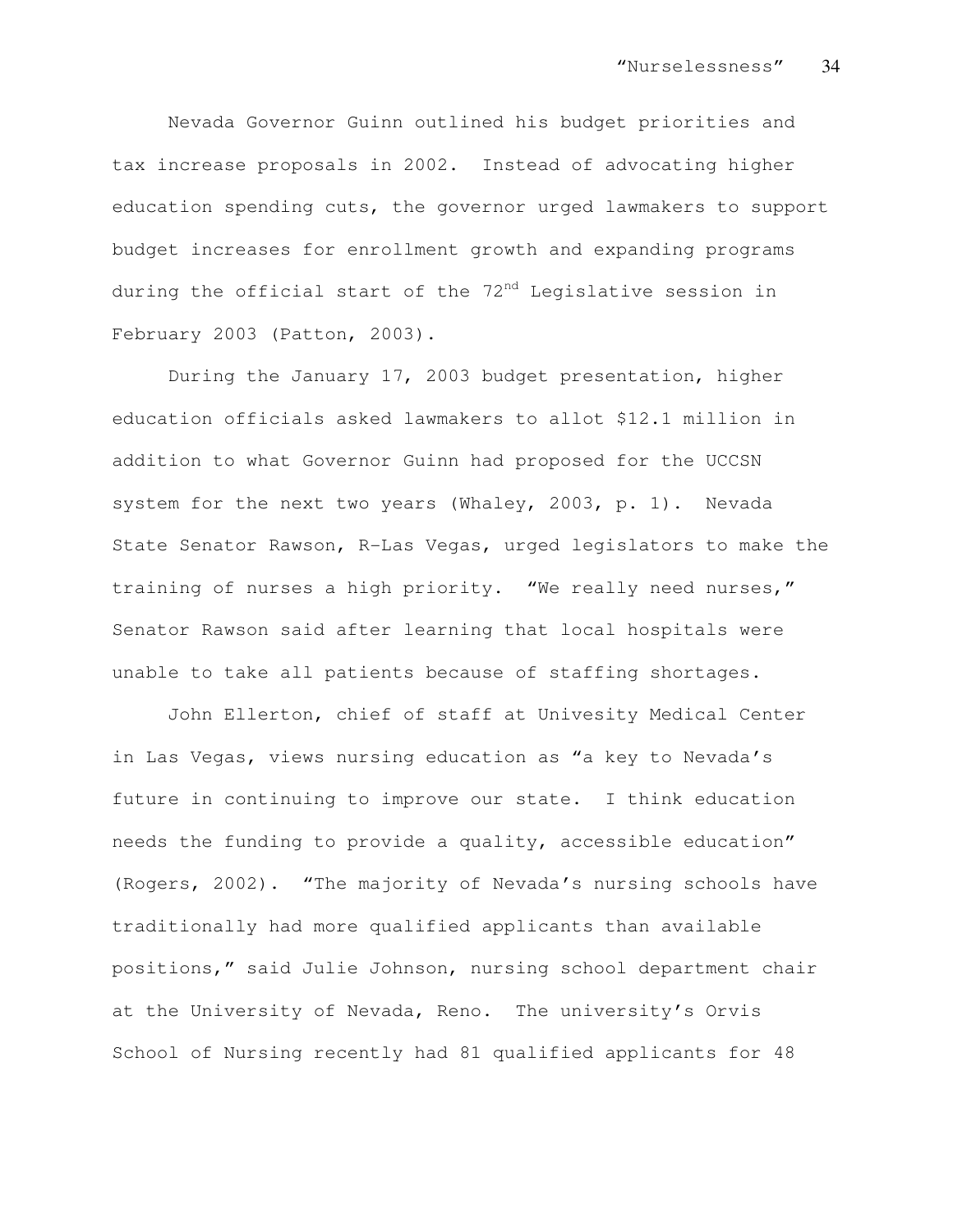Nevada Governor Guinn outlined his budget priorities and tax increase proposals in 2002. Instead of advocating higher education spending cuts, the governor urged lawmakers to support budget increases for enrollment growth and expanding programs during the official start of the 72nd Legislative session in February 2003 (Patton, 2003).

During the January 17, 2003 budget presentation, higher education officials asked lawmakers to allot $12.1 million in addition to what Governor Guinn had proposed for the UCCSN system for the next two years (Whaley, 2003, p. 1). Nevada State Senator Rawson, R-Las Vegas, urged legislators to make the training of nurses a high priority. "We really need nurses," Senator Rawson said after learning that local hospitals were unable to take all patients because of staffing shortages.

John Ellerton, chief of staff at Univesity Medical Center in Las Vegas, views nursing education as "a key to Nevada's future in continuing to improve our state. I think education needs the funding to provide a quality, accessible education" (Rogers, 2002). "The majority of Nevada's nursing schools have traditionally had more qualified applicants than available positions," said Julie Johnson, nursing school department chair at the University of Nevada, Reno. The university's Orvis School of Nursing recently had 81 qualified applicants for 48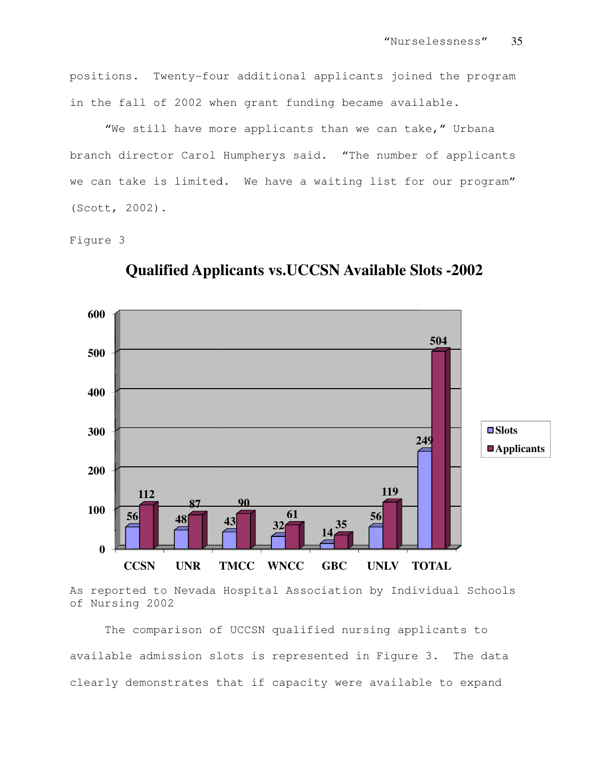positions. Twenty-four additional applicants joined the program in the fall of 2002 when grant funding became available.

"We still have more applicants than we can take," Urbana branch director Carol Humpherys said. "The number of applicants we can take is limited. We have a waiting list for our program" (Scott, 2002).

Figure 3

**Qualified Applicants vs.UCCSN Available Slots -2002**

| | CCSN | UNR | TMCC | WNCC | GBC | UNLV | TOTAL |
|---|---|---|---|---|---|---|---|
| Slots | 56 | 48 | 43 | 32 | 14 | 56 | 249 |
| Applicants | 112 | 87 | 90 | 61 | 35 | 119 | 504 |

As reported to Nevada Hospital Association by Individual Schools of Nursing 2002

The comparison of UCCSN qualified nursing applicants to available admission slots is represented in Figure 3. The data clearly demonstrates that if capacity were available to expand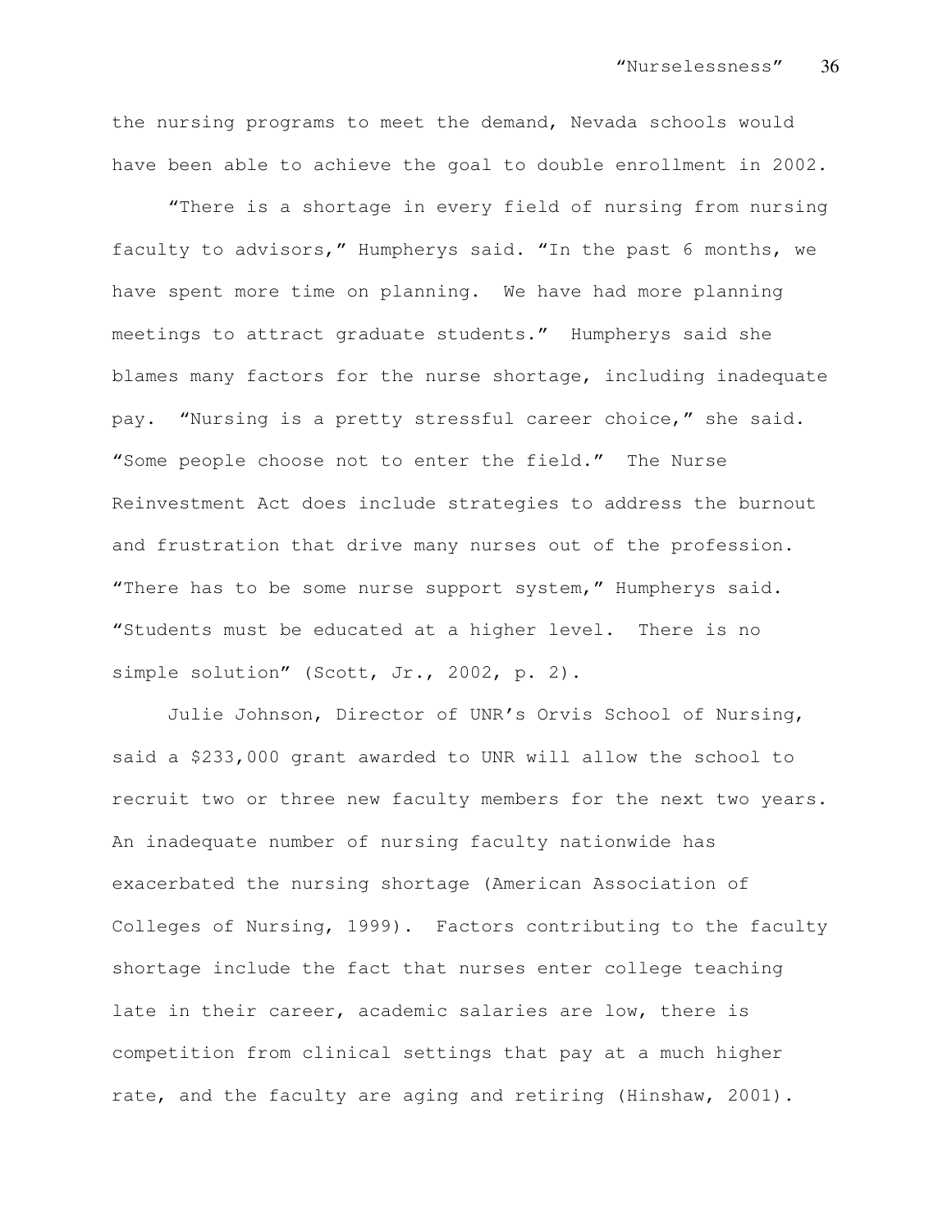the nursing programs to meet the demand, Nevada schools would have been able to achieve the goal to double enrollment in 2002.

"There is a shortage in every field of nursing from nursing faculty to advisors," Humpherys said. "In the past 6 months, we have spent more time on planning. We have had more planning meetings to attract graduate students." Humpherys said she blames many factors for the nurse shortage, including inadequate pay. "Nursing is a pretty stressful career choice," she said. "Some people choose not to enter the field." The Nurse Reinvestment Act does include strategies to address the burnout and frustration that drive many nurses out of the profession. "There has to be some nurse support system," Humpherys said. "Students must be educated at a higher level. There is no simple solution" (Scott, Jr., 2002, p. 2).

Julie Johnson, Director of UNR's Orvis School of Nursing, said a $233,000 grant awarded to UNR will allow the school to recruit two or three new faculty members for the next two years. An inadequate number of nursing faculty nationwide has exacerbated the nursing shortage (American Association of Colleges of Nursing, 1999). Factors contributing to the faculty shortage include the fact that nurses enter college teaching late in their career, academic salaries are low, there is competition from clinical settings that pay at a much higher rate, and the faculty are aging and retiring (Hinshaw, 2001).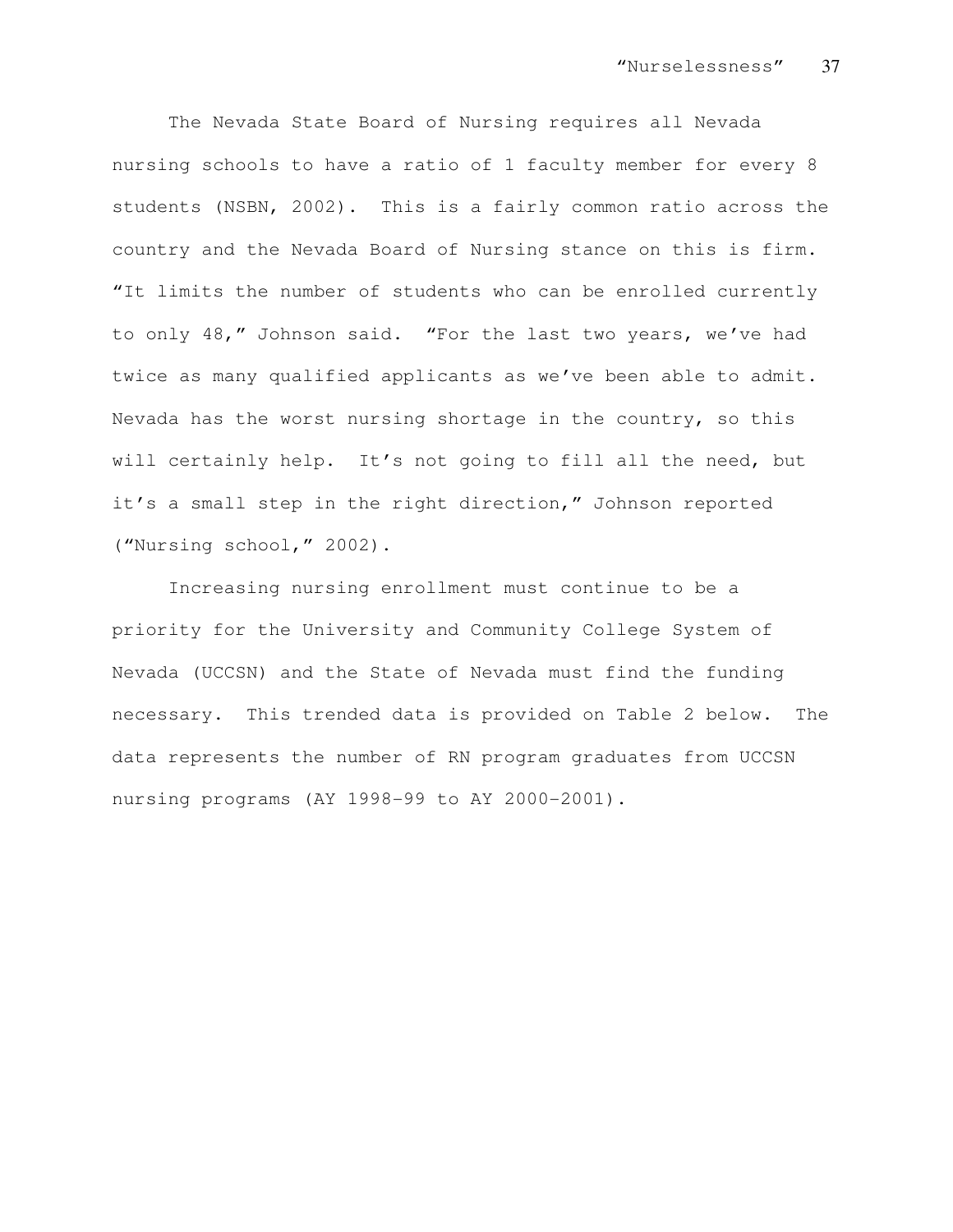The Nevada State Board of Nursing requires all Nevada nursing schools to have a ratio of 1 faculty member for every 8 students (NSBN, 2002). This is a fairly common ratio across the country and the Nevada Board of Nursing stance on this is firm. "It limits the number of students who can be enrolled currently to only 48," Johnson said. "For the last two years, we've had twice as many qualified applicants as we've been able to admit. Nevada has the worst nursing shortage in the country, so this will certainly help. It's not going to fill all the need, but it's a small step in the right direction," Johnson reported ("Nursing school," 2002).

Increasing nursing enrollment must continue to be a priority for the University and Community College System of Nevada (UCCSN) and the State of Nevada must find the funding necessary. This trended data is provided on Table 2 below. The data represents the number of RN program graduates from UCCSN nursing programs (AY 1998-99 to AY 2000-2001).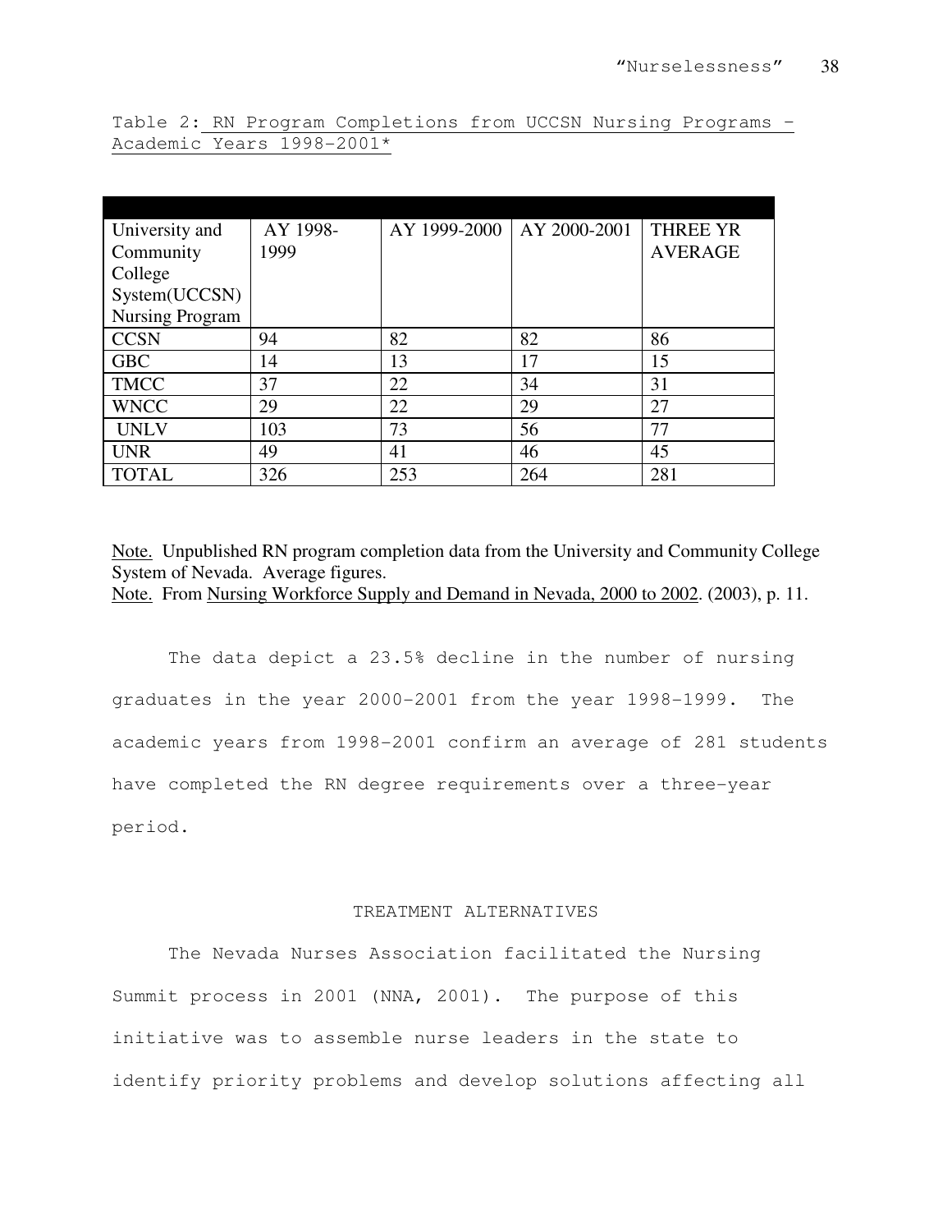Table 2: RN Program Completions from UCCSN Nursing Programs – Academic Years 1998-2001*

| University and Community College System(UCCSN) Nursing Program | AY 1998-1999 | AY 1999-2000 | AY 2000-2001 | THREE YR AVERAGE |
|---|---|---|---|---|
| CCSN | 94 | 82 | 82 | 86 |
| GBC | 14 | 13 | 17 | 15 |
| TMCC | 37 | 22 | 34 | 31 |
| WNCC | 29 | 22 | 29 | 27 |
| UNLV | 103 | 73 | 56 | 77 |
| UNR | 49 | 41 | 46 | 45 |
| TOTAL | 326 | 253 | 264 | 281 |

Note. Unpublished RN program completion data from the University and Community College System of Nevada. Average figures.
Note. From Nursing Workforce Supply and Demand in Nevada, 2000 to 2002. (2003), p. 11.

The data depict a 23.5% decline in the number of nursing graduates in the year 2000-2001 from the year 1998-1999. The academic years from 1998-2001 confirm an average of 281 students have completed the RN degree requirements over a three-year period.

## TREATMENT ALTERNATIVES

The Nevada Nurses Association facilitated the Nursing Summit process in 2001 (NNA, 2001). The purpose of this initiative was to assemble nurse leaders in the state to identify priority problems and develop solutions affecting all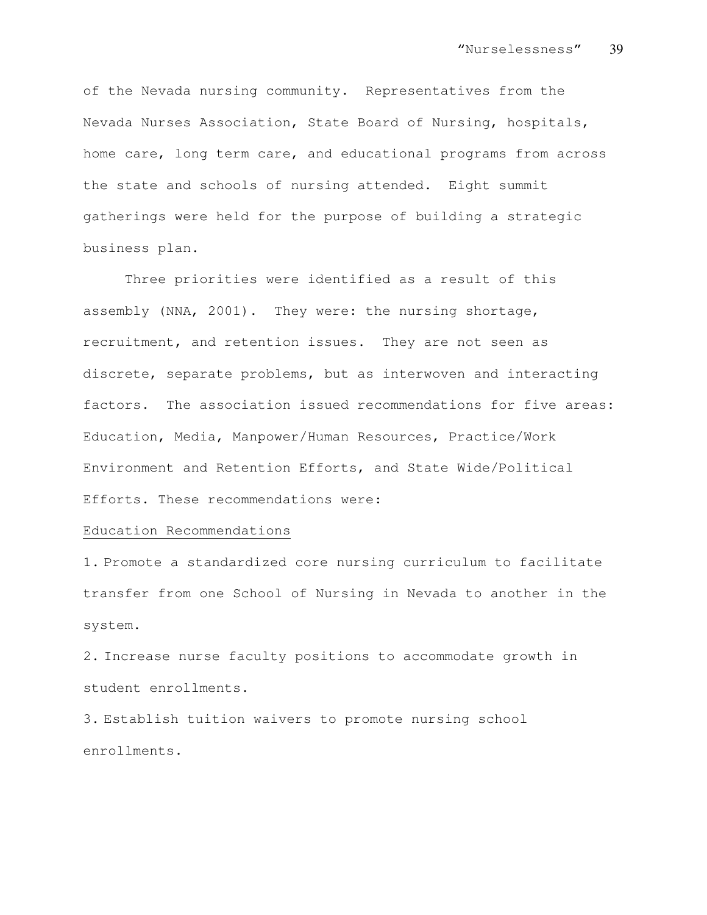of the Nevada nursing community. Representatives from the Nevada Nurses Association, State Board of Nursing, hospitals, home care, long term care, and educational programs from across the state and schools of nursing attended. Eight summit gatherings were held for the purpose of building a strategic business plan.

Three priorities were identified as a result of this assembly (NNA, 2001). They were: the nursing shortage, recruitment, and retention issues. They are not seen as discrete, separate problems, but as interwoven and interacting factors. The association issued recommendations for five areas: Education, Media, Manpower/Human Resources, Practice/Work Environment and Retention Efforts, and State Wide/Political Efforts. These recommendations were:

<u>Education Recommendations</u>

1. Promote a standardized core nursing curriculum to facilitate transfer from one School of Nursing in Nevada to another in the system.
2. Increase nurse faculty positions to accommodate growth in student enrollments.
3. Establish tuition waivers to promote nursing school enrollments.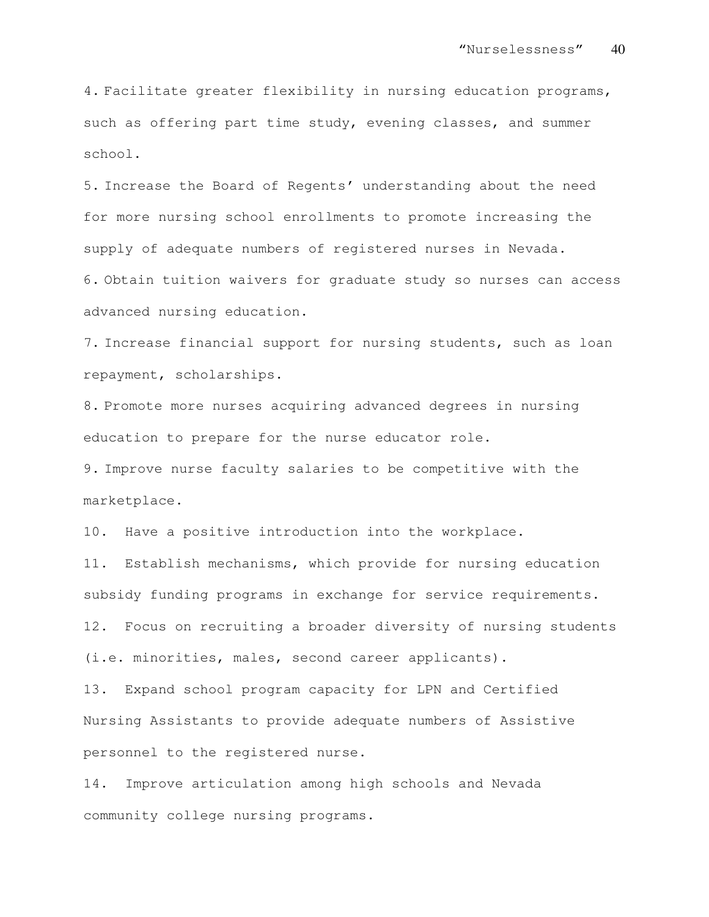4. Facilitate greater flexibility in nursing education programs, such as offering part time study, evening classes, and summer school.
5. Increase the Board of Regents' understanding about the need for more nursing school enrollments to promote increasing the supply of adequate numbers of registered nurses in Nevada.
6. Obtain tuition waivers for graduate study so nurses can access advanced nursing education.
7. Increase financial support for nursing students, such as loan repayment, scholarships.
8. Promote more nurses acquiring advanced degrees in nursing education to prepare for the nurse educator role.
9. Improve nurse faculty salaries to be competitive with the marketplace.
10. Have a positive introduction into the workplace.
11. Establish mechanisms, which provide for nursing education subsidy funding programs in exchange for service requirements.
12. Focus on recruiting a broader diversity of nursing students (i.e. minorities, males, second career applicants).
13. Expand school program capacity for LPN and Certified Nursing Assistants to provide adequate numbers of Assistive personnel to the registered nurse.
14. Improve articulation among high schools and Nevada community college nursing programs.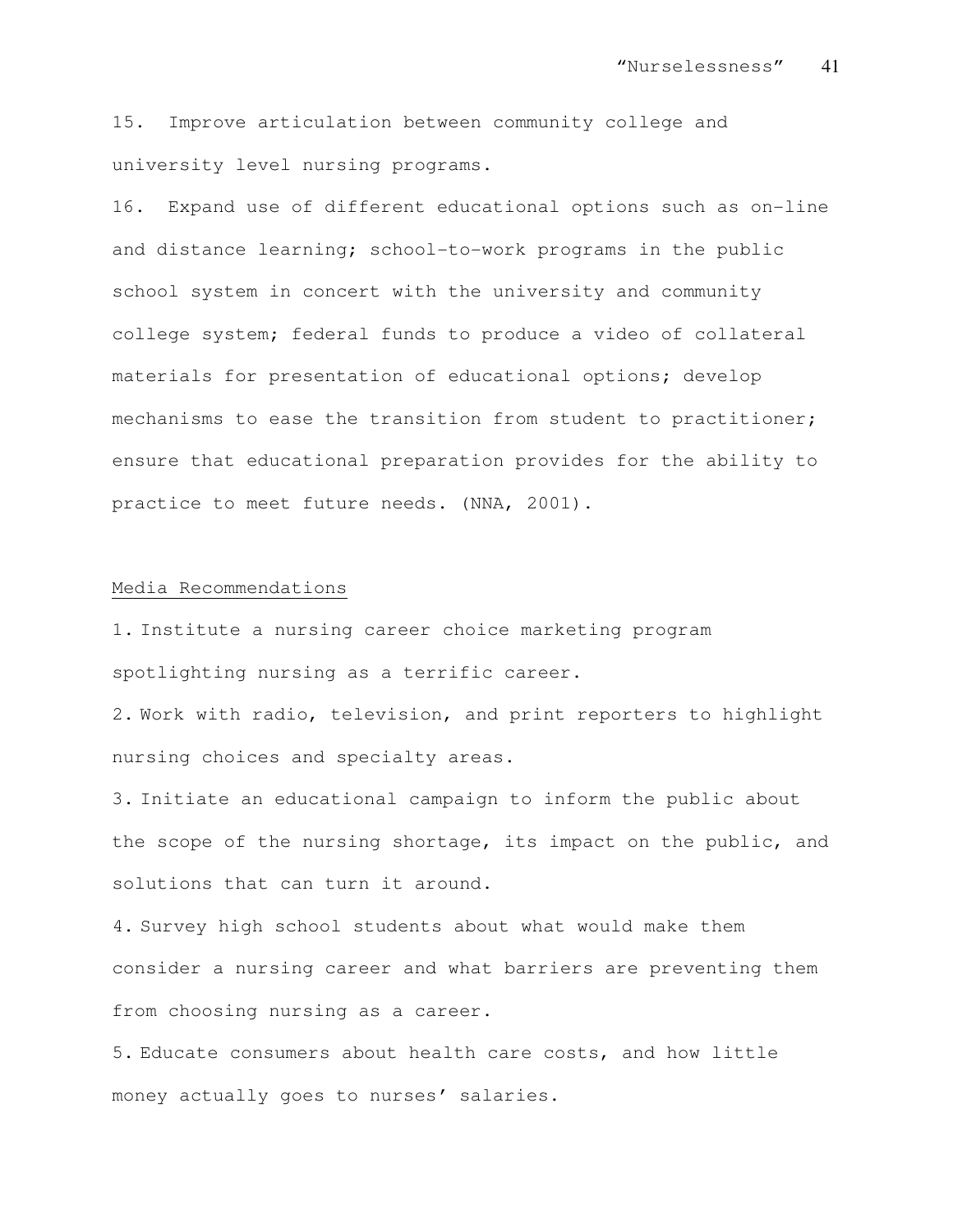15. Improve articulation between community college and university level nursing programs.

16. Expand use of different educational options such as on-line and distance learning; school-to-work programs in the public school system in concert with the university and community college system; federal funds to produce a video of collateral materials for presentation of educational options; develop mechanisms to ease the transition from student to practitioner; ensure that educational preparation provides for the ability to practice to meet future needs. (NNA, 2001).

Media Recommendations

1. Institute a nursing career choice marketing program spotlighting nursing as a terrific career.
2. Work with radio, television, and print reporters to highlight nursing choices and specialty areas.
3. Initiate an educational campaign to inform the public about the scope of the nursing shortage, its impact on the public, and solutions that can turn it around.
4. Survey high school students about what would make them consider a nursing career and what barriers are preventing them from choosing nursing as a career.
5. Educate consumers about health care costs, and how little money actually goes to nurses' salaries.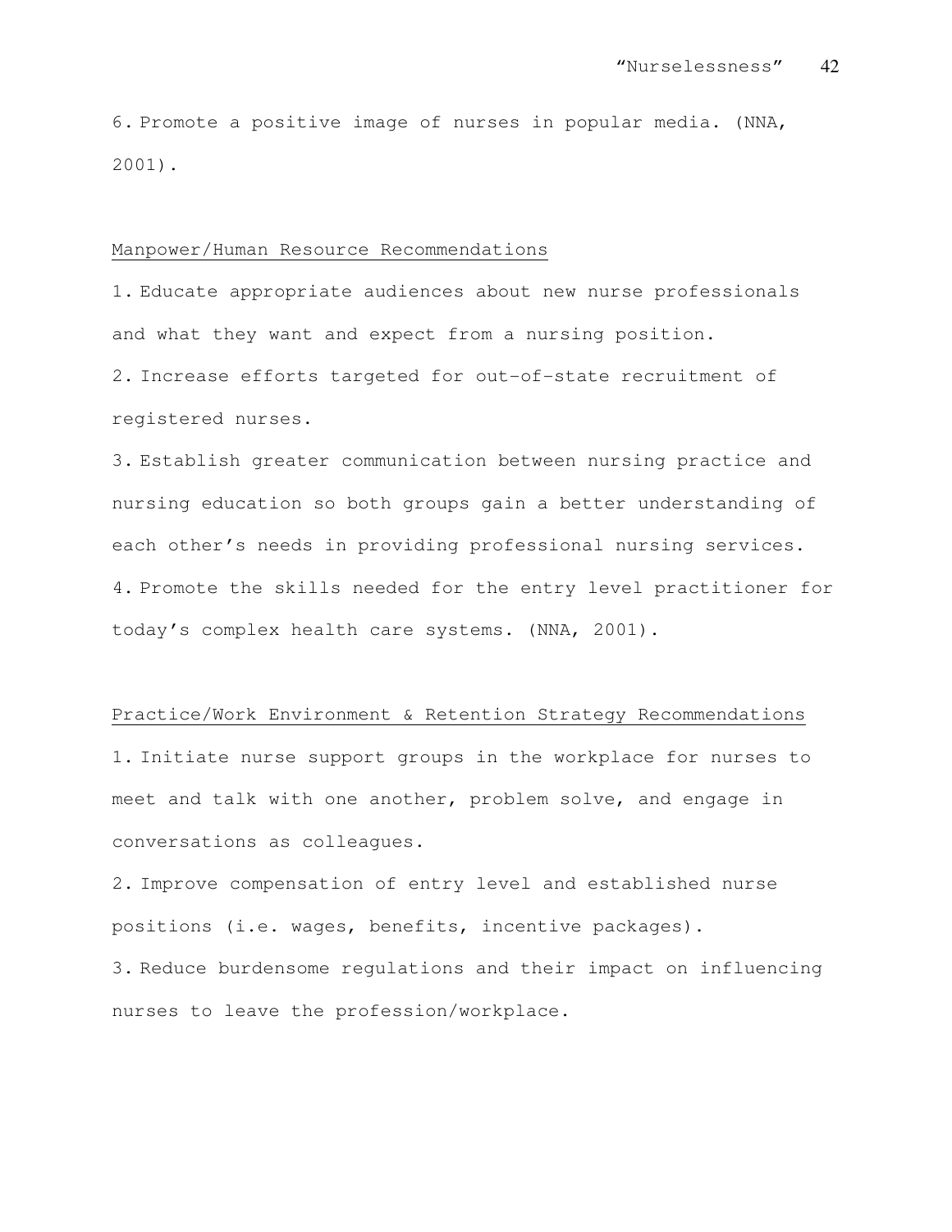6. Promote a positive image of nurses in popular media. (NNA, 2001).

<u>Manpower/Human Resource Recommendations</u>

1. Educate appropriate audiences about new nurse professionals and what they want and expect from a nursing position.
2. Increase efforts targeted for out-of-state recruitment of registered nurses.
3. Establish greater communication between nursing practice and nursing education so both groups gain a better understanding of each other's needs in providing professional nursing services.
4. Promote the skills needed for the entry level practitioner for today's complex health care systems. (NNA, 2001).

<u>Practice/Work Environment & Retention Strategy Recommendations</u>

1. Initiate nurse support groups in the workplace for nurses to meet and talk with one another, problem solve, and engage in conversations as colleagues.
2. Improve compensation of entry level and established nurse positions (i.e. wages, benefits, incentive packages).
3. Reduce burdensome regulations and their impact on influencing nurses to leave the profession/workplace.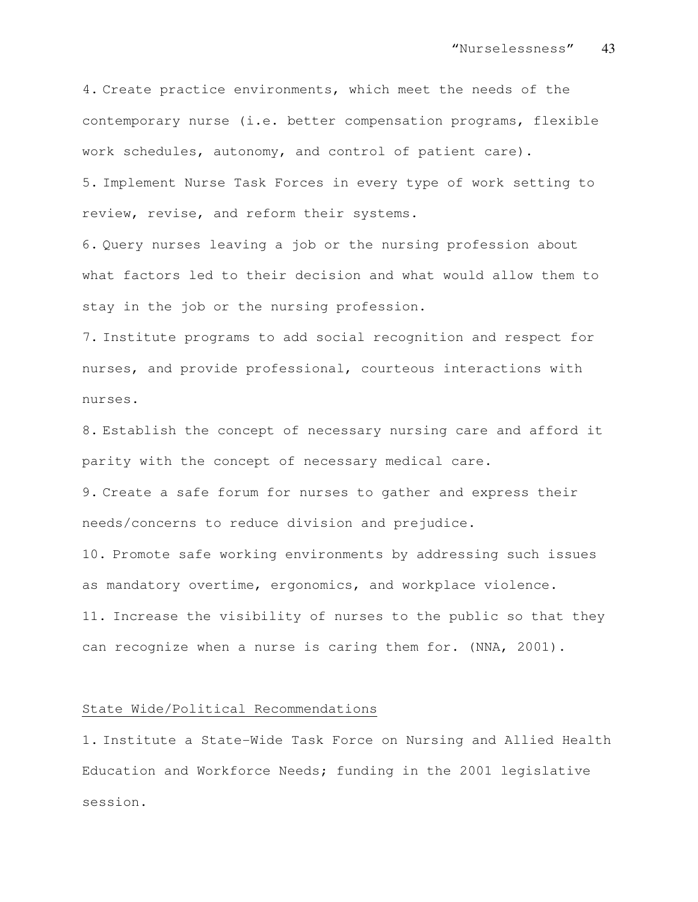4. Create practice environments, which meet the needs of the contemporary nurse (i.e. better compensation programs, flexible work schedules, autonomy, and control of patient care).
5. Implement Nurse Task Forces in every type of work setting to review, revise, and reform their systems.
6. Query nurses leaving a job or the nursing profession about what factors led to their decision and what would allow them to stay in the job or the nursing profession.
7. Institute programs to add social recognition and respect for nurses, and provide professional, courteous interactions with nurses.
8. Establish the concept of necessary nursing care and afford it parity with the concept of necessary medical care.
9. Create a safe forum for nurses to gather and express their needs/concerns to reduce division and prejudice.
10. Promote safe working environments by addressing such issues as mandatory overtime, ergonomics, and workplace violence.
11. Increase the visibility of nurses to the public so that they can recognize when a nurse is caring them for. (NNA, 2001).

<u>State Wide/Political Recommendations</u>

1. Institute a State-Wide Task Force on Nursing and Allied Health Education and Workforce Needs; funding in the 2001 legislative session.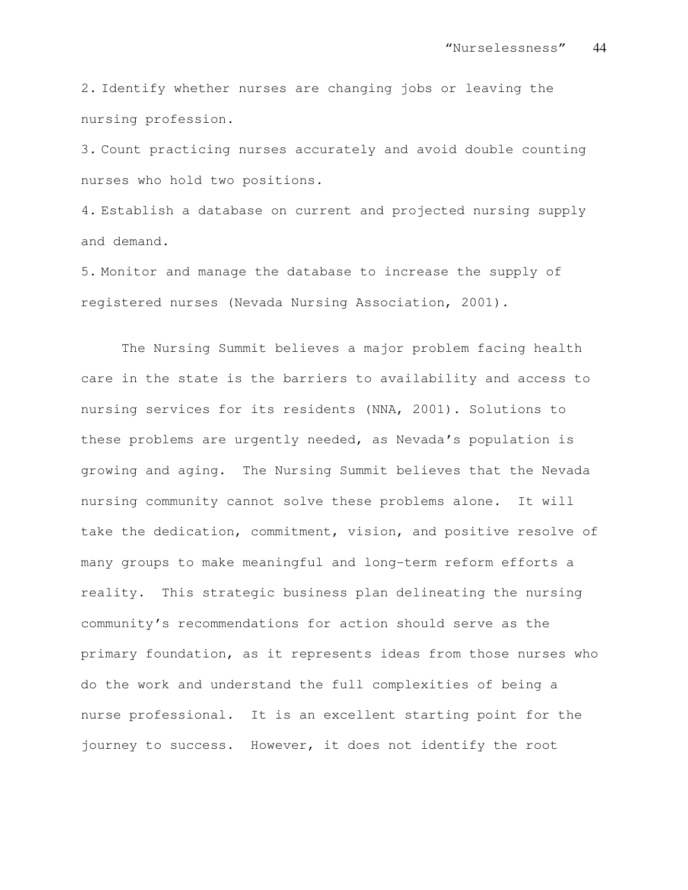2. Identify whether nurses are changing jobs or leaving the nursing profession.
3. Count practicing nurses accurately and avoid double counting nurses who hold two positions.
4. Establish a database on current and projected nursing supply and demand.
5. Monitor and manage the database to increase the supply of registered nurses (Nevada Nursing Association, 2001).

The Nursing Summit believes a major problem facing health care in the state is the barriers to availability and access to nursing services for its residents (NNA, 2001). Solutions to these problems are urgently needed, as Nevada's population is growing and aging. The Nursing Summit believes that the Nevada nursing community cannot solve these problems alone. It will take the dedication, commitment, vision, and positive resolve of many groups to make meaningful and long-term reform efforts a reality. This strategic business plan delineating the nursing community's recommendations for action should serve as the primary foundation, as it represents ideas from those nurses who do the work and understand the full complexities of being a nurse professional. It is an excellent starting point for the journey to success. However, it does not identify the root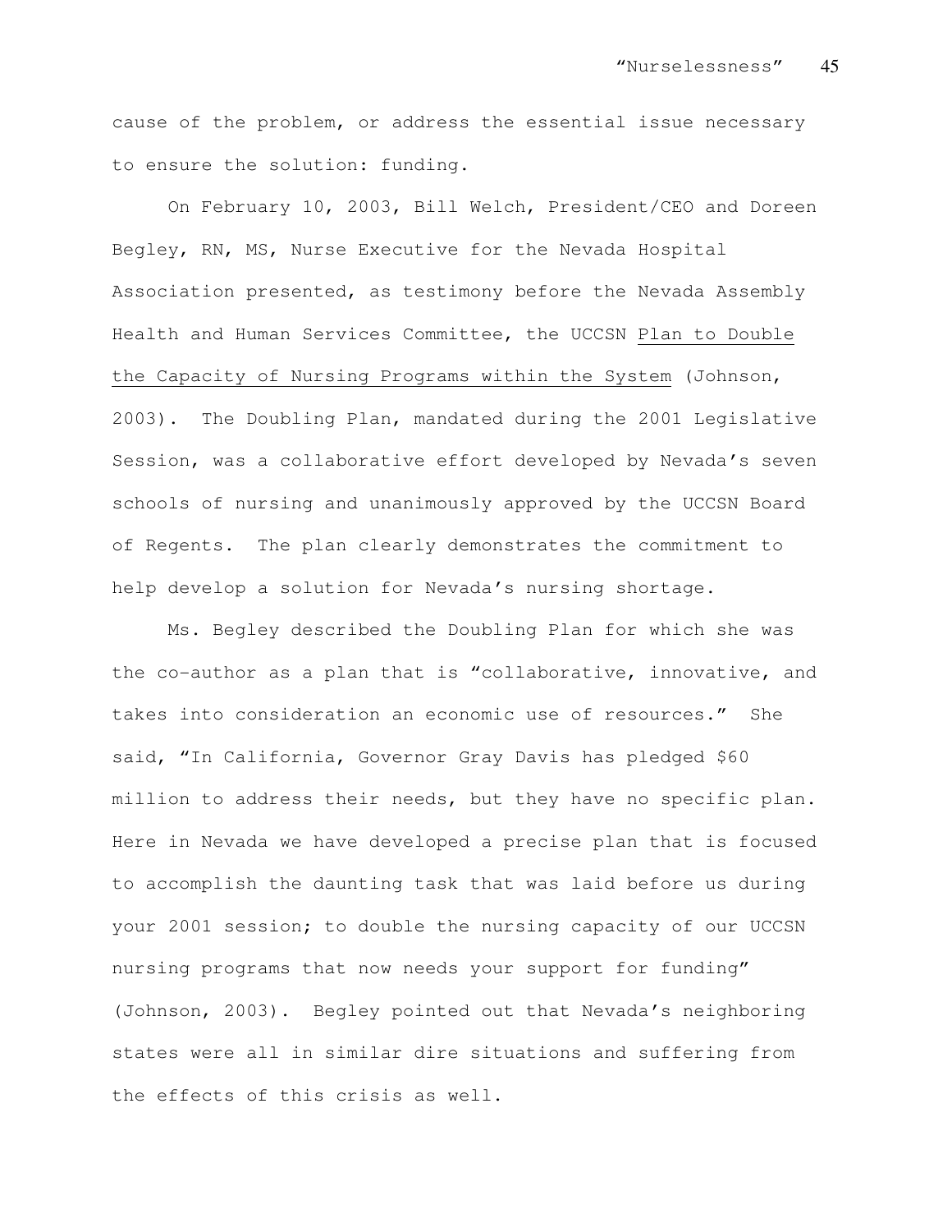cause of the problem, or address the essential issue necessary to ensure the solution: funding.

On February 10, 2003, Bill Welch, President/CEO and Doreen Begley, RN, MS, Nurse Executive for the Nevada Hospital Association presented, as testimony before the Nevada Assembly Health and Human Services Committee, the UCCSN Plan to Double the Capacity of Nursing Programs within the System (Johnson, 2003). The Doubling Plan, mandated during the 2001 Legislative Session, was a collaborative effort developed by Nevada's seven schools of nursing and unanimously approved by the UCCSN Board of Regents. The plan clearly demonstrates the commitment to help develop a solution for Nevada's nursing shortage.

Ms. Begley described the Doubling Plan for which she was the co-author as a plan that is "collaborative, innovative, and takes into consideration an economic use of resources." She said, "In California, Governor Gray Davis has pledged $60 million to address their needs, but they have no specific plan. Here in Nevada we have developed a precise plan that is focused to accomplish the daunting task that was laid before us during your 2001 session; to double the nursing capacity of our UCCSN nursing programs that now needs your support for funding" (Johnson, 2003). Begley pointed out that Nevada's neighboring states were all in similar dire situations and suffering from the effects of this crisis as well.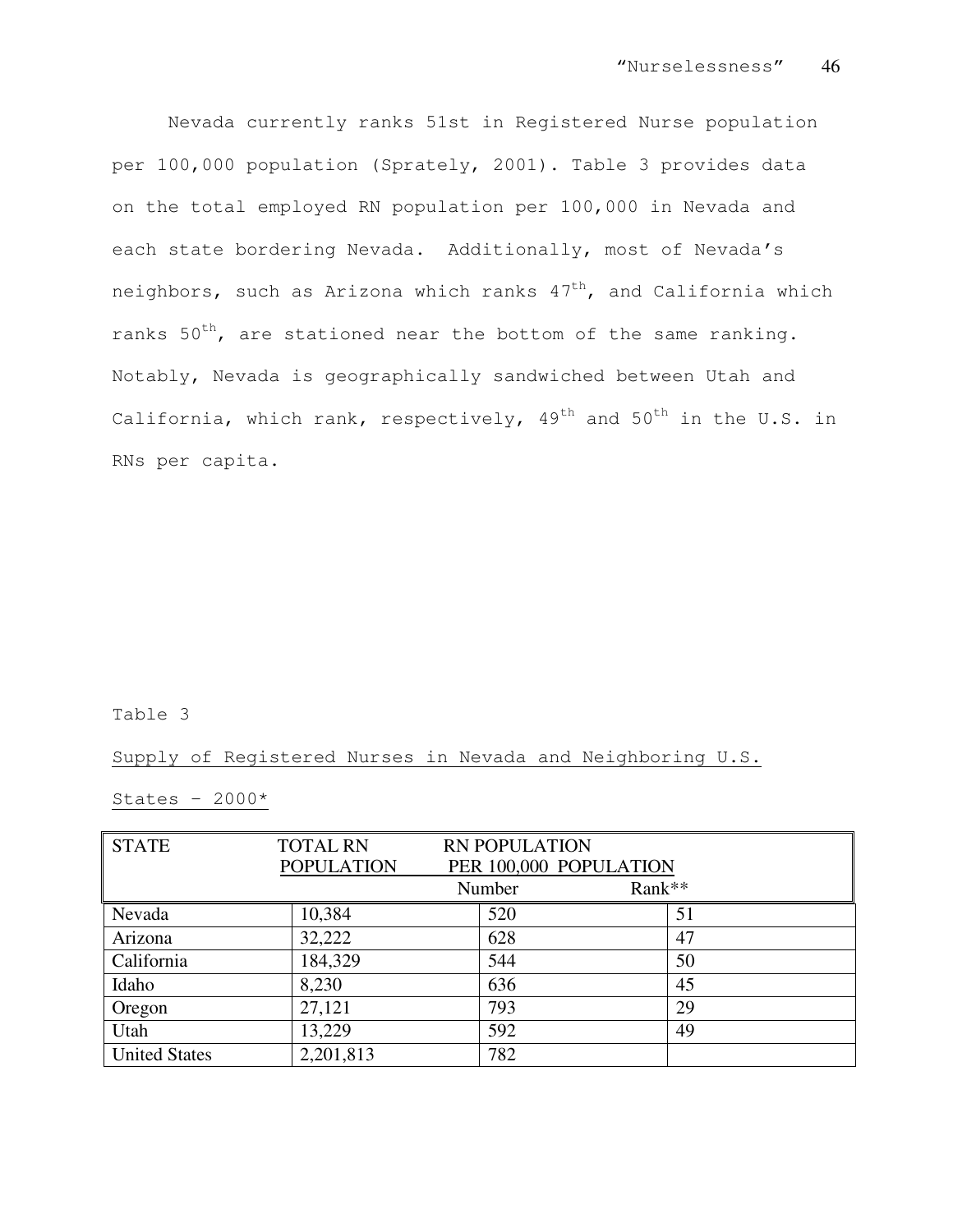Nevada currently ranks 51st in Registered Nurse population per 100,000 population (Sprately, 2001). Table 3 provides data on the total employed RN population per 100,000 in Nevada and each state bordering Nevada. Additionally, most of Nevada's neighbors, such as Arizona which ranks 47th, and California which ranks 50th, are stationed near the bottom of the same ranking. Notably, Nevada is geographically sandwiched between Utah and California, which rank, respectively, 49th and 50th in the U.S. in RNs per capita.

Table 3

Supply of Registered Nurses in Nevada and Neighboring U.S. States – 2000*

| STATE | TOTAL RN POPULATION | RN POPULATION PER 100,000 POPULATION | |
|---|---|---|---|
| | | Number | Rank** |
| Nevada | 10,384 | 520 | 51 |
| Arizona | 32,222 | 628 | 47 |
| California | 184,329 | 544 | 50 |
| Idaho | 8,230 | 636 | 45 |
| Oregon | 27,121 | 793 | 29 |
| Utah | 13,229 | 592 | 49 |
| United States | 2,201,813 | 782 | |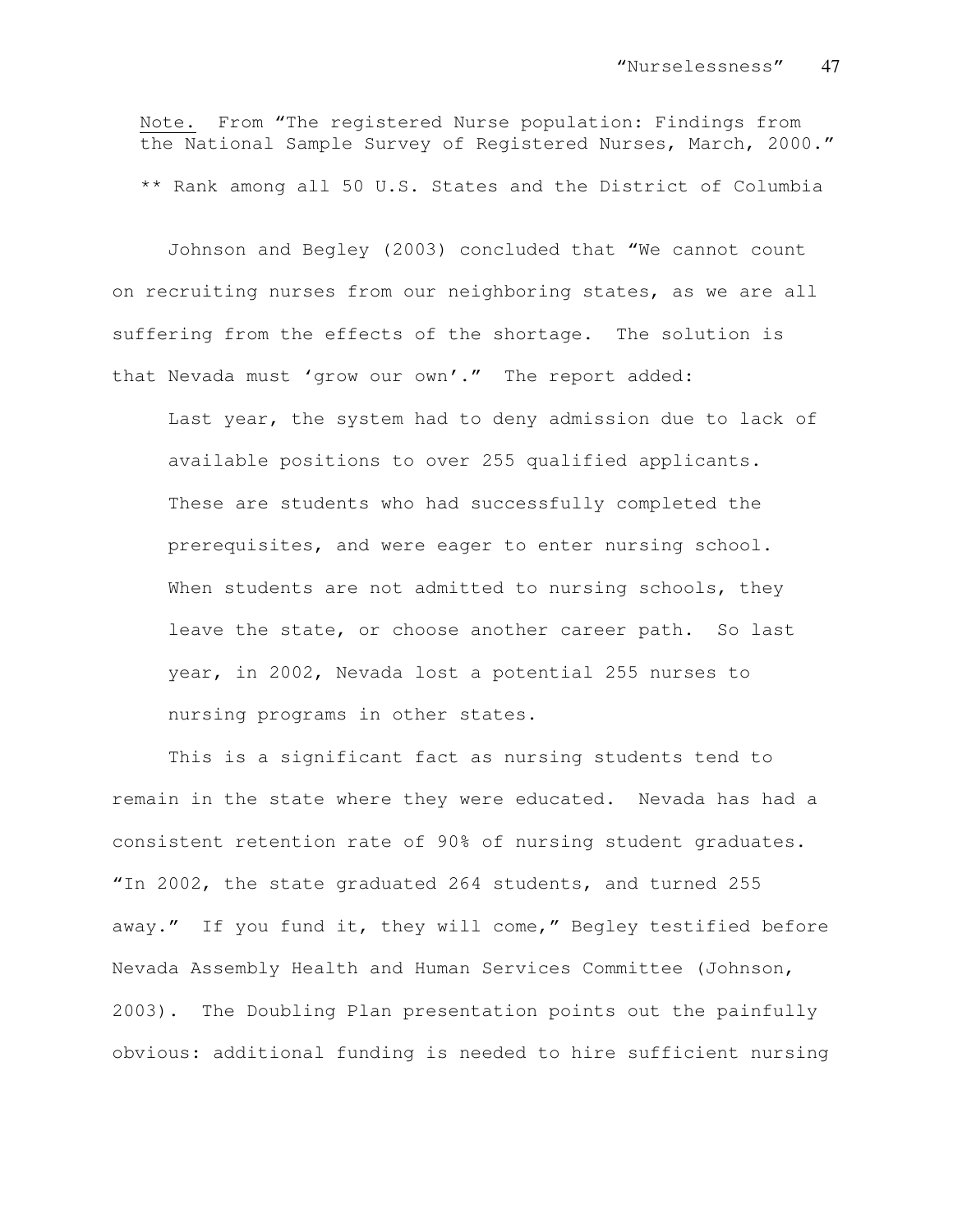Note. From “The registered Nurse population: Findings from the National Sample Survey of Registered Nurses, March, 2000.”

** Rank among all 50 U.S. States and the District of Columbia

Johnson and Begley (2003) concluded that “We cannot count on recruiting nurses from our neighboring states, as we are all suffering from the effects of the shortage. The solution is that Nevada must ‘grow our own’.” The report added:

> Last year, the system had to deny admission due to lack of available positions to over 255 qualified applicants. These are students who had successfully completed the prerequisites, and were eager to enter nursing school. When students are not admitted to nursing schools, they leave the state, or choose another career path. So last year, in 2002, Nevada lost a potential 255 nurses to nursing programs in other states.

This is a significant fact as nursing students tend to remain in the state where they were educated. Nevada has had a consistent retention rate of 90% of nursing student graduates. “In 2002, the state graduated 264 students, and turned 255 away.” If you fund it, they will come,” Begley testified before Nevada Assembly Health and Human Services Committee (Johnson, 2003). The Doubling Plan presentation points out the painfully obvious: additional funding is needed to hire sufficient nursing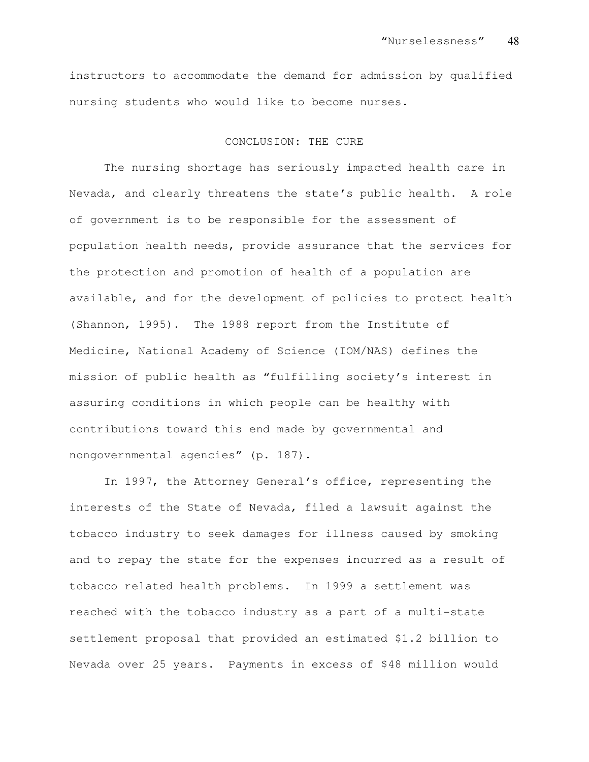instructors to accommodate the demand for admission by qualified nursing students who would like to become nurses.

## CONCLUSION: THE CURE

The nursing shortage has seriously impacted health care in Nevada, and clearly threatens the state's public health. A role of government is to be responsible for the assessment of population health needs, provide assurance that the services for the protection and promotion of health of a population are available, and for the development of policies to protect health (Shannon, 1995). The 1988 report from the Institute of Medicine, National Academy of Science (IOM/NAS) defines the mission of public health as "fulfilling society's interest in assuring conditions in which people can be healthy with contributions toward this end made by governmental and nongovernmental agencies" (p. 187).

In 1997, the Attorney General's office, representing the interests of the State of Nevada, filed a lawsuit against the tobacco industry to seek damages for illness caused by smoking and to repay the state for the expenses incurred as a result of tobacco related health problems. In 1999 a settlement was reached with the tobacco industry as a part of a multi-state settlement proposal that provided an estimated $1.2 billion to Nevada over 25 years. Payments in excess of $48 million would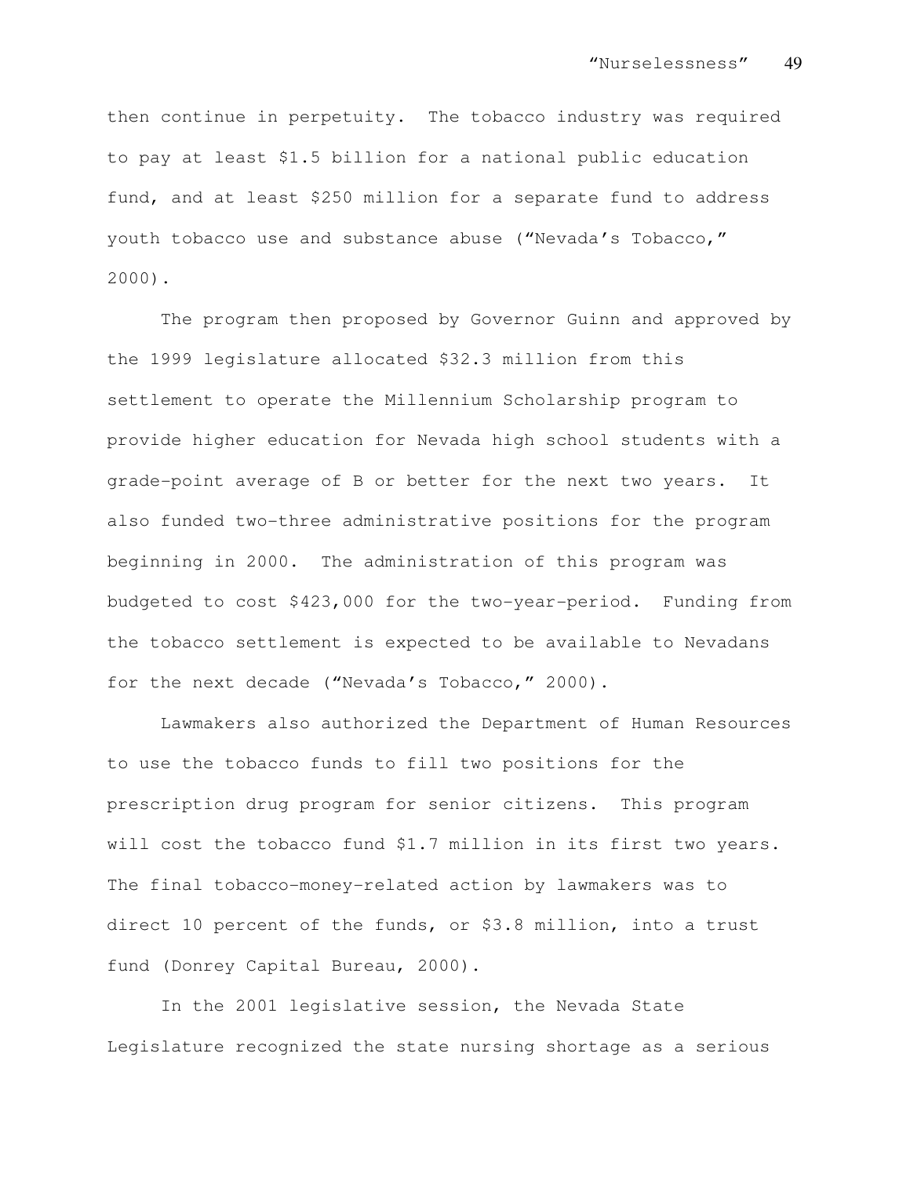then continue in perpetuity. The tobacco industry was required to pay at least $1.5 billion for a national public education fund, and at least $250 million for a separate fund to address youth tobacco use and substance abuse ("Nevada's Tobacco," 2000).

The program then proposed by Governor Guinn and approved by the 1999 legislature allocated $32.3 million from this settlement to operate the Millennium Scholarship program to provide higher education for Nevada high school students with a grade-point average of B or better for the next two years. It also funded two-three administrative positions for the program beginning in 2000. The administration of this program was budgeted to cost $423,000 for the two-year-period. Funding from the tobacco settlement is expected to be available to Nevadans for the next decade ("Nevada's Tobacco," 2000).

Lawmakers also authorized the Department of Human Resources to use the tobacco funds to fill two positions for the prescription drug program for senior citizens. This program will cost the tobacco fund $1.7 million in its first two years. The final tobacco-money-related action by lawmakers was to direct 10 percent of the funds, or $3.8 million, into a trust fund (Donrey Capital Bureau, 2000).

In the 2001 legislative session, the Nevada State Legislature recognized the state nursing shortage as a serious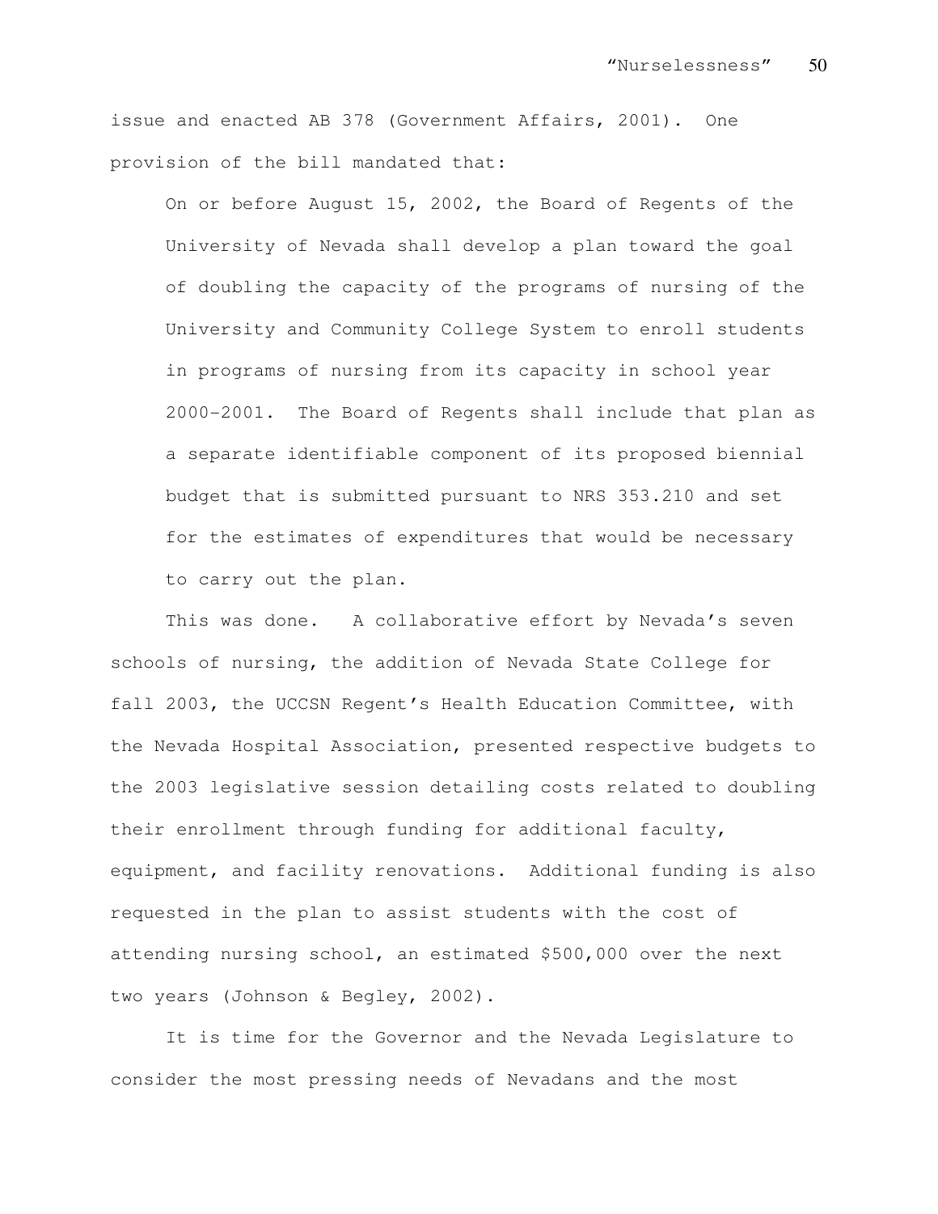issue and enacted AB 378 (Government Affairs, 2001). One provision of the bill mandated that:

> On or before August 15, 2002, the Board of Regents of the University of Nevada shall develop a plan toward the goal of doubling the capacity of the programs of nursing of the University and Community College System to enroll students in programs of nursing from its capacity in school year 2000-2001. The Board of Regents shall include that plan as a separate identifiable component of its proposed biennial budget that is submitted pursuant to NRS 353.210 and set for the estimates of expenditures that would be necessary to carry out the plan.

This was done. A collaborative effort by Nevada's seven schools of nursing, the addition of Nevada State College for fall 2003, the UCCSN Regent's Health Education Committee, with the Nevada Hospital Association, presented respective budgets to the 2003 legislative session detailing costs related to doubling their enrollment through funding for additional faculty, equipment, and facility renovations. Additional funding is also requested in the plan to assist students with the cost of attending nursing school, an estimated $500,000 over the next two years (Johnson & Begley, 2002).

It is time for the Governor and the Nevada Legislature to consider the most pressing needs of Nevadans and the most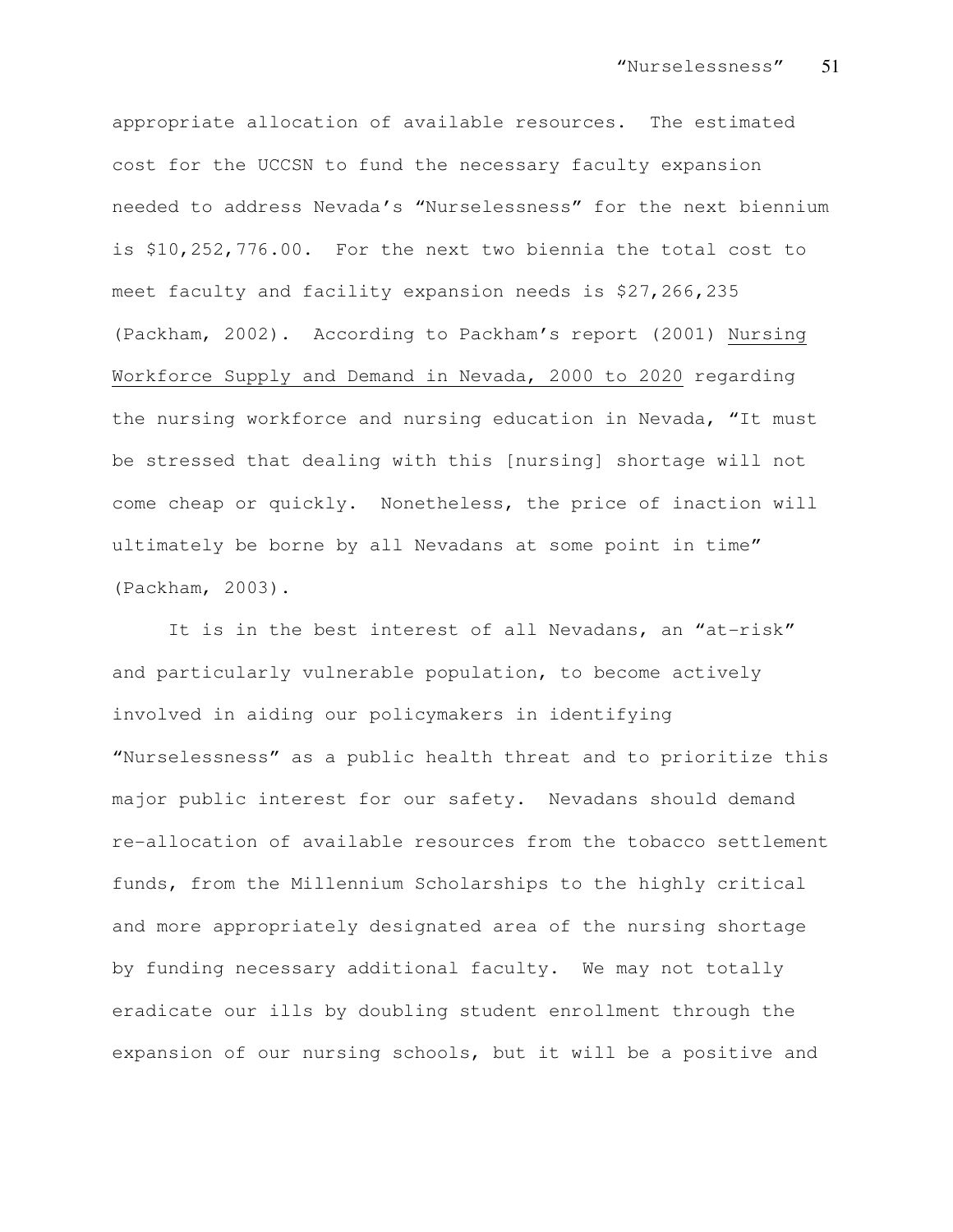appropriate allocation of available resources. The estimated cost for the UCCSN to fund the necessary faculty expansion needed to address Nevada's "Nurselessness" for the next biennium is $10,252,776.00. For the next two biennia the total cost to meet faculty and facility expansion needs is $27,266,235 (Packham, 2002). According to Packham's report (2001) <u>Nursing Workforce Supply and Demand in Nevada, 2000 to 2020</u> regarding the nursing workforce and nursing education in Nevada, "It must be stressed that dealing with this [nursing] shortage will not come cheap or quickly. Nonetheless, the price of inaction will ultimately be borne by all Nevadans at some point in time" (Packham, 2003).

It is in the best interest of all Nevadans, an "at-risk" and particularly vulnerable population, to become actively involved in aiding our policymakers in identifying "Nurselessness" as a public health threat and to prioritize this major public interest for our safety. Nevadans should demand re-allocation of available resources from the tobacco settlement funds, from the Millennium Scholarships to the highly critical and more appropriately designated area of the nursing shortage by funding necessary additional faculty. We may not totally eradicate our ills by doubling student enrollment through the expansion of our nursing schools, but it will be a positive and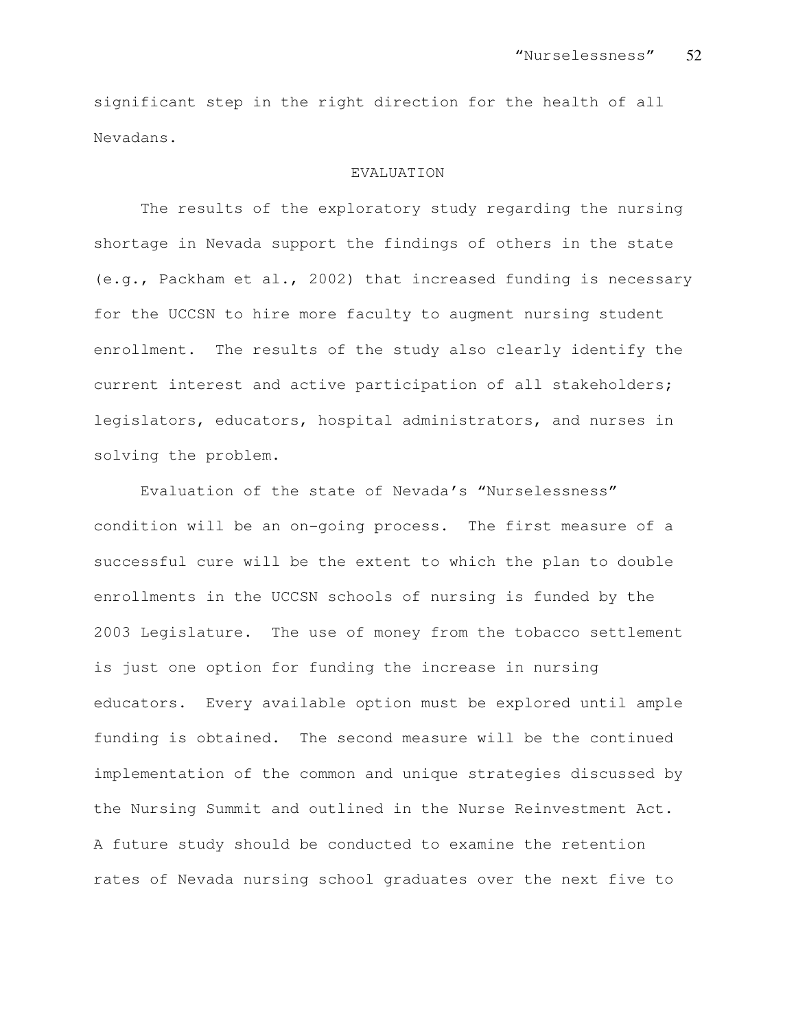significant step in the right direction for the health of all Nevadans.

## EVALUATION

The results of the exploratory study regarding the nursing shortage in Nevada support the findings of others in the state (e.g., Packham et al., 2002) that increased funding is necessary for the UCCSN to hire more faculty to augment nursing student enrollment. The results of the study also clearly identify the current interest and active participation of all stakeholders; legislators, educators, hospital administrators, and nurses in solving the problem.

Evaluation of the state of Nevada's "Nurselessness" condition will be an on-going process. The first measure of a successful cure will be the extent to which the plan to double enrollments in the UCCSN schools of nursing is funded by the 2003 Legislature. The use of money from the tobacco settlement is just one option for funding the increase in nursing educators. Every available option must be explored until ample funding is obtained. The second measure will be the continued implementation of the common and unique strategies discussed by the Nursing Summit and outlined in the Nurse Reinvestment Act. A future study should be conducted to examine the retention rates of Nevada nursing school graduates over the next five to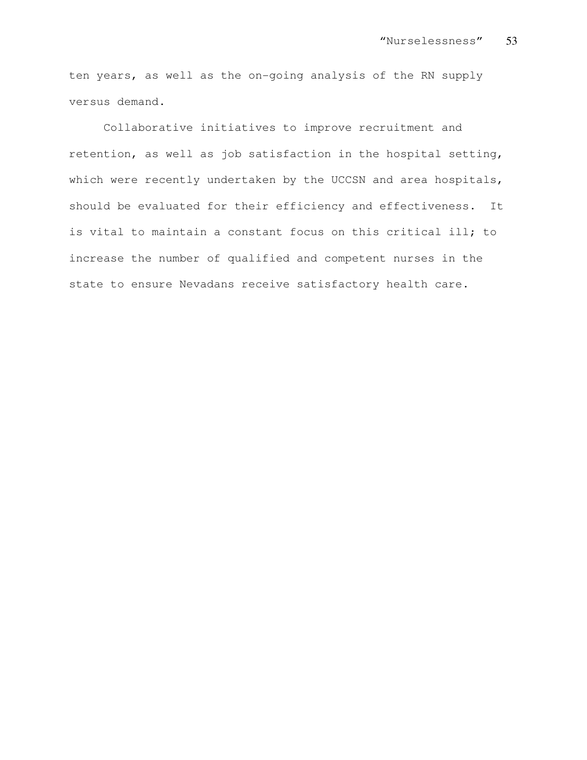ten years, as well as the on-going analysis of the RN supply versus demand.

Collaborative initiatives to improve recruitment and retention, as well as job satisfaction in the hospital setting, which were recently undertaken by the UCCSN and area hospitals, should be evaluated for their efficiency and effectiveness. It is vital to maintain a constant focus on this critical ill; to increase the number of qualified and competent nurses in the state to ensure Nevadans receive satisfactory health care.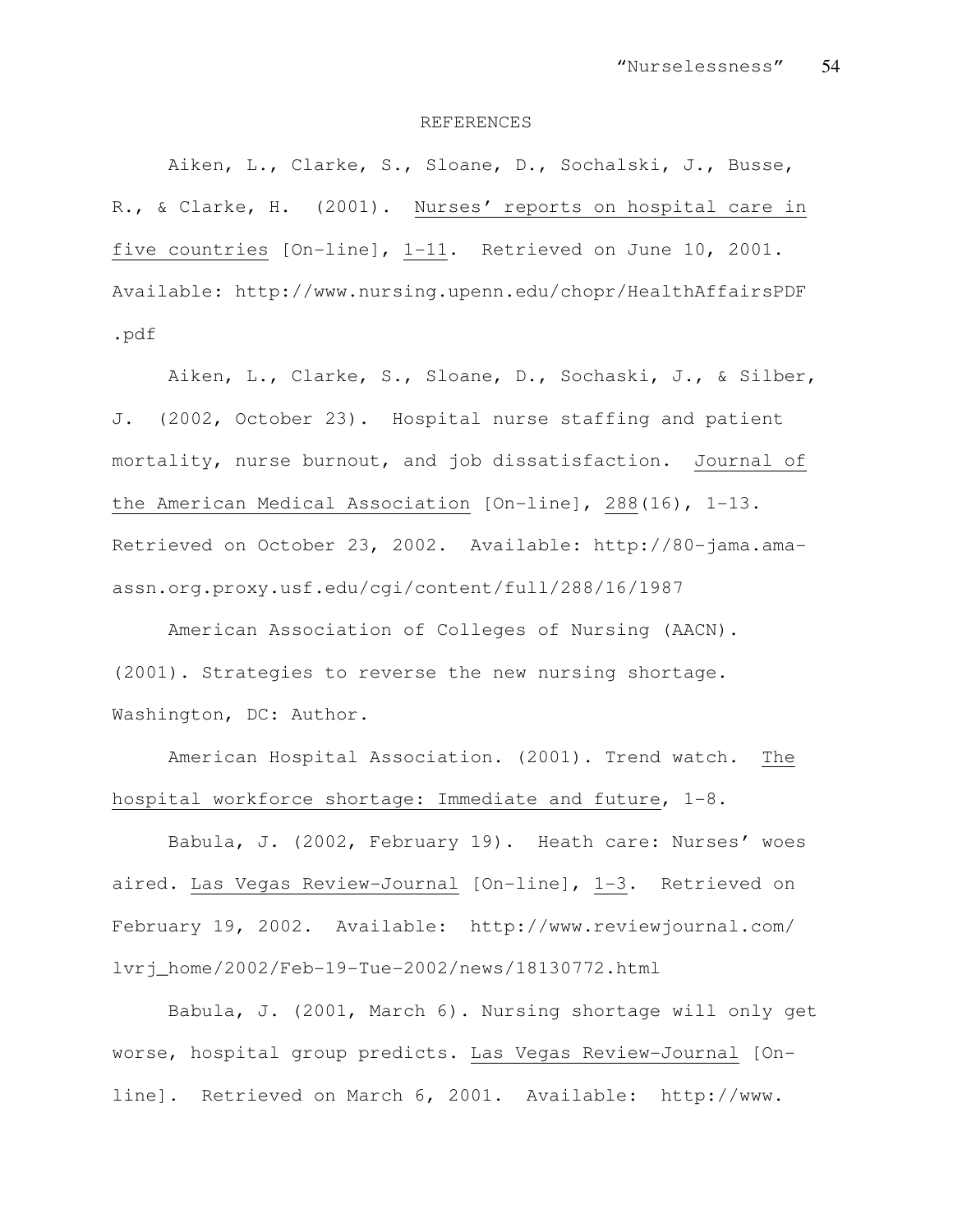# REFERENCES

Aiken, L., Clarke, S., Sloane, D., Sochalski, J., Busse, R., & Clarke, H. (2001). Nurses' reports on hospital care in five countries [On-line], 1-11. Retrieved on June 10, 2001. Available: http://www.nursing.upenn.edu/chopr/HealthAffairsPDF.pdf

Aiken, L., Clarke, S., Sloane, D., Sochaski, J., & Silber, J. (2002, October 23). Hospital nurse staffing and patient mortality, nurse burnout, and job dissatisfaction. Journal of the American Medical Association [On-line], 288(16), 1-13. Retrieved on October 23, 2002. Available: http://80-jama.ama-assn.org.proxy.usf.edu/cgi/content/full/288/16/1987

American Association of Colleges of Nursing (AACN). (2001). Strategies to reverse the new nursing shortage. Washington, DC: Author.

American Hospital Association. (2001). Trend watch. The hospital workforce shortage: Immediate and future, 1-8.

Babula, J. (2002, February 19). Heath care: Nurses' woes aired. Las Vegas Review-Journal [On-line], 1-3. Retrieved on February 19, 2002. Available: http://www.reviewjournal.com/lvrj_home/2002/Feb-19-Tue-2002/news/18130772.html

Babula, J. (2001, March 6). Nursing shortage will only get worse, hospital group predicts. Las Vegas Review-Journal [On-line]. Retrieved on March 6, 2001. Available: http://www.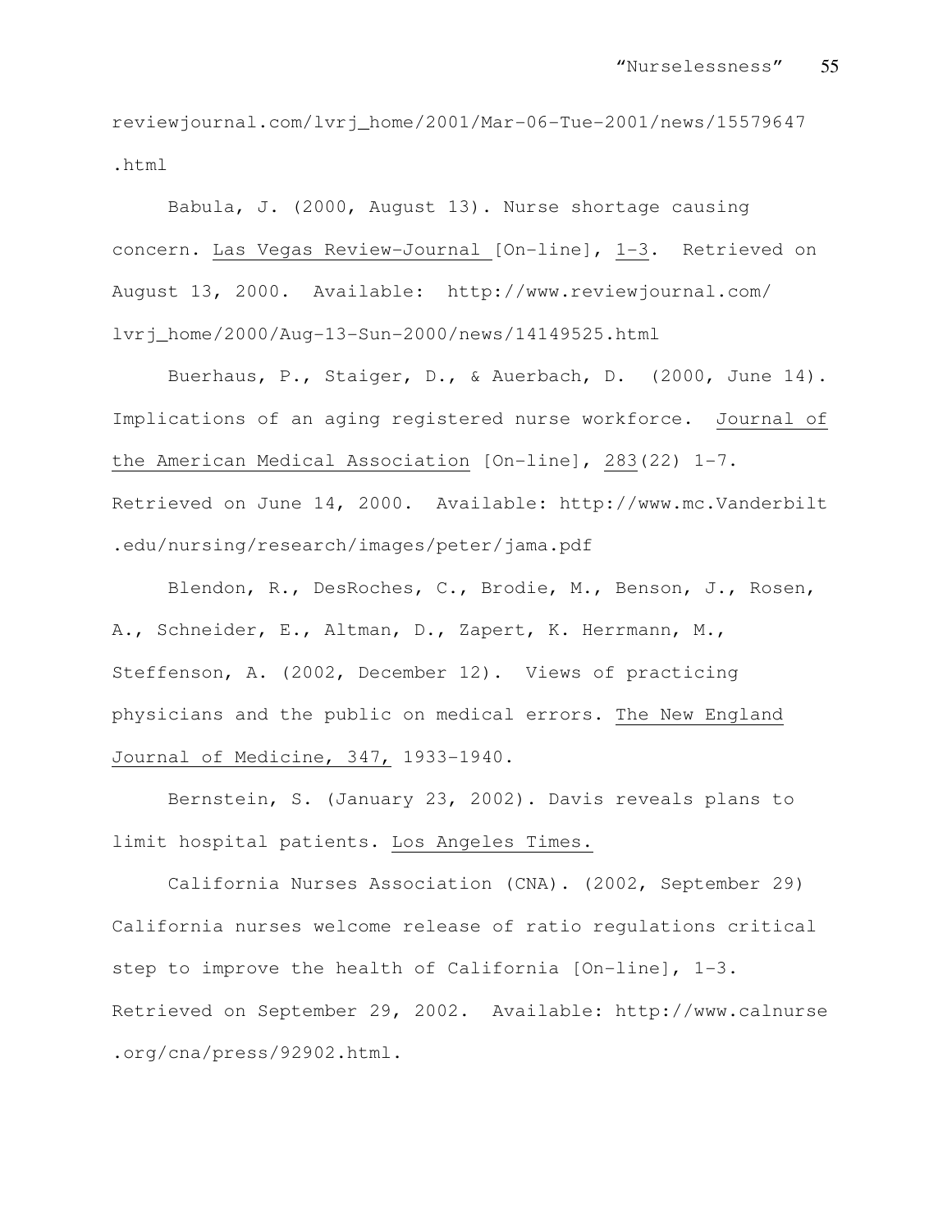reviewjournal.com/lvrj_home/2001/Mar-06-Tue-2001/news/15579647.html

Babula, J. (2000, August 13). Nurse shortage causing concern. Las Vegas Review-Journal [On-line], 1-3. Retrieved on August 13, 2000. Available: http://www.reviewjournal.com/lvrj_home/2000/Aug-13-Sun-2000/news/14149525.html

Buerhaus, P., Staiger, D., & Auerbach, D. (2000, June 14). Implications of an aging registered nurse workforce. Journal of the American Medical Association [On-line], 283(22) 1-7. Retrieved on June 14, 2000. Available: http://www.mc.Vanderbilt.edu/nursing/research/images/peter/jama.pdf

Blendon, R., DesRoches, C., Brodie, M., Benson, J., Rosen, A., Schneider, E., Altman, D., Zapert, K. Herrmann, M., Steffenson, A. (2002, December 12). Views of practicing physicians and the public on medical errors. The New England Journal of Medicine, 347, 1933-1940.

Bernstein, S. (January 23, 2002). Davis reveals plans to limit hospital patients. Los Angeles Times.

California Nurses Association (CNA). (2002, September 29) California nurses welcome release of ratio regulations critical step to improve the health of California [On-line], 1-3. Retrieved on September 29, 2002. Available: http://www.calnurse.org/cna/press/92902.html.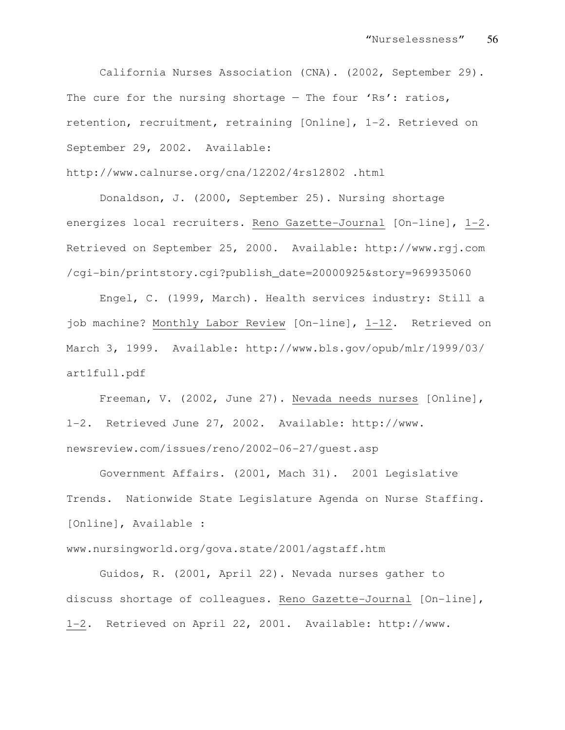California Nurses Association (CNA). (2002, September 29). The cure for the nursing shortage — The four 'Rs': ratios, retention, recruitment, retraining [Online], 1-2. Retrieved on September 29, 2002. Available: http://www.calnurse.org/cna/12202/4rs12802 .html

Donaldson, J. (2000, September 25). Nursing shortage energizes local recruiters. Reno Gazette-Journal [On-line], 1-2. Retrieved on September 25, 2000. Available: http://www.rgj.com /cgi-bin/printstory.cgi?publish_date=20000925&story=969935060

Engel, C. (1999, March). Health services industry: Still a job machine? Monthly Labor Review [On-line], 1-12. Retrieved on March 3, 1999. Available: http://www.bls.gov/opub/mlr/1999/03/ art1full.pdf

Freeman, V. (2002, June 27). Nevada needs nurses [Online], 1-2. Retrieved June 27, 2002. Available: http://www. newsreview.com/issues/reno/2002-06-27/guest.asp

Government Affairs. (2001, Mach 31). 2001 Legislative Trends. Nationwide State Legislature Agenda on Nurse Staffing. [Online], Available : www.nursingworld.org/gova.state/2001/agstaff.htm

Guidos, R. (2001, April 22). Nevada nurses gather to discuss shortage of colleagues. Reno Gazette-Journal [On-line], 1-2. Retrieved on April 22, 2001. Available: http://www.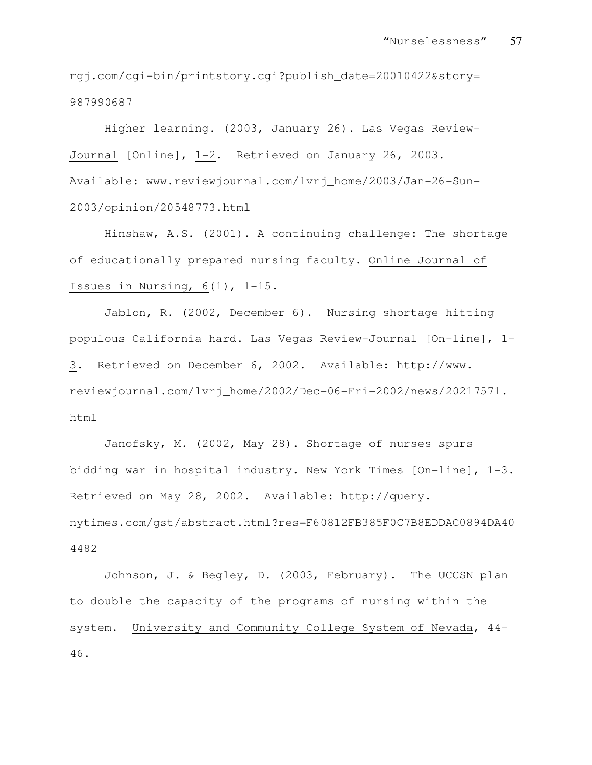rgj.com/cgi-bin/printstory.cgi?publish_date=20010422&story=987990687

Higher learning. (2003, January 26). Las Vegas Review-Journal [Online], 1-2. Retrieved on January 26, 2003. Available: www.reviewjournal.com/lvrj_home/2003/Jan-26-Sun-2003/opinion/20548773.html

Hinshaw, A.S. (2001). A continuing challenge: The shortage of educationally prepared nursing faculty. Online Journal of Issues in Nursing, 6(1), 1-15.

Jablon, R. (2002, December 6). Nursing shortage hitting populous California hard. Las Vegas Review-Journal [On-line], 1-3. Retrieved on December 6, 2002. Available: http://www.reviewjournal.com/lvrj_home/2002/Dec-06-Fri-2002/news/20217571.html

Janofsky, M. (2002, May 28). Shortage of nurses spurs bidding war in hospital industry. New York Times [On-line], 1-3. Retrieved on May 28, 2002. Available: http://query.nytimes.com/gst/abstract.html?res=F60812FB385F0C7B8EDDAC0894DA404482

Johnson, J. & Begley, D. (2003, February). The UCCSN plan to double the capacity of the programs of nursing within the system. University and Community College System of Nevada, 44-46.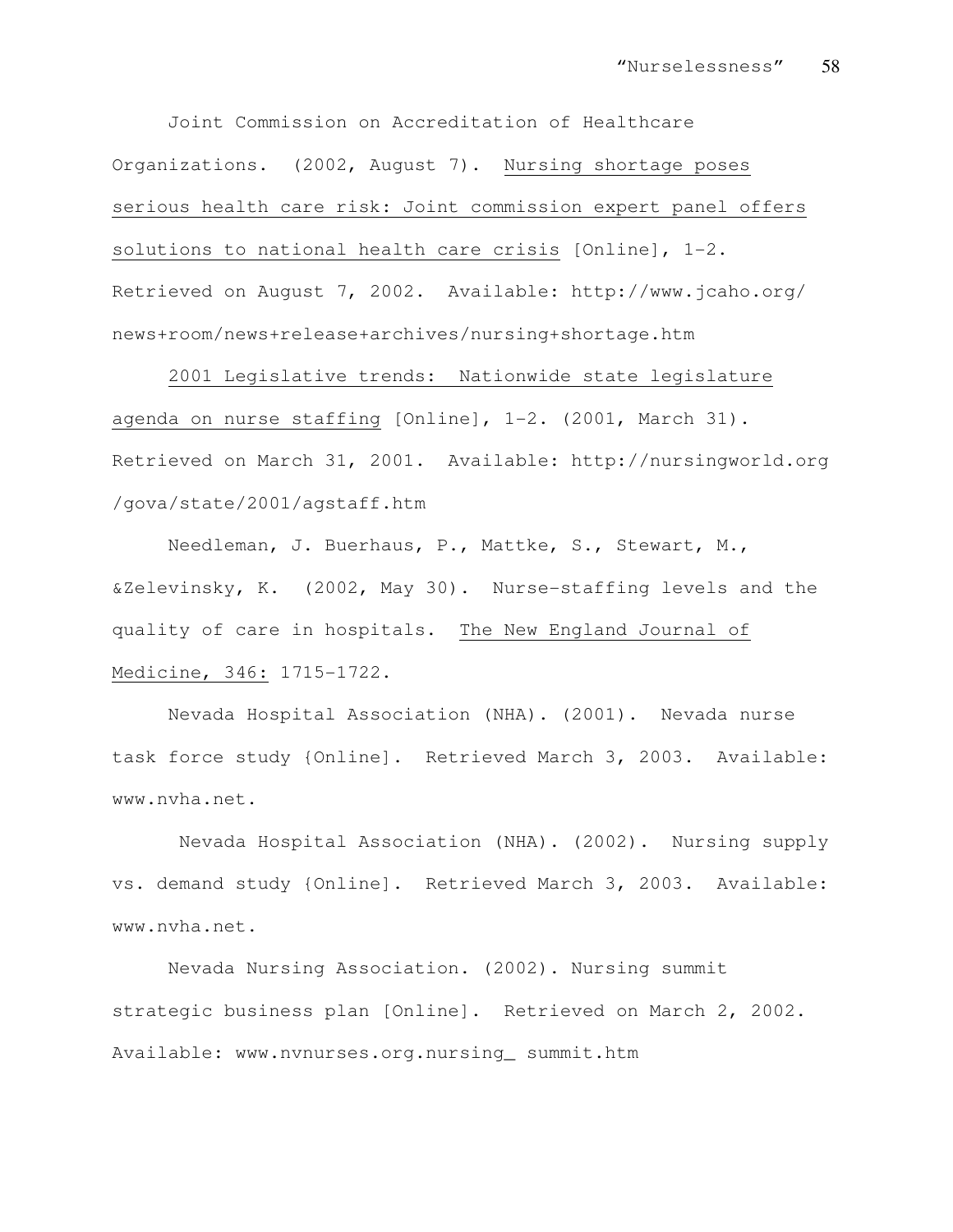Joint Commission on Accreditation of Healthcare Organizations. (2002, August 7). Nursing shortage poses serious health care risk: Joint commission expert panel offers solutions to national health care crisis [Online], 1-2. Retrieved on August 7, 2002. Available: http://www.jcaho.org/news+room/news+release+archives/nursing+shortage.htm

2001 Legislative trends: Nationwide state legislature agenda on nurse staffing [Online], 1-2. (2001, March 31). Retrieved on March 31, 2001. Available: http://nursingworld.org/gova/state/2001/agstaff.htm

Needleman, J. Buerhaus, P., Mattke, S., Stewart, M., &Zelevinsky, K. (2002, May 30). Nurse-staffing levels and the quality of care in hospitals. The New England Journal of Medicine, 346: 1715-1722.

Nevada Hospital Association (NHA). (2001). Nevada nurse task force study {Online]. Retrieved March 3, 2003. Available: www.nvha.net.

Nevada Hospital Association (NHA). (2002). Nursing supply vs. demand study {Online]. Retrieved March 3, 2003. Available: www.nvha.net.

Nevada Nursing Association. (2002). Nursing summit strategic business plan [Online]. Retrieved on March 2, 2002. Available: www.nvnurses.org.nursing_ summit.htm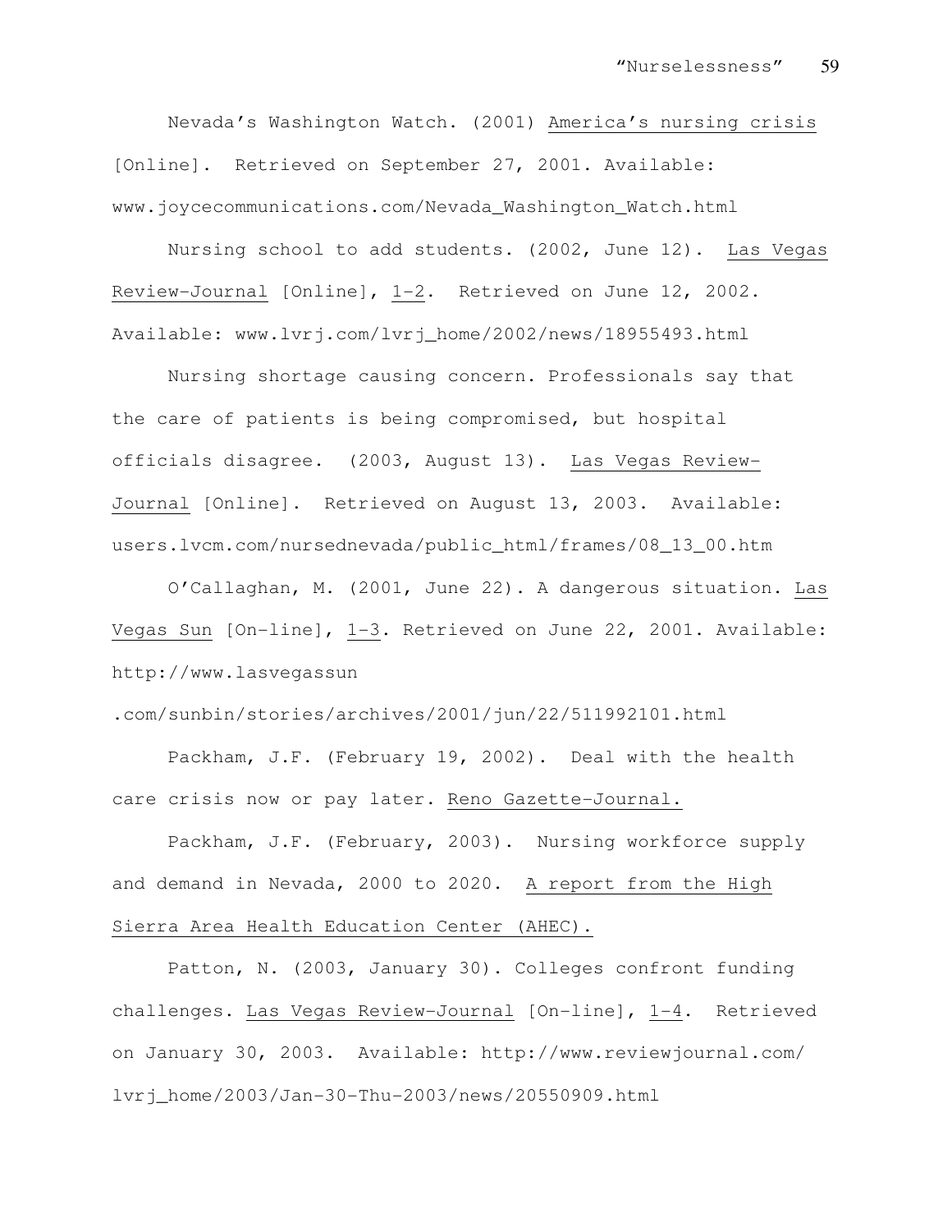Nevada's Washington Watch. (2001) America's nursing crisis [Online]. Retrieved on September 27, 2001. Available: www.joycecommunications.com/Nevada_Washington_Watch.html

Nursing school to add students. (2002, June 12). Las Vegas Review-Journal [Online], 1-2. Retrieved on June 12, 2002. Available: www.lvrj.com/lvrj_home/2002/news/18955493.html

Nursing shortage causing concern. Professionals say that the care of patients is being compromised, but hospital officials disagree. (2003, August 13). Las Vegas Review-Journal [Online]. Retrieved on August 13, 2003. Available: users.lvcm.com/nursednevada/public_html/frames/08_13_00.htm

O'Callaghan, M. (2001, June 22). A dangerous situation. Las Vegas Sun [On-line], 1-3. Retrieved on June 22, 2001. Available: http://www.lasvegassun.com/sunbin/stories/archives/2001/jun/22/511992101.html

Packham, J.F. (February 19, 2002). Deal with the health care crisis now or pay later. Reno Gazette-Journal.

Packham, J.F. (February, 2003). Nursing workforce supply and demand in Nevada, 2000 to 2020. A report from the High Sierra Area Health Education Center (AHEC).

Patton, N. (2003, January 30). Colleges confront funding challenges. Las Vegas Review-Journal [On-line], 1-4. Retrieved on January 30, 2003. Available: http://www.reviewjournal.com/lvrj_home/2003/Jan-30-Thu-2003/news/20550909.html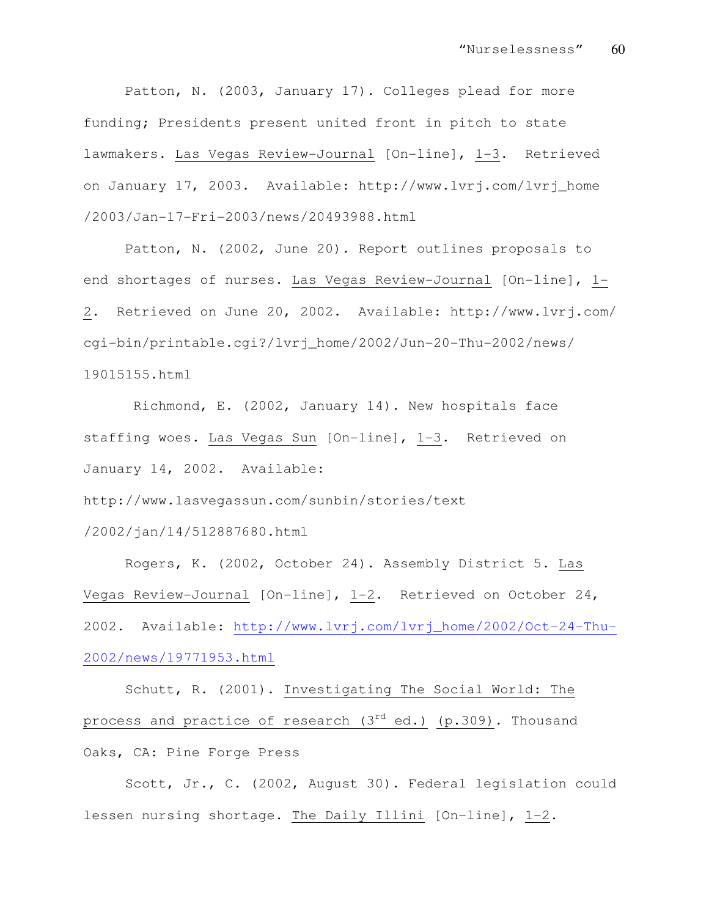Patton, N. (2003, January 17). Colleges plead for more funding; Presidents present united front in pitch to state lawmakers. Las Vegas Review-Journal [On-line], 1-3. Retrieved on January 17, 2003. Available: http://www.lvrj.com/lvrj_home/2003/Jan-17-Fri-2003/news/20493988.html

Patton, N. (2002, June 20). Report outlines proposals to end shortages of nurses. Las Vegas Review-Journal [On-line], 1-2. Retrieved on June 20, 2002. Available: http://www.lvrj.com/cgi-bin/printable.cgi?/lvrj_home/2002/Jun-20-Thu-2002/news/19015155.html

Richmond, E. (2002, January 14). New hospitals face staffing woes. Las Vegas Sun [On-line], 1-3. Retrieved on January 14, 2002. Available: http://www.lasvegassun.com/sunbin/stories/text/2002/jan/14/512887680.html

Rogers, K. (2002, October 24). Assembly District 5. Las Vegas Review-Journal [On-line], 1-2. Retrieved on October 24, 2002. Available: http://www.lvrj.com/lvrj_home/2002/Oct-24-Thu-2002/news/19771953.html

Schutt, R. (2001). Investigating The Social World: The process and practice of research (3rd ed.) (p.309). Thousand Oaks, CA: Pine Forge Press

Scott, Jr., C. (2002, August 30). Federal legislation could lessen nursing shortage. The Daily Illini [On-line], 1-2.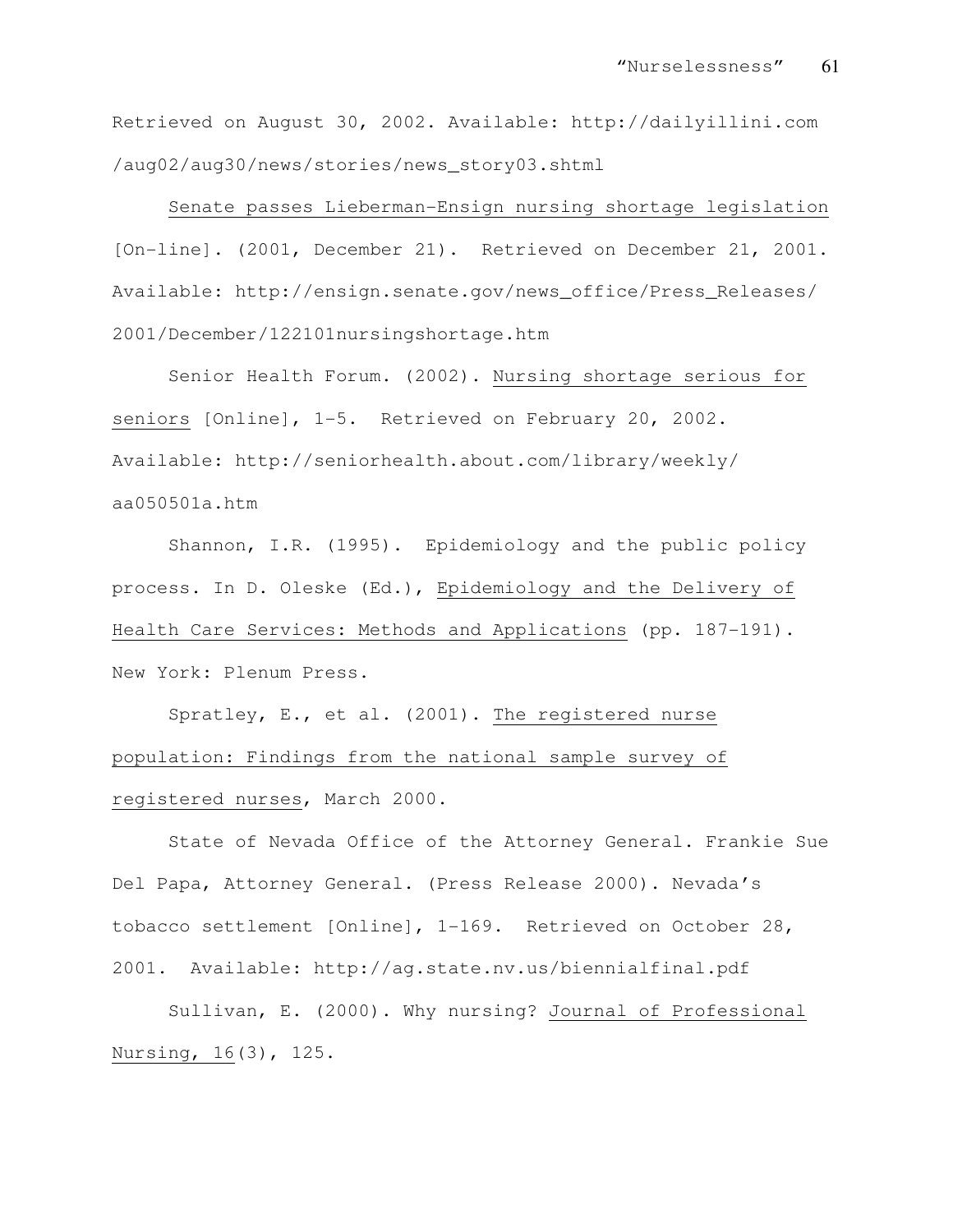Retrieved on August 30, 2002. Available: http://dailyillini.com /aug02/aug30/news/stories/news_story03.shtml

Senate passes Lieberman-Ensign nursing shortage legislation [On-line]. (2001, December 21). Retrieved on December 21, 2001. Available: http://ensign.senate.gov/news_office/Press_Releases/ 2001/December/122101nursingshortage.htm

Senior Health Forum. (2002). Nursing shortage serious for seniors [Online], 1-5. Retrieved on February 20, 2002. Available: http://seniorhealth.about.com/library/weekly/ aa050501a.htm

Shannon, I.R. (1995). Epidemiology and the public policy process. In D. Oleske (Ed.), Epidemiology and the Delivery of Health Care Services: Methods and Applications (pp. 187-191). New York: Plenum Press.

Spratley, E., et al. (2001). The registered nurse population: Findings from the national sample survey of registered nurses, March 2000.

State of Nevada Office of the Attorney General. Frankie Sue Del Papa, Attorney General. (Press Release 2000). Nevada's tobacco settlement [Online], 1-169. Retrieved on October 28, 2001. Available: http://ag.state.nv.us/biennialfinal.pdf

Sullivan, E. (2000). Why nursing? Journal of Professional Nursing, 16(3), 125.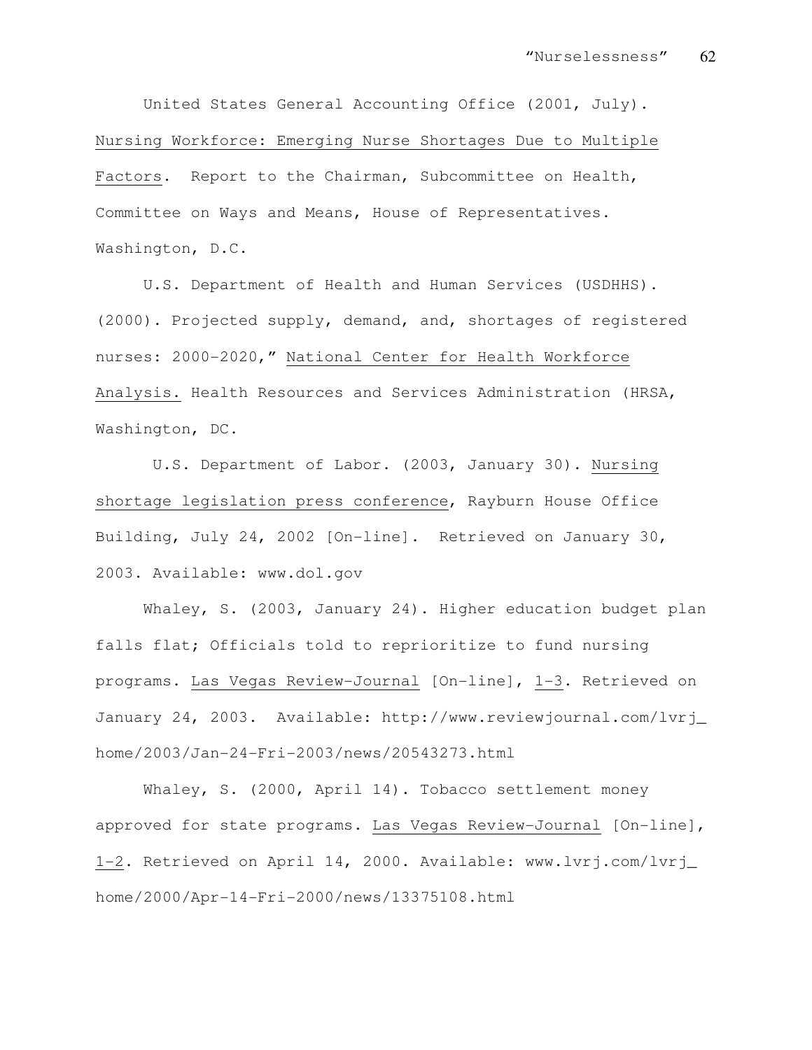United States General Accounting Office (2001, July). Nursing Workforce: Emerging Nurse Shortages Due to Multiple Factors. Report to the Chairman, Subcommittee on Health, Committee on Ways and Means, House of Representatives. Washington, D.C.

U.S. Department of Health and Human Services (USDHHS). (2000). Projected supply, demand, and, shortages of registered nurses: 2000-2020," National Center for Health Workforce Analysis. Health Resources and Services Administration (HRSA, Washington, DC.

U.S. Department of Labor. (2003, January 30). Nursing shortage legislation press conference, Rayburn House Office Building, July 24, 2002 [On-line]. Retrieved on January 30, 2003. Available: www.dol.gov

Whaley, S. (2003, January 24). Higher education budget plan falls flat; Officials told to reprioritize to fund nursing programs. Las Vegas Review-Journal [On-line], 1-3. Retrieved on January 24, 2003. Available: http://www.reviewjournal.com/lvrj_home/2003/Jan-24-Fri-2003/news/20543273.html

Whaley, S. (2000, April 14). Tobacco settlement money approved for state programs. Las Vegas Review-Journal [On-line], 1-2. Retrieved on April 14, 2000. Available: www.lvrj.com/lvrj_home/2000/Apr-14-Fri-2000/news/13375108.html